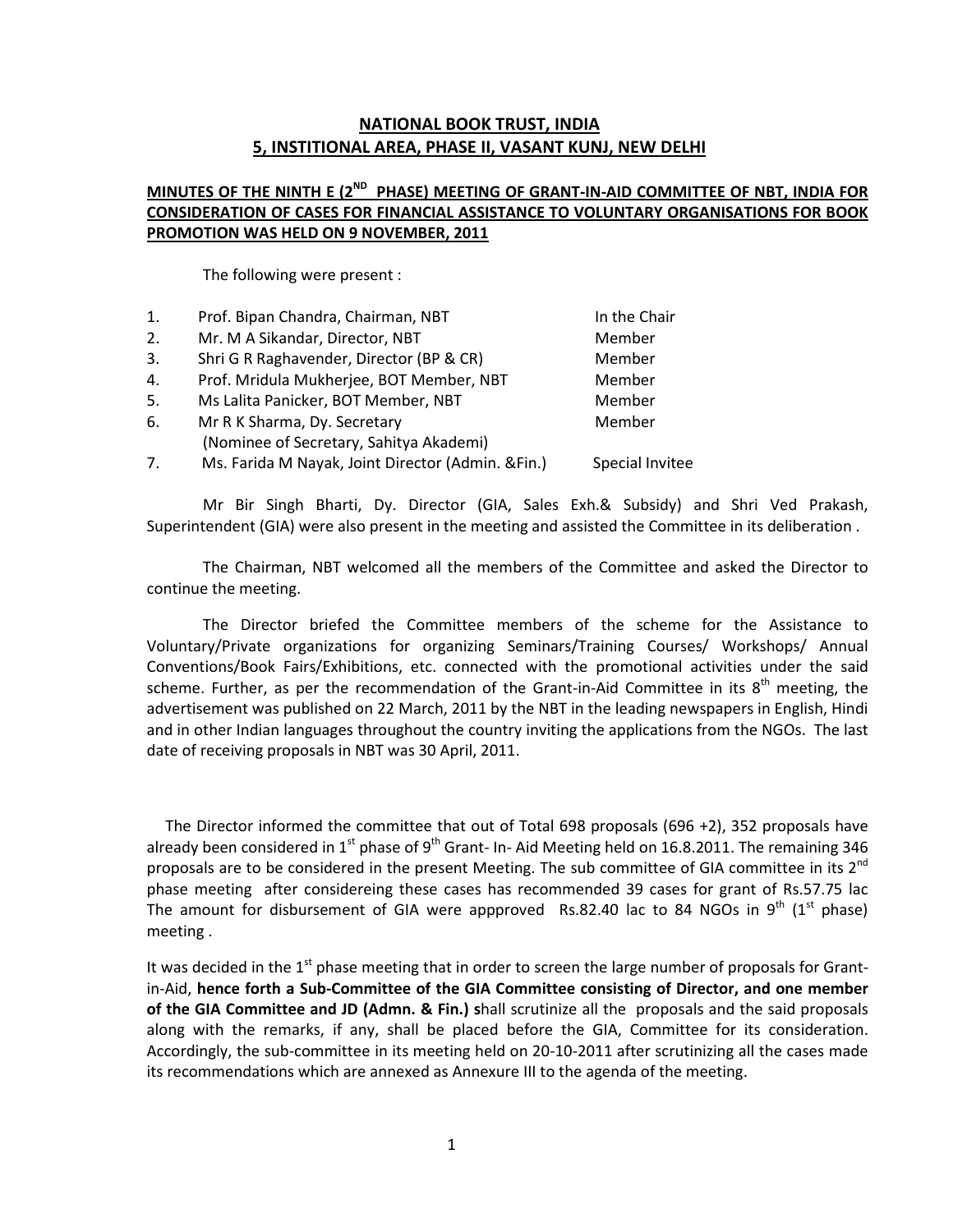**NATIONAL BOOK TRUST, INDIA**
**5, INSTITIONAL AREA, PHASE II, VASANT KUNJ, NEW DELHI**

**MINUTES OF THE NINTH E (2ND PHASE) MEETING OF GRANT-IN-AID COMMITTEE OF NBT, INDIA FOR CONSIDERATION OF CASES FOR FINANCIAL ASSISTANCE TO VOLUNTARY ORGANISATIONS FOR BOOK PROMOTION WAS HELD ON 9 NOVEMBER, 2011**

The following were present :

| | | |
|---|---|---|
| 1. | Prof. Bipan Chandra, Chairman, NBT | In the Chair |
| 2. | Mr. M A Sikandar, Director, NBT | Member |
| 3. | Shri G R Raghavender, Director (BP & CR) | Member |
| 4. | Prof. Mridula Mukherjee, BOT Member, NBT | Member |
| 5. | Ms Lalita Panicker, BOT Member, NBT | Member |
| 6. | Mr R K Sharma, Dy. Secretary (Nominee of Secretary, Sahitya Akademi) | Member |
| 7. | Ms. Farida M Nayak, Joint Director (Admin. &Fin.) | Special Invitee |

Mr Bir Singh Bharti, Dy. Director (GIA, Sales Exh.& Subsidy) and Shri Ved Prakash, Superintendent (GIA) were also present in the meeting and assisted the Committee in its deliberation .

The Chairman, NBT welcomed all the members of the Committee and asked the Director to continue the meeting.

The Director briefed the Committee members of the scheme for the Assistance to Voluntary/Private organizations for organizing Seminars/Training Courses/ Workshops/ Annual Conventions/Book Fairs/Exhibitions, etc. connected with the promotional activities under the said scheme. Further, as per the recommendation of the Grant-in-Aid Committee in its 8th meeting, the advertisement was published on 22 March, 2011 by the NBT in the leading newspapers in English, Hindi and in other Indian languages throughout the country inviting the applications from the NGOs. The last date of receiving proposals in NBT was 30 April, 2011.

The Director informed the committee that out of Total 698 proposals (696 +2), 352 proposals have already been considered in 1st phase of 9th Grant- In- Aid Meeting held on 16.8.2011. The remaining 346 proposals are to be considered in the present Meeting. The sub committee of GIA committee in its 2nd phase meeting after considereing these cases has recommended 39 cases for grant of Rs.57.75 lac The amount for disbursement of GIA were appproved Rs.82.40 lac to 84 NGOs in 9th (1st phase) meeting .

It was decided in the 1st phase meeting that in order to screen the large number of proposals for Grant-in-Aid, **hence forth a Sub-Committee of the GIA Committee consisting of Director, and one member of the GIA Committee and JD (Admn. & Fin.) s**hall scrutinize all the proposals and the said proposals along with the remarks, if any, shall be placed before the GIA, Committee for its consideration. Accordingly, the sub-committee in its meeting held on 20-10-2011 after scrutinizing all the cases made its recommendations which are annexed as Annexure III to the agenda of the meeting.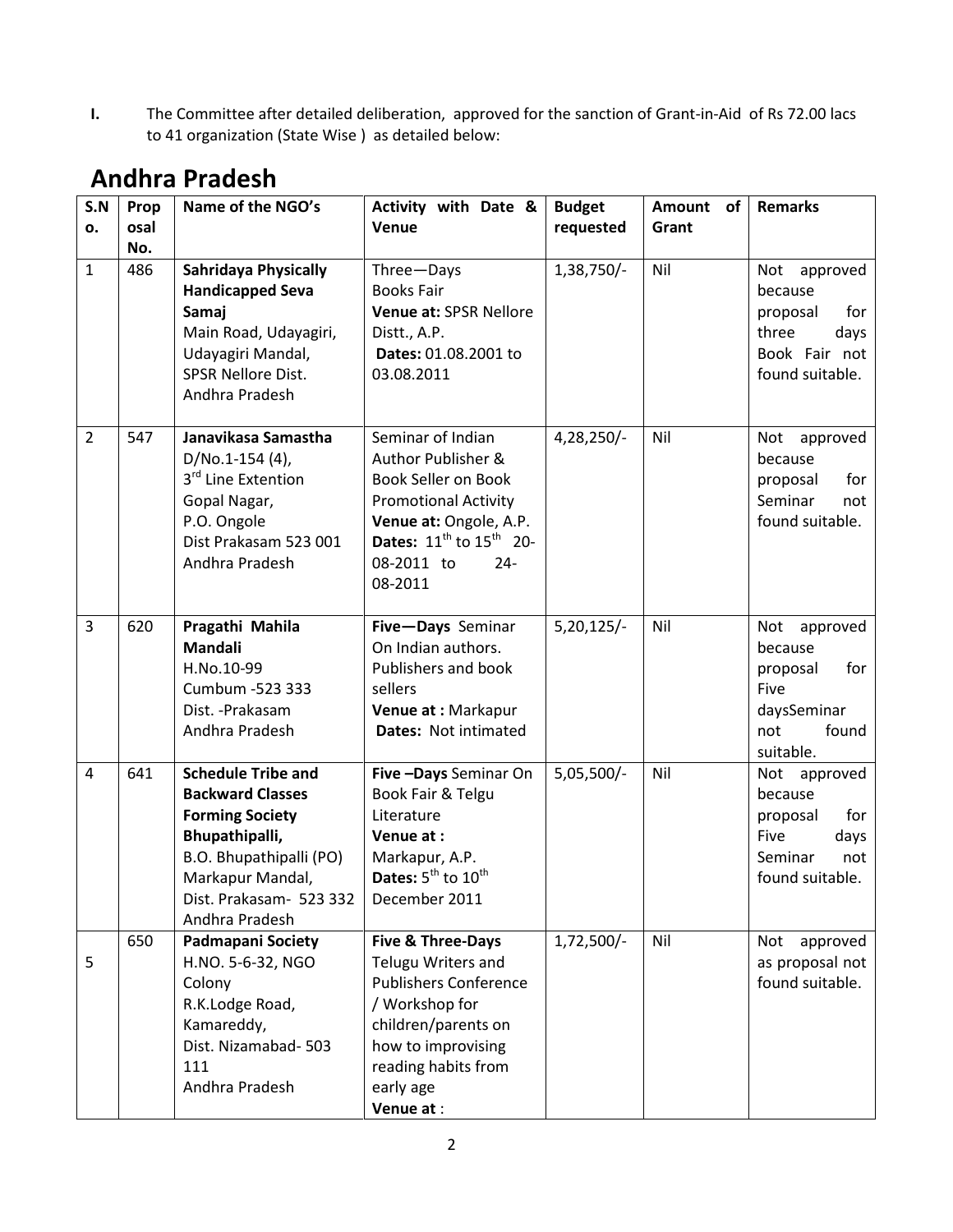**I.** The Committee after detailed deliberation, approved for the sanction of Grant-in-Aid of Rs 72.00 lacs to 41 organization (State Wise ) as detailed below:

# Andhra Pradesh

| S.No. | Proposal No. | Name of the NGO's | Activity with Date & Venue | Budget requested | Amount of Grant | Remarks |
|---|---|---|---|---|---|---|
| 1 | 486 | **Sahridaya Physically Handicapped Seva Samaj** Main Road, Udayagiri, Udayagiri Mandal, SPSR Nellore Dist. Andhra Pradesh | Three—Days Books Fair **Venue at:** SPSR Nellore Distt., A.P. **Dates:** 01.08.2001 to 03.08.2011 | 1,38,750/- | Nil | Not approved because proposal for three days Book Fair not found suitable. |
| 2 | 547 | **Janavikasa Samastha** D/No.1-154 (4), 3rd Line Extention Gopal Nagar, P.O. Ongole Dist Prakasam 523 001 Andhra Pradesh | Seminar of Indian Author Publisher & Book Seller on Book Promotional Activity **Venue at:** Ongole, A.P. **Dates:** 11th to 15th 20-08-2011 to 24-08-2011 | 4,28,250/- | Nil | Not approved because proposal for Seminar not found suitable. |
| 3 | 620 | **Pragathi Mahila Mandali** H.No.10-99 Cumbum -523 333 Dist. -Prakasam Andhra Pradesh | **Five—Days** Seminar On Indian authors. Publishers and book sellers **Venue at :** Markapur **Dates:** Not intimated | 5,20,125/- | Nil | Not approved because proposal for Five daysSeminar not found suitable. |
| 4 | 641 | **Schedule Tribe and Backward Classes Forming Society Bhupathipalli,** B.O. Bhupathipalli (PO) Markapur Mandal, Dist. Prakasam- 523 332 Andhra Pradesh | **Five –Days** Seminar On Book Fair & Telgu Literature **Venue at :** Markapur, A.P. **Dates:** 5th to 10th December 2011 | 5,05,500/- | Nil | Not approved because proposal for Five days Seminar not found suitable. |
| 5 | 650 | **Padmapani Society** H.NO. 5-6-32, NGO Colony R.K.Lodge Road, Kamareddy, Dist. Nizamabad- 503 111 Andhra Pradesh | **Five & Three-Days** Telugu Writers and Publishers Conference / Workshop for children/parents on how to improvising reading habits from early age **Venue at** : | 1,72,500/- | Nil | Not approved as proposal not found suitable. |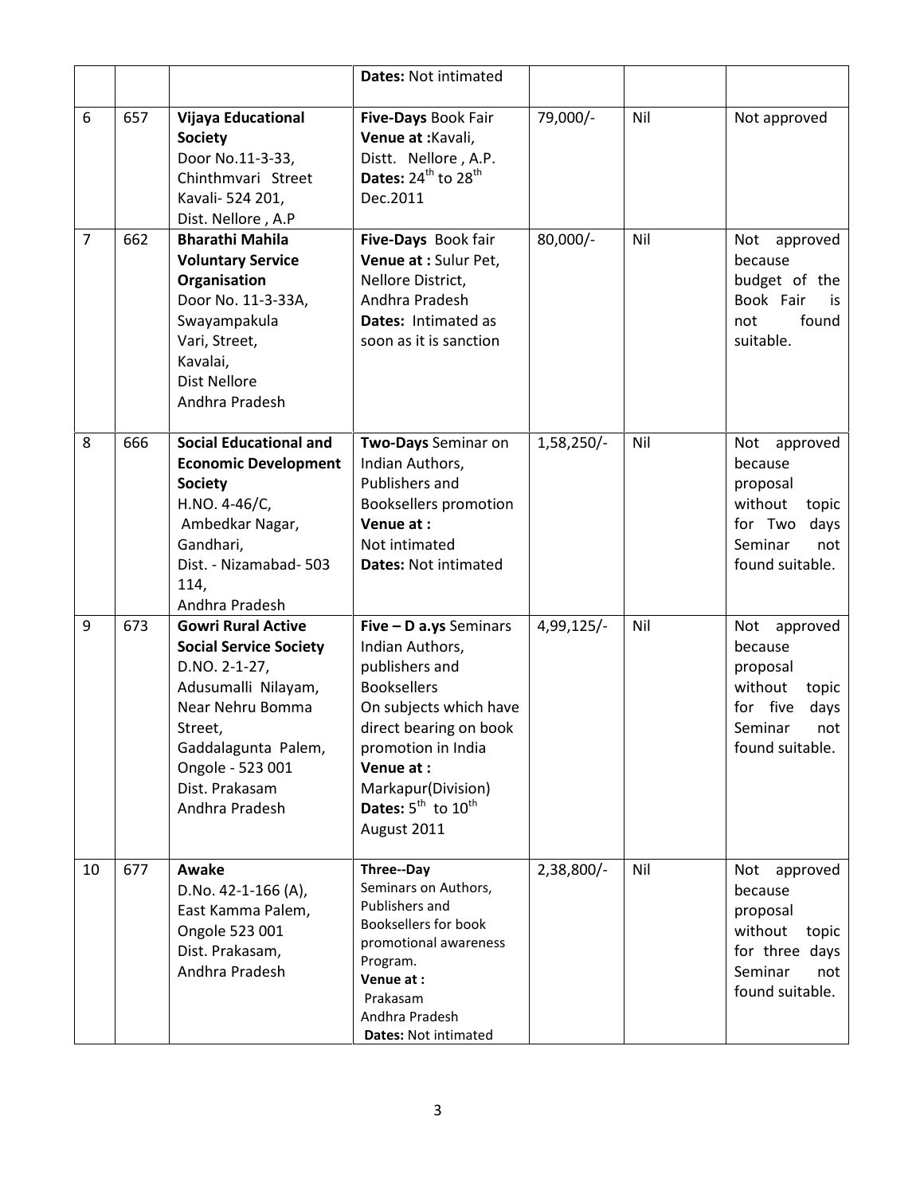| | | | **Dates:** Not intimated | | | |
|---|---|---|---|---|---|---|
| 6 | 657 | **Vijaya Educational Society** Door No.11-3-33, Chinthmvari Street Kavali- 524 201, Dist. Nellore , A.P | **Five-Days** Book Fair **Venue at :**Kavali, Distt. Nellore , A.P. **Dates:** 24th to 28th Dec.2011 | 79,000/- | Nil | Not approved |
| 7 | 662 | **Bharathi Mahila Voluntary Service Organisation** Door No. 11-3-33A, Swayampakula Vari, Street, Kavalai, Dist Nellore Andhra Pradesh | **Five-Days** Book fair **Venue at :** Sulur Pet, Nellore District, Andhra Pradesh **Dates:** Intimated as soon as it is sanction | 80,000/- | Nil | Not approved because budget of the Book Fair is not found suitable. |
| 8 | 666 | **Social Educational and Economic Development Society** H.NO. 4-46/C, Ambedkar Nagar, Gandhari, Dist. - Nizamabad- 503 114, Andhra Pradesh | **Two-Days** Seminar on Indian Authors, Publishers and Booksellers promotion **Venue at :** Not intimated **Dates:** Not intimated | 1,58,250/- | Nil | Not approved because proposal without topic for Two days Seminar not found suitable. |
| 9 | 673 | **Gowri Rural Active Social Service Society** D.NO. 2-1-27, Adusumalli Nilayam, Near Nehru Bomma Street, Gaddalagunta Palem, Ongole - 523 001 Dist. Prakasam Andhra Pradesh | **Five – D a.ys** Seminars Indian Authors, publishers and Booksellers On subjects which have direct bearing on book promotion in India **Venue at :** Markapur(Division) **Dates:** 5th to 10th August 2011 | 4,99,125/- | Nil | Not approved because proposal without topic for five days Seminar not found suitable. |
| 10 | 677 | **Awake** D.No. 42-1-166 (A), East Kamma Palem, Ongole 523 001 Dist. Prakasam, Andhra Pradesh | **Three--Day** Seminars on Authors, Publishers and Booksellers for book promotional awareness Program. **Venue at :** Prakasam Andhra Pradesh **Dates:** Not intimated | 2,38,800/- | Nil | Not approved because proposal without topic for three days Seminar not found suitable. |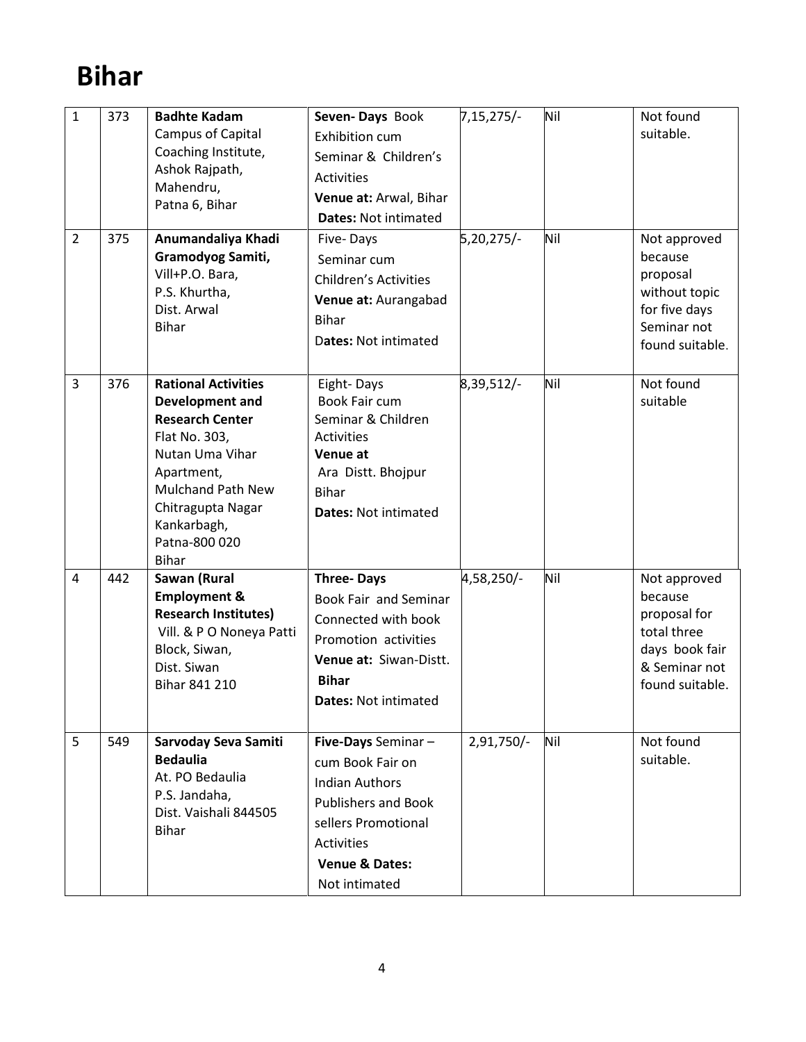# Bihar

| | | | | | | |
|---|---|---|---|---|---|---|
| 1 | 373 | **Badhte Kadam** Campus of Capital Coaching Institute, Ashok Rajpath, Mahendru, Patna 6, Bihar | **Seven- Days** Book Exhibition cum Seminar & Children's Activities **Venue at:** Arwal, Bihar **Dates:** Not intimated | 7,15,275/- | Nil | Not found suitable. |
| 2 | 375 | **Anumandaliya Khadi Gramodyog Samiti,** Vill+P.O. Bara, P.S. Khurtha, Dist. Arwal Bihar | Five- Days Seminar cum Children's Activities **Venue at:** Aurangabad Bihar **Dates:** Not intimated | 5,20,275/- | Nil | Not approved because proposal without topic for five days Seminar not found suitable. |
| 3 | 376 | **Rational Activities Development and Research Center** Flat No. 303, Nutan Uma Vihar Apartment, Mulchand Path New Chitragupta Nagar Kankarbagh, Patna-800 020 Bihar | Eight- Days Book Fair cum Seminar & Children Activities **Venue at** Ara Distt. Bhojpur Bihar **Dates:** Not intimated | 8,39,512/- | Nil | Not found suitable |
| 4 | 442 | **Sawan (Rural Employment & Research Institutes)** Vill. & P O Noneya Patti Block, Siwan, Dist. Siwan Bihar 841 210 | **Three- Days** Book Fair and Seminar Connected with book Promotion activities **Venue at:** Siwan-Distt. **Bihar** **Dates:** Not intimated | 4,58,250/- | Nil | Not approved because proposal for total three days book fair & Seminar not found suitable. |
| 5 | 549 | **Sarvoday Seva Samiti Bedaulia** At. PO Bedaulia P.S. Jandaha, Dist. Vaishali 844505 Bihar | **Five-Days** Seminar – cum Book Fair on Indian Authors Publishers and Book sellers Promotional Activities **Venue & Dates:** Not intimated | 2,91,750/- | Nil | Not found suitable. |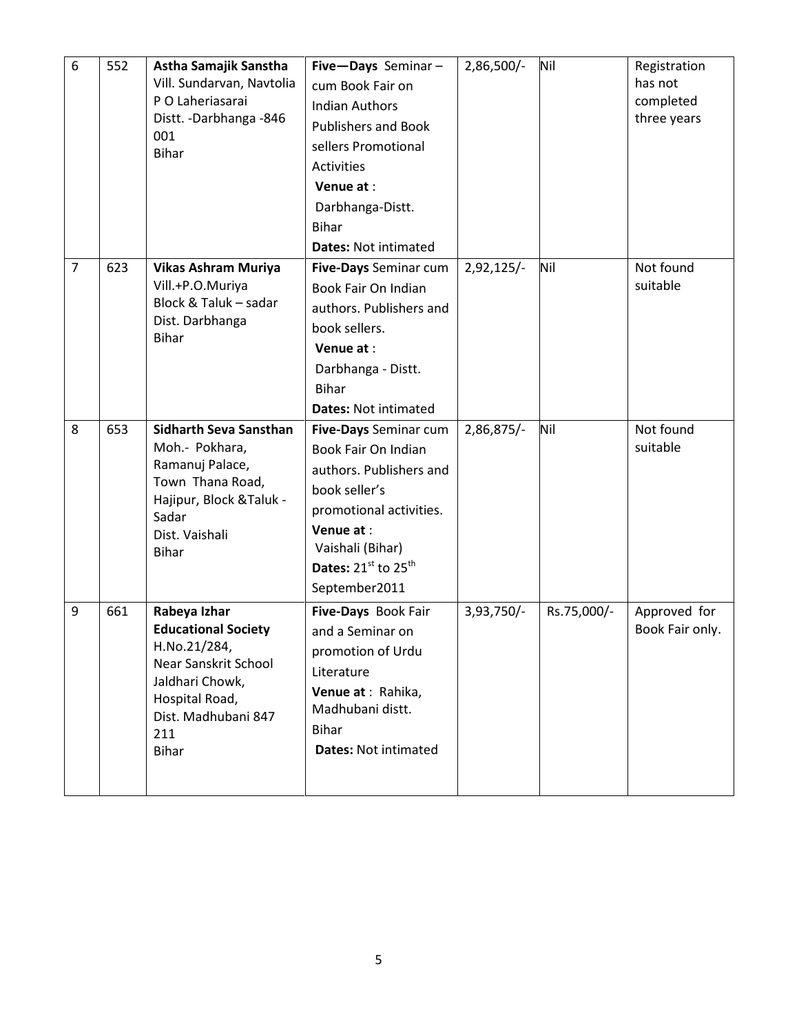| 6 | 552 | **Astha Samajik Sanstha** Vill. Sundarvan, Navtolia P O Laheriasarai Distt. -Darbhanga -846 001 Bihar | **Five—Days** Seminar – cum Book Fair on Indian Authors Publishers and Book sellers Promotional Activities **Venue at** : Darbhanga-Distt. Bihar **Dates:** Not intimated | 2,86,500/- | Nil | Registration has not completed three years |
|---|---|---|---|---|---|---|
| 7 | 623 | **Vikas Ashram Muriya** Vill.+P.O.Muriya Block & Taluk – sadar Dist. Darbhanga Bihar | **Five-Days** Seminar cum Book Fair On Indian authors. Publishers and book sellers. **Venue at** : Darbhanga - Distt. Bihar **Dates:** Not intimated | 2,92,125/- | Nil | Not found suitable |
| 8 | 653 | **Sidharth Seva Sansthan** Moh.- Pokhara, Ramanuj Palace, Town Thana Road, Hajipur, Block &Taluk - Sadar Dist. Vaishali Bihar | **Five-Days** Seminar cum Book Fair On Indian authors. Publishers and book seller's promotional activities. **Venue at** : Vaishali (Bihar) **Dates:** 21st to 25th September2011 | 2,86,875/- | Nil | Not found suitable |
| 9 | 661 | **Rabeya Izhar Educational Society** H.No.21/284, Near Sanskrit School Jaldhari Chowk, Hospital Road, Dist. Madhubani 847 211 Bihar | **Five-Days** Book Fair and a Seminar on promotion of Urdu Literature **Venue at** : Rahika, Madhubani distt. Bihar **Dates:** Not intimated | 3,93,750/- | Rs.75,000/- | Approved for Book Fair only. |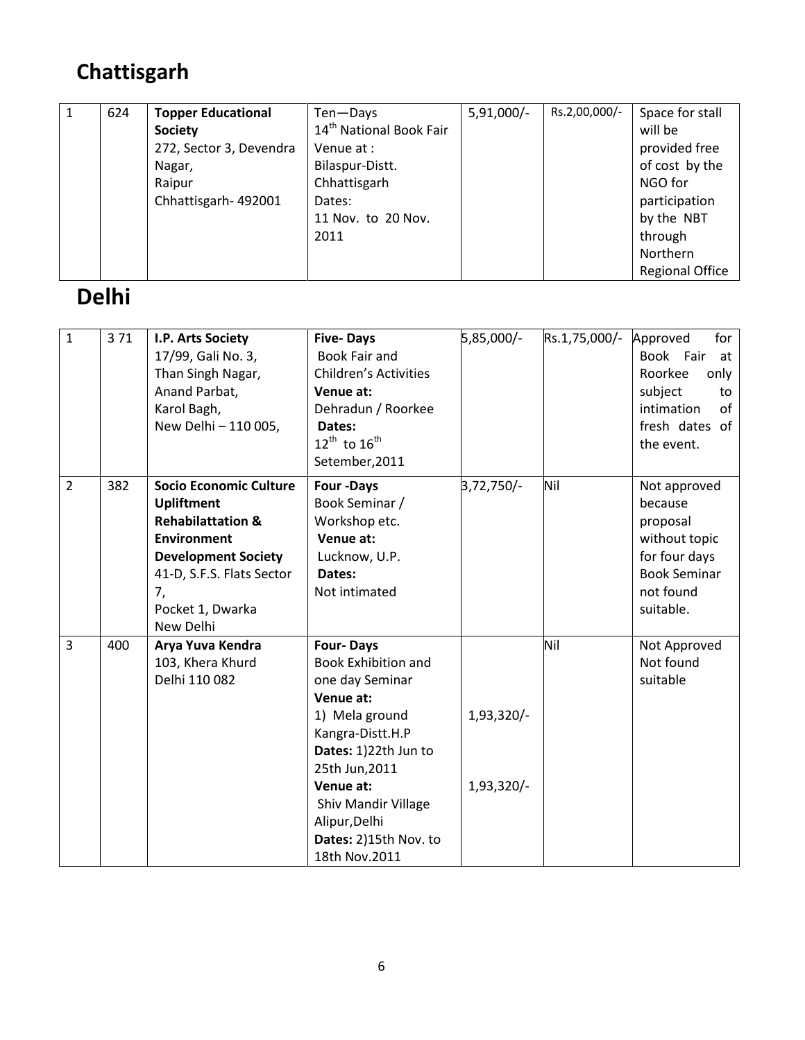## Chattisgarh

| | | | | | | |
|---|---|---|---|---|---|---|
| 1 | 624 | **Topper Educational Society** 272, Sector 3, Devendra Nagar, Raipur Chhattisgarh- 492001 | Ten—Days 14th National Book Fair Venue at : Bilaspur-Distt. Chhattisgarh Dates: 11 Nov. to 20 Nov. 2011 | 5,91,000/- | Rs.2,00,000/- | Space for stall will be provided free of cost by the NGO for participation by the NBT through Northern Regional Office |

## Delhi

| | | | | | | |
|---|---|---|---|---|---|---|
| 1 | 3 71 | **I.P. Arts Society** 17/99, Gali No. 3, Than Singh Nagar, Anand Parbat, Karol Bagh, New Delhi – 110 005, | **Five- Days** Book Fair and Children's Activities **Venue at:** Dehradun / Roorkee **Dates:** 12th to 16th Setember,2011 | 5,85,000/- | Rs.1,75,000/- | Approved for Book Fair at Roorkee only subject to intimation of fresh dates of the event. |
| 2 | 382 | **Socio Economic Culture Upliftment Rehabilattation & Environment Development Society** 41-D, S.F.S. Flats Sector 7, Pocket 1, Dwarka New Delhi | **Four -Days** Book Seminar / Workshop etc. **Venue at:** Lucknow, U.P. **Dates:** Not intimated | 3,72,750/- | Nil | Not approved because proposal without topic for four days Book Seminar not found suitable. |
| 3 | 400 | **Arya Yuva Kendra** 103, Khera Khurd Delhi 110 082 | **Four- Days** Book Exhibition and one day Seminar **Venue at:** 1) Mela ground Kangra-Distt.H.P **Dates:** 1)22th Jun to 25th Jun,2011 **Venue at:** Shiv Mandir Village Alipur,Delhi **Dates:** 2)15th Nov. to 18th Nov.2011 | 1,93,320/- 1,93,320/- | Nil | Not Approved Not found suitable |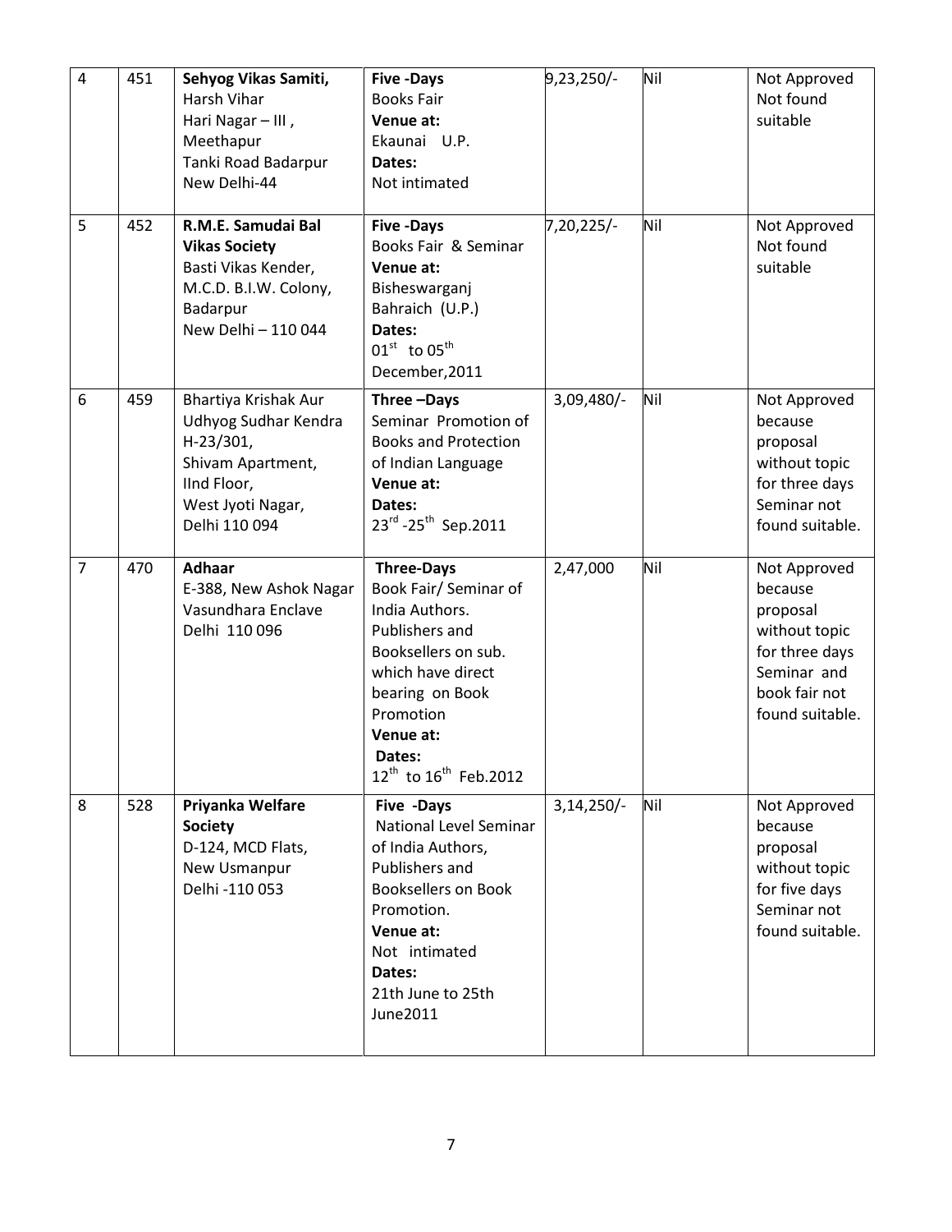| 4 | 451 | **Sehyog Vikas Samiti,** Harsh Vihar Hari Nagar – III , Meethapur Tanki Road Badarpur New Delhi-44 | **Five -Days** Books Fair **Venue at:** Ekaunai U.P. **Dates:** Not intimated | 9,23,250/- | Nil | Not Approved Not found suitable |
|---|---|---|---|---|---|---|
| 5 | 452 | **R.M.E. Samudai Bal Vikas Society** Basti Vikas Kender, M.C.D. B.I.W. Colony, Badarpur New Delhi – 110 044 | **Five -Days** Books Fair & Seminar **Venue at:** Bisheswarganj Bahraich (U.P.) **Dates:** 01st to 05th December,2011 | 7,20,225/- | Nil | Not Approved Not found suitable |
| 6 | 459 | Bhartiya Krishak Aur Udhyog Sudhar Kendra H-23/301, Shivam Apartment, IInd Floor, West Jyoti Nagar, Delhi 110 094 | **Three –Days** Seminar Promotion of Books and Protection of Indian Language **Venue at:** **Dates:** 23rd -25th Sep.2011 | 3,09,480/- | Nil | Not Approved because proposal without topic for three days Seminar not found suitable. |
| 7 | 470 | **Adhaar** E-388, New Ashok Nagar Vasundhara Enclave Delhi 110 096 | **Three-Days** Book Fair/ Seminar of India Authors. Publishers and Booksellers on sub. which have direct bearing on Book Promotion **Venue at:** **Dates:** 12th to 16th Feb.2012 | 2,47,000 | Nil | Not Approved because proposal without topic for three days Seminar and book fair not found suitable. |
| 8 | 528 | **Priyanka Welfare Society** D-124, MCD Flats, New Usmanpur Delhi -110 053 | **Five -Days** National Level Seminar of India Authors, Publishers and Booksellers on Book Promotion. **Venue at:** Not intimated **Dates:** 21th June to 25th June2011 | 3,14,250/- | Nil | Not Approved because proposal without topic for five days Seminar not found suitable. |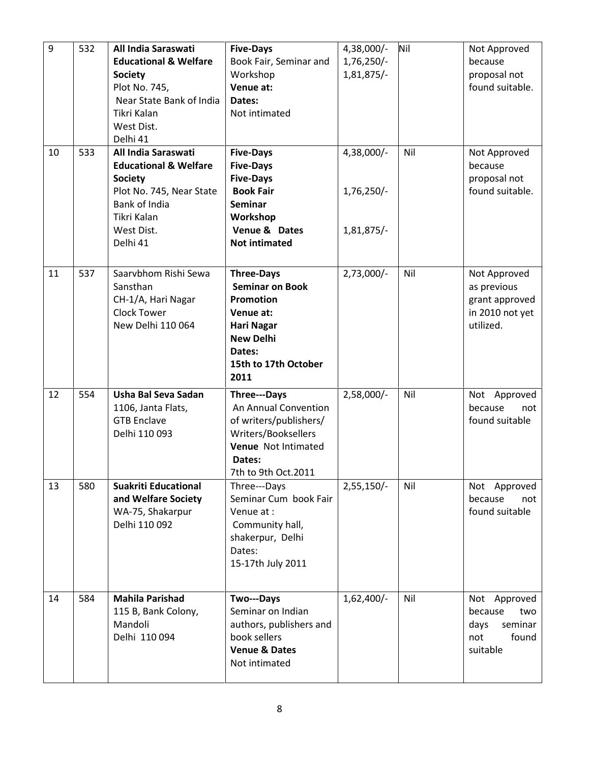| 9 | 532 | **All India Saraswati Educational & Welfare Society** Plot No. 745, Near State Bank of India Tikri Kalan West Dist. Delhi 41 | **Five-Days** Book Fair, Seminar and Workshop **Venue at:** **Dates:** Not intimated | 4,38,000/- 1,76,250/- 1,81,875/- | Nil | Not Approved because proposal not found suitable. |
|---|---|---|---|---|---|---|
| 10 | 533 | **All India Saraswati Educational & Welfare Society** Plot No. 745, Near State Bank of India Tikri Kalan West Dist. Delhi 41 | **Five-Days** **Five-Days** **Five-Days** **Book Fair** **Seminar** **Workshop** **Venue & Dates** **Not intimated** | 4,38,000/- 1,76,250/- 1,81,875/- | Nil | Not Approved because proposal not found suitable. |
| 11 | 537 | Saarvbhom Rishi Sewa Sansthan CH-1/A, Hari Nagar Clock Tower New Delhi 110 064 | **Three-Days** **Seminar on Book Promotion** **Venue at:** **Hari Nagar** **New Delhi** **Dates:** **15th to 17th October 2011** | 2,73,000/- | Nil | Not Approved as previous grant approved in 2010 not yet utilized. |
| 12 | 554 | **Usha Bal Seva Sadan** 1106, Janta Flats, GTB Enclave Delhi 110 093 | **Three---Days** An Annual Convention of writers/publishers/ Writers/Booksellers **Venue** Not Intimated **Dates:** 7th to 9th Oct.2011 | 2,58,000/- | Nil | Not Approved because not found suitable |
| 13 | 580 | **Suakriti Educational and Welfare Society** WA-75, Shakarpur Delhi 110 092 | Three---Days Seminar Cum book Fair Venue at : Community hall, shakerpur, Delhi Dates: 15-17th July 2011 | 2,55,150/- | Nil | Not Approved because not found suitable |
| 14 | 584 | **Mahila Parishad** 115 B, Bank Colony, Mandoli Delhi 110 094 | **Two---Days** Seminar on Indian authors, publishers and book sellers **Venue & Dates** Not intimated | 1,62,400/- | Nil | Not Approved because two days seminar not found suitable |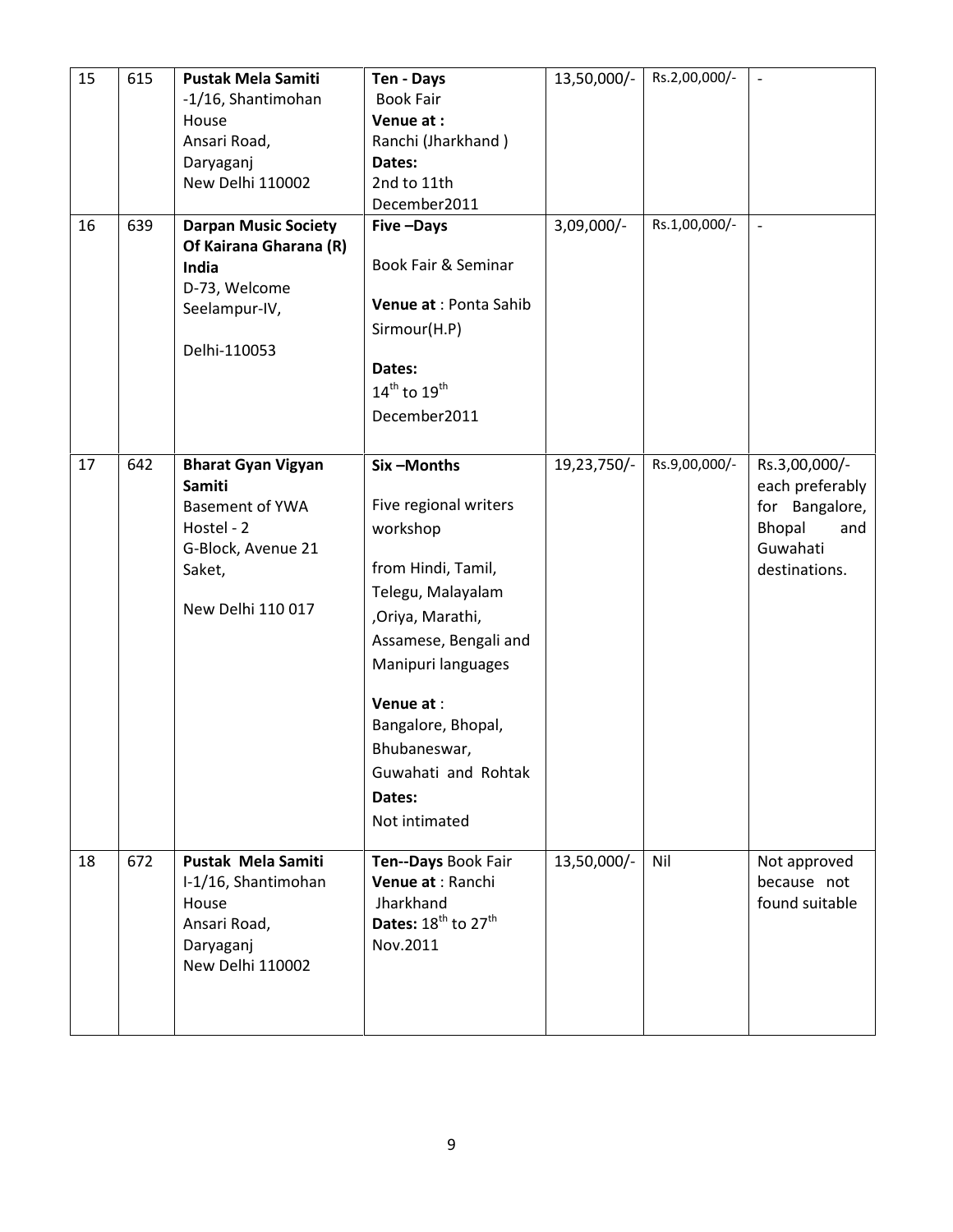| 15 | 615 | **Pustak Mela Samiti** -1/16, Shantimohan House Ansari Road, Daryaganj New Delhi 110002 | **Ten - Days** Book Fair **Venue at :** Ranchi (Jharkhand ) **Dates:** 2nd to 11th December2011 | 13,50,000/- | Rs.2,00,000/- | - |
|---|---|---|---|---|---|---|
| 16 | 639 | **Darpan Music Society Of Kairana Gharana (R) India** D-73, Welcome Seelampur-IV, Delhi-110053 | **Five –Days** Book Fair & Seminar **Venue at** : Ponta Sahib Sirmour(H.P) **Dates:** 14th to 19th December2011 | 3,09,000/- | Rs.1,00,000/- | - |
| 17 | 642 | **Bharat Gyan Vigyan Samiti** Basement of YWA Hostel - 2 G-Block, Avenue 21 Saket, New Delhi 110 017 | **Six –Months** Five regional writers workshop from Hindi, Tamil, Telegu, Malayalam ,Oriya, Marathi, Assamese, Bengali and Manipuri languages **Venue at** : Bangalore, Bhopal, Bhubaneswar, Guwahati and Rohtak **Dates:** Not intimated | 19,23,750/- | Rs.9,00,000/- | Rs.3,00,000/- each preferably for Bangalore, Bhopal and Guwahati destinations. |
| 18 | 672 | **Pustak Mela Samiti** I-1/16, Shantimohan House Ansari Road, Daryaganj New Delhi 110002 | **Ten--Days** Book Fair **Venue at** : Ranchi Jharkhand **Dates:** 18th to 27th Nov.2011 | 13,50,000/- | Nil | Not approved because not found suitable |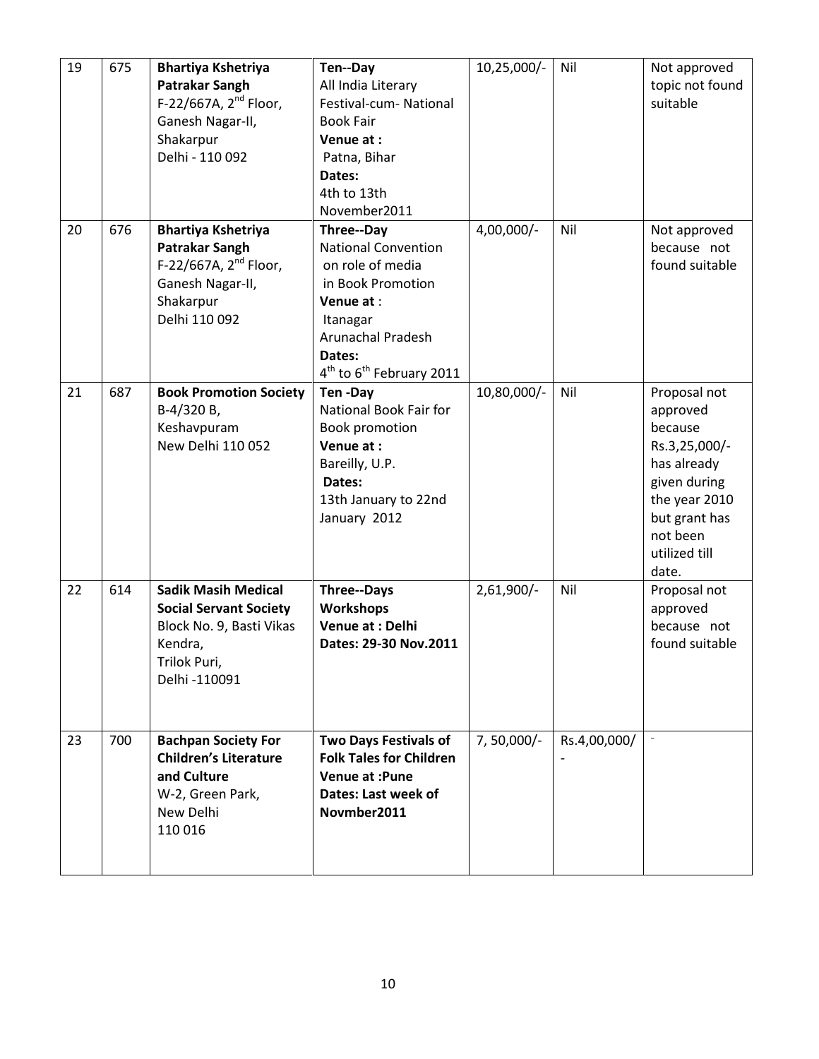| 19 | 675 | **Bhartiya Kshetriya Patrakar Sangh** F-22/667A, 2nd Floor, Ganesh Nagar-II, Shakarpur Delhi - 110 092 | **Ten--Day** All India Literary Festival-cum- National Book Fair **Venue at :** Patna, Bihar **Dates:** 4th to 13th November2011 | 10,25,000/- | Nil | Not approved topic not found suitable |
|---|---|---|---|---|---|---|
| 20 | 676 | **Bhartiya Kshetriya Patrakar Sangh** F-22/667A, 2nd Floor, Ganesh Nagar-II, Shakarpur Delhi 110 092 | **Three--Day** National Convention on role of media in Book Promotion **Venue at** : Itanagar Arunachal Pradesh **Dates:** 4th to 6th February 2011 | 4,00,000/- | Nil | Not approved because not found suitable |
| 21 | 687 | **Book Promotion Society** B-4/320 B, Keshavpuram New Delhi 110 052 | **Ten -Day** National Book Fair for Book promotion **Venue at :** Bareilly, U.P. **Dates:** 13th January to 22nd January 2012 | 10,80,000/- | Nil | Proposal not approved because Rs.3,25,000/- has already given during the year 2010 but grant has not been utilized till date. |
| 22 | 614 | **Sadik Masih Medical Social Servant Society** Block No. 9, Basti Vikas Kendra, Trilok Puri, Delhi -110091 | **Three--Days Workshops** **Venue at : Delhi** **Dates: 29-30 Nov.2011** | 2,61,900/- | Nil | Proposal not approved because not found suitable |
| 23 | 700 | **Bachpan Society For Children's Literature and Culture** W-2, Green Park, New Delhi 110 016 | **Two Days Festivals of Folk Tales for Children** **Venue at :Pune** **Dates: Last week of Novmber2011** | 7, 50,000/- | Rs.4,00,000/- | - |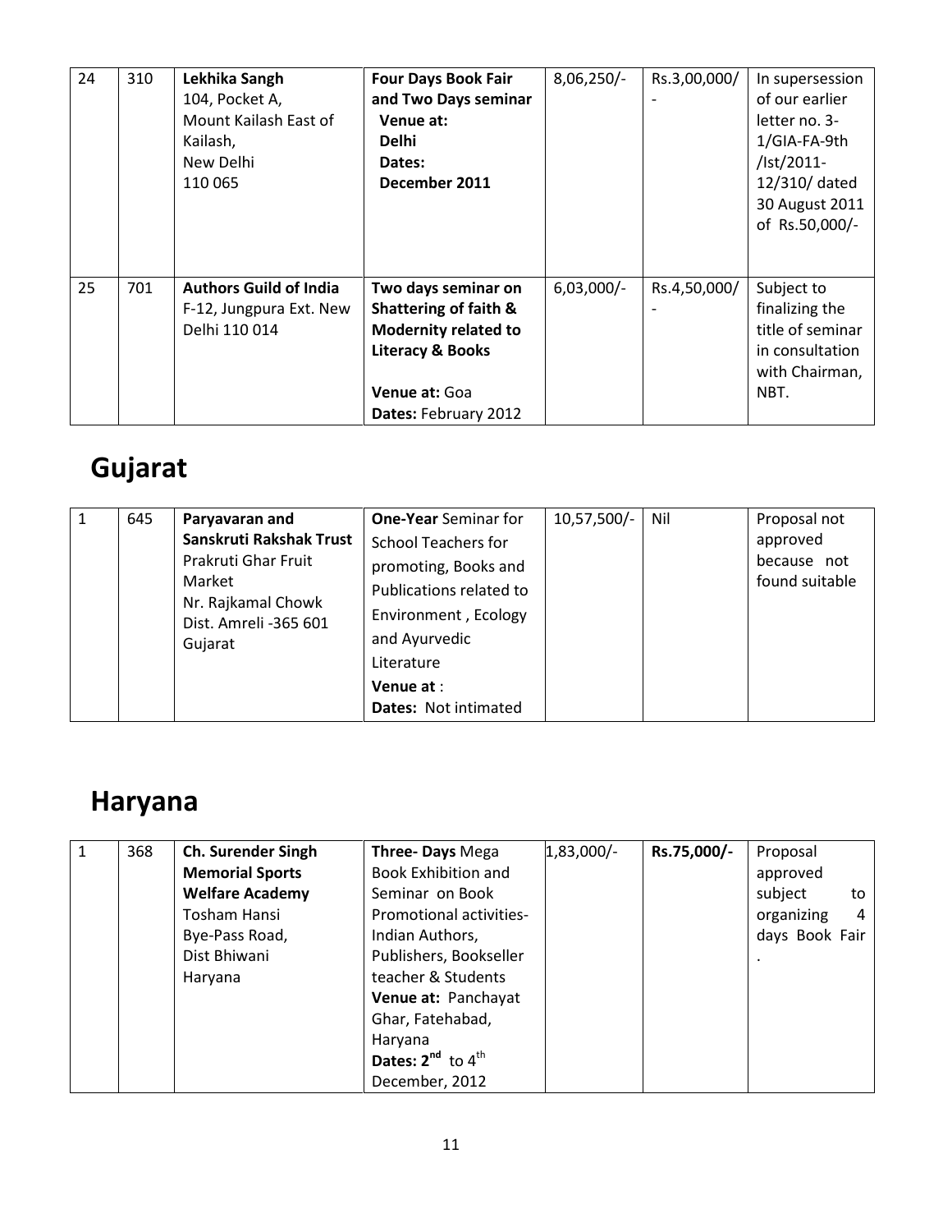| 24 | 310 | **Lekhika Sangh** 104, Pocket A, Mount Kailash East of Kailash, New Delhi 110 065 | **Four Days Book Fair and Two Days seminar Venue at: Delhi Dates: December 2011** | 8,06,250/- | Rs.3,00,000/- | In supersession of our earlier letter no. 3-1/GIA-FA-9th /Ist/2011-12/310/ dated 30 August 2011 of Rs.50,000/- |
|---|---|---|---|---|---|---|
| 25 | 701 | **Authors Guild of India** F-12, Jungpura Ext. New Delhi 110 014 | **Two days seminar on Shattering of faith & Modernity related to Literacy & Books** **Venue at:** Goa **Dates:** February 2012 | 6,03,000/- | Rs.4,50,000/- | Subject to finalizing the title of seminar in consultation with Chairman, NBT. |

# Gujarat

| 1 | 645 | **Paryavaran and Sanskruti Rakshak Trust** Prakruti Ghar Fruit Market Nr. Rajkamal Chowk Dist. Amreli -365 601 Gujarat | **One-Year** Seminar for School Teachers for promoting, Books and Publications related to Environment , Ecology and Ayurvedic Literature **Venue at** : **Dates:** Not intimated | 10,57,500/- | Nil | Proposal not approved because not found suitable |
|---|---|---|---|---|---|---|

# Haryana

| 1 | 368 | **Ch. Surender Singh Memorial Sports Welfare Academy** Tosham Hansi Bye-Pass Road, Dist Bhiwani Haryana | **Three- Days** Mega Book Exhibition and Seminar on Book Promotional activities-Indian Authors, Publishers, Bookseller teacher & Students **Venue at:** Panchayat Ghar, Fatehabad, Haryana **Dates: 2nd** to 4th December, 2012 | 1,83,000/- | **Rs.75,000/-** | Proposal approved subject to organizing 4 days Book Fair . |
|---|---|---|---|---|---|---|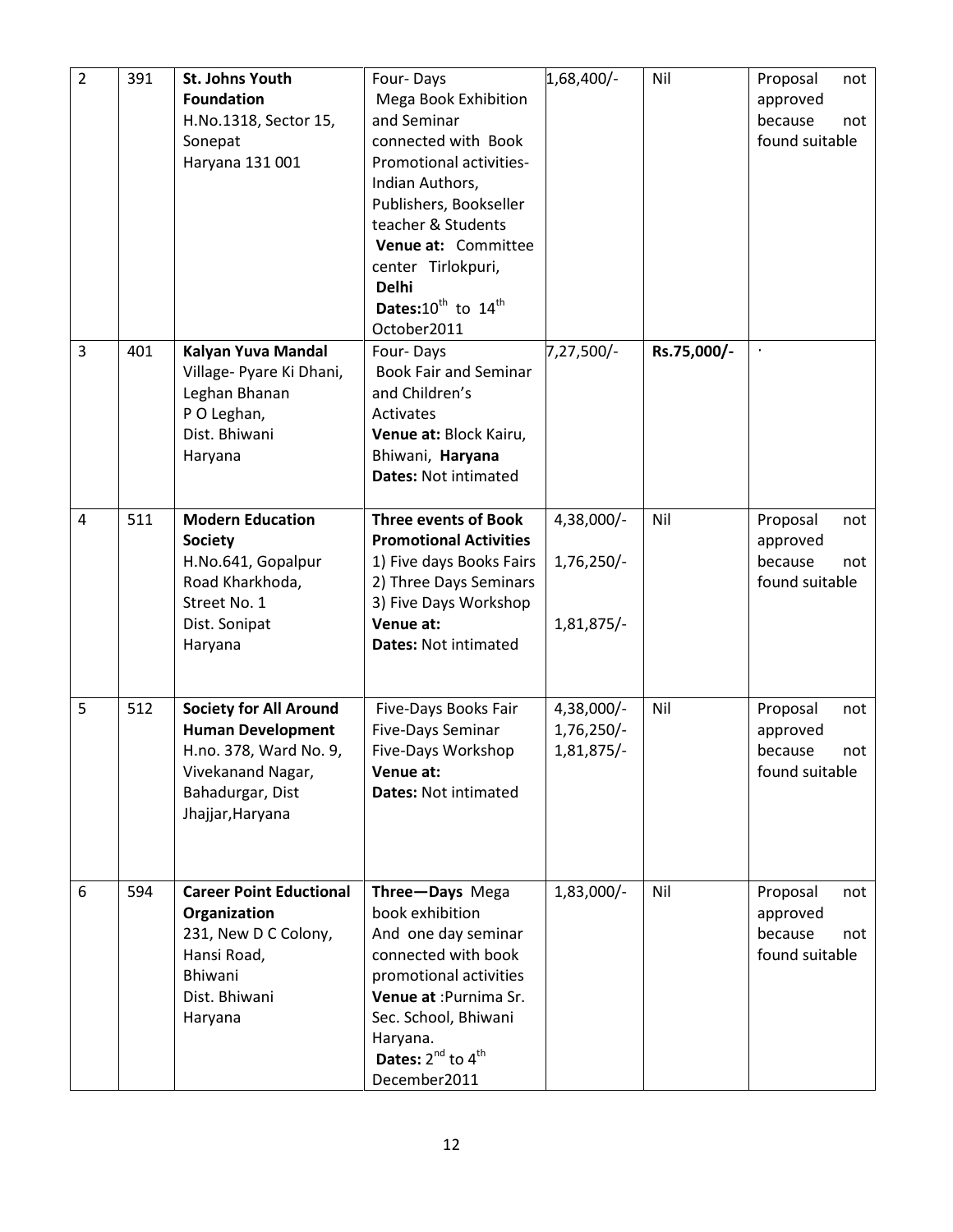| 2 | 391 | **St. Johns Youth Foundation**<br>H.No.1318, Sector 15, Sonepat<br>Haryana 131 001 | Four- Days<br>Mega Book Exhibition and Seminar connected with Book Promotional activities- Indian Authors, Publishers, Bookseller teacher & Students<br>**Venue at:** Committee center Tirlokpuri, **Delhi**<br>**Dates:**10th to 14th October2011 | 1,68,400/- | Nil | Proposal not approved because not found suitable |
|---|---|---|---|---|---|---|
| 3 | 401 | **Kalyan Yuva Mandal**<br>Village- Pyare Ki Dhani, Leghan Bhanan<br>P O Leghan,<br>Dist. Bhiwani<br>Haryana | Four- Days<br>Book Fair and Seminar and Children's Activates<br>**Venue at:** Block Kairu, Bhiwani, **Haryana**<br>**Dates:** Not intimated | 7,27,500/- | **Rs.75,000/-** | . |
| 4 | 511 | **Modern Education Society**<br>H.No.641, Gopalpur Road Kharkhoda,<br>Street No. 1<br>Dist. Sonipat<br>Haryana | **Three events of Book Promotional Activities**<br>1) Five days Books Fairs<br>2) Three Days Seminars<br>3) Five Days Workshop<br>**Venue at:**<br>**Dates:** Not intimated | 4,38,000/-<br>1,76,250/-<br>1,81,875/- | Nil | Proposal not approved because not found suitable |
| 5 | 512 | **Society for All Around Human Development**<br>H.no. 378, Ward No. 9, Vivekanand Nagar, Bahadurgar, Dist Jhajjar,Haryana | Five-Days Books Fair<br>Five-Days Seminar<br>Five-Days Workshop<br>**Venue at:**<br>**Dates:** Not intimated | 4,38,000/-<br>1,76,250/-<br>1,81,875/- | Nil | Proposal not approved because not found suitable |
| 6 | 594 | **Career Point Eductional Organization**<br>231, New D C Colony, Hansi Road,<br>Bhiwani<br>Dist. Bhiwani<br>Haryana | **Three—Days** Mega book exhibition<br>And one day seminar connected with book promotional activities<br>**Venue at** :Purnima Sr. Sec. School, Bhiwani Haryana.<br>**Dates:** 2nd to 4th December2011 | 1,83,000/- | Nil | Proposal not approved because not found suitable |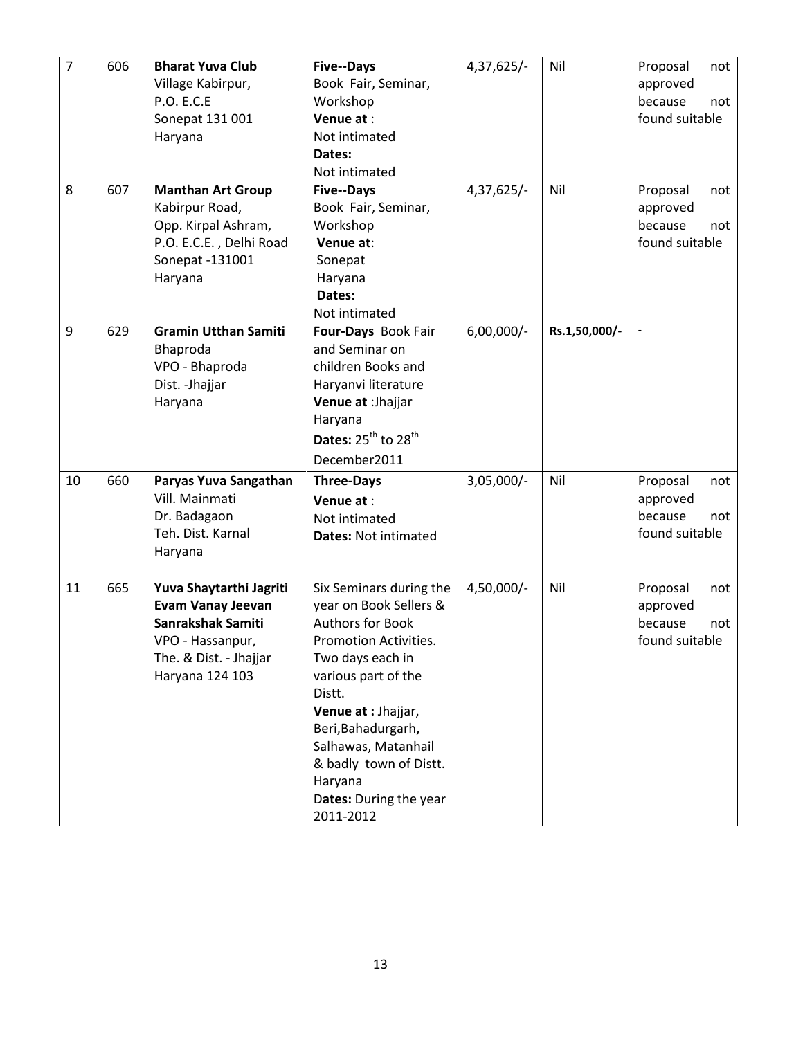| 7 | 606 | **Bharat Yuva Club**<br>Village Kabirpur,<br>P.O. E.C.E<br>Sonepat 131 001<br>Haryana | **Five--Days**<br>Book Fair, Seminar, Workshop<br>**Venue at** :<br>Not intimated<br>**Dates:**<br>Not intimated | 4,37,625/- | Nil | Proposal not approved because not found suitable |
|---|---|---|---|---|---|---|
| 8 | 607 | **Manthan Art Group**<br>Kabirpur Road,<br>Opp. Kirpal Ashram,<br>P.O. E.C.E. , Delhi Road<br>Sonepat -131001<br>Haryana | **Five--Days**<br>Book Fair, Seminar, Workshop<br>**Venue at**:<br>Sonepat<br>Haryana<br>**Dates:**<br>Not intimated | 4,37,625/- | Nil | Proposal not approved because not found suitable |
| 9 | 629 | **Gramin Utthan Samiti**<br>Bhaproda<br>VPO - Bhaproda<br>Dist. -Jhajjar<br>Haryana | **Four-Days** Book Fair and Seminar on children Books and Haryanvi literature<br>**Venue at** :Jhajjar<br>Haryana<br>**Dates:** 25th to 28th December2011 | 6,00,000/- | **Rs.1,50,000/-** | - |
| 10 | 660 | **Paryas Yuva Sangathan**<br>Vill. Mainmati<br>Dr. Badagaon<br>Teh. Dist. Karnal<br>Haryana | **Three-Days**<br>**Venue at** :<br>Not intimated<br>**Dates:** Not intimated | 3,05,000/- | Nil | Proposal not approved because not found suitable |
| 11 | 665 | **Yuva Shaytarthi Jagriti Evam Vanay Jeevan Sanrakshak Samiti**<br>VPO - Hassanpur,<br>The. & Dist. - Jhajjar<br>Haryana 124 103 | Six Seminars during the year on Book Sellers & Authors for Book Promotion Activities. Two days each in various part of the Distt.<br>**Venue at** : Jhajjar, Beri,Bahadurgarh, Salhawas, Matanhail & badly town of Distt. Haryana<br>**Dates:** During the year 2011-2012 | 4,50,000/- | Nil | Proposal not approved because not found suitable |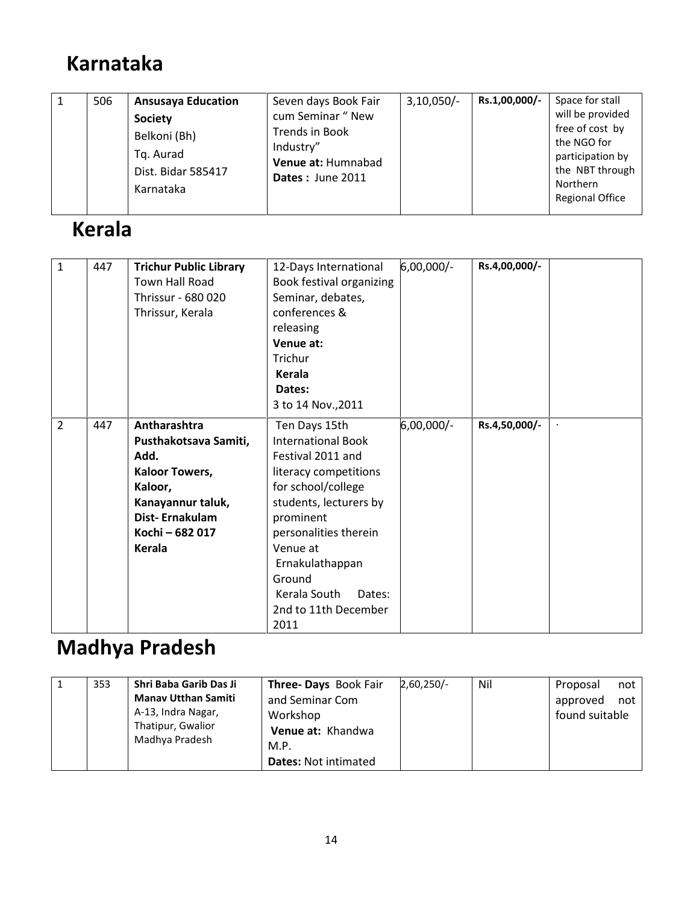# Karnataka

| 1 | 506 | **Ansusaya Education Society** Belkoni (Bh) Tq. Aurad Dist. Bidar 585417 Karnataka | Seven days Book Fair cum Seminar " New Trends in Book Industry" **Venue at:** Humnabad **Dates :** June 2011 | 3,10,050/- | **Rs.1,00,000/-** | Space for stall will be provided free of cost by the NGO for participation by the NBT through Northern Regional Office |
|---|---|---|---|---|---|---|

# Kerala

| 1 | 447 | **Trichur Public Library** Town Hall Road Thrissur - 680 020 Thrissur, Kerala | 12-Days International Book festival organizing Seminar, debates, conferences & releasing **Venue at:** Trichur **Kerala** **Dates:** 3 to 14 Nov.,2011 | 6,00,000/- | **Rs.4,00,000/-** | |
|---|---|---|---|---|---|---|
| 2 | 447 | **Antharashtra Pusthakotsava Samiti, Add. Kaloor Towers, Kaloor, Kanayannur taluk, Dist- Ernakulam Kochi – 682 017 Kerala** | Ten Days 15th International Book Festival 2011 and literacy competitions for school/college students, lecturers by prominent personalities therein Venue at Ernakulathappan Ground Kerala South Dates: 2nd to 11th December 2011 | 6,00,000/- | **Rs.4,50,000/-** | . |

# Madhya Pradesh

| 1 | 353 | **Shri Baba Garib Das Ji Manav Utthan Samiti** A-13, Indra Nagar, Thatipur, Gwalior Madhya Pradesh | **Three- Days** Book Fair and Seminar Com Workshop **Venue at:** Khandwa M.P. **Dates:** Not intimated | 2,60,250/- | Nil | Proposal not approved not found suitable |
|---|---|---|---|---|---|---|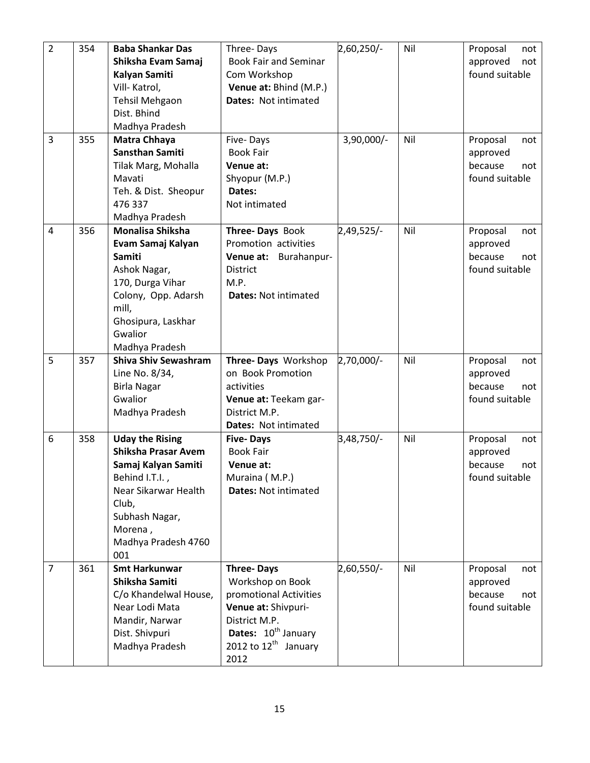| 2 | 354 | **Baba Shankar Das Shiksha Evam Samaj Kalyan Samiti**<br>Vill- Katrol,<br>Tehsil Mehgaon<br>Dist. Bhind<br>Madhya Pradesh | Three- Days<br>Book Fair and Seminar Com Workshop<br>**Venue at:** Bhind (M.P.)<br>**Dates:** Not intimated | 2,60,250/- | Nil | Proposal not approved not found suitable |
|---|---|---|---|---|---|---|
| 3 | 355 | **Matra Chhaya Sansthan Samiti**<br>Tilak Marg, Mohalla Mavati<br>Teh. & Dist. Sheopur 476 337<br>Madhya Pradesh | Five- Days<br>Book Fair<br>**Venue at:**<br>Shyopur (M.P.)<br>**Dates:**<br>Not intimated | 3,90,000/- | Nil | Proposal not approved because not found suitable |
| 4 | 356 | **Monalisa Shiksha Evam Samaj Kalyan Samiti**<br>Ashok Nagar,<br>170, Durga Vihar Colony, Opp. Adarsh mill,<br>Ghosipura, Laskhar<br>Gwalior<br>Madhya Pradesh | **Three- Days** Book Promotion activities<br>**Venue at:** Burahanpur-District<br>M.P.<br>**Dates:** Not intimated | 2,49,525/- | Nil | Proposal not approved because not found suitable |
| 5 | 357 | **Shiva Shiv Sewashram**<br>Line No. 8/34,<br>Birla Nagar<br>Gwalior<br>Madhya Pradesh | **Three- Days** Workshop on Book Promotion activities<br>**Venue at:** Teekam gar- District M.P.<br>**Dates:** Not intimated | 2,70,000/- | Nil | Proposal not approved because not found suitable |
| 6 | 358 | **Uday the Rising Shiksha Prasar Avem Samaj Kalyan Samiti**<br>Behind I.T.I.,<br>Near Sikarwar Health Club,<br>Subhash Nagar,<br>Morena,<br>Madhya Pradesh 4760 001 | **Five- Days**<br>Book Fair<br>**Venue at:**<br>Muraina ( M.P.)<br>**Dates:** Not intimated | 3,48,750/- | Nil | Proposal not approved because not found suitable |
| 7 | 361 | **Smt Harkunwar Shiksha Samiti**<br>C/o Khandelwal House,<br>Near Lodi Mata Mandir, Narwar<br>Dist. Shivpuri<br>Madhya Pradesh | **Three- Days**<br>Workshop on Book promotional Activities<br>**Venue at:** Shivpuri- District M.P.<br>**Dates:** 10th January 2012 to 12th January 2012 | 2,60,550/- | Nil | Proposal not approved because not found suitable |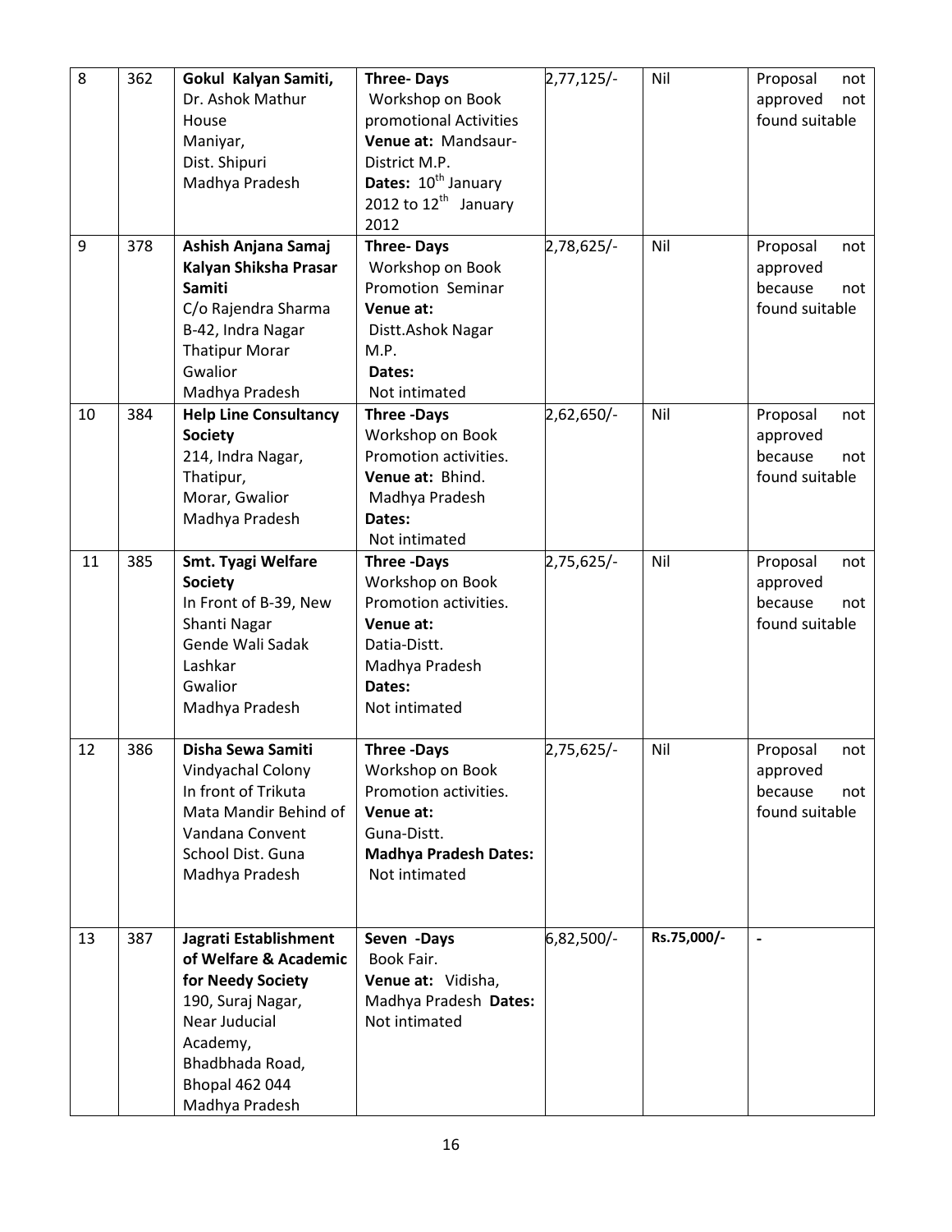| 8 | 362 | **Gokul Kalyan Samiti,** Dr. Ashok Mathur House Maniyar, Dist. Shipuri Madhya Pradesh | **Three- Days** Workshop on Book promotional Activities **Venue at:** Mandsaur-District M.P. **Dates:** 10th January 2012 to 12th January 2012 | 2,77,125/- | Nil | Proposal not approved not found suitable |
|---|---|---|---|---|---|---|
| 9 | 378 | **Ashish Anjana Samaj Kalyan Shiksha Prasar Samiti** C/o Rajendra Sharma B-42, Indra Nagar Thatipur Morar Gwalior Madhya Pradesh | **Three- Days** Workshop on Book Promotion Seminar **Venue at:** Distt.Ashok Nagar M.P. **Dates:** Not intimated | 2,78,625/- | Nil | Proposal not approved because not found suitable |
| 10 | 384 | **Help Line Consultancy Society** 214, Indra Nagar, Thatipur, Morar, Gwalior Madhya Pradesh | **Three -Days** Workshop on Book Promotion activities. **Venue at:** Bhind. Madhya Pradesh **Dates:** Not intimated | 2,62,650/- | Nil | Proposal not approved because not found suitable |
| 11 | 385 | **Smt. Tyagi Welfare Society** In Front of B-39, New Shanti Nagar Gende Wali Sadak Lashkar Gwalior Madhya Pradesh | **Three -Days** Workshop on Book Promotion activities. **Venue at:** Datia-Distt. Madhya Pradesh **Dates:** Not intimated | 2,75,625/- | Nil | Proposal not approved because not found suitable |
| 12 | 386 | **Disha Sewa Samiti** Vindyachal Colony In front of Trikuta Mata Mandir Behind of Vandana Convent School Dist. Guna Madhya Pradesh | **Three -Days** Workshop on Book Promotion activities. **Venue at:** Guna-Distt. **Madhya Pradesh Dates:** Not intimated | 2,75,625/- | Nil | Proposal not approved because not found suitable |
| 13 | 387 | **Jagrati Establishment of Welfare & Academic for Needy Society** 190, Suraj Nagar, Near Judicial Academy, Bhadbhada Road, Bhopal 462 044 Madhya Pradesh | **Seven -Days** Book Fair. **Venue at:** Vidisha, Madhya Pradesh **Dates:** Not intimated | 6,82,500/- | **Rs.75,000/-** | - |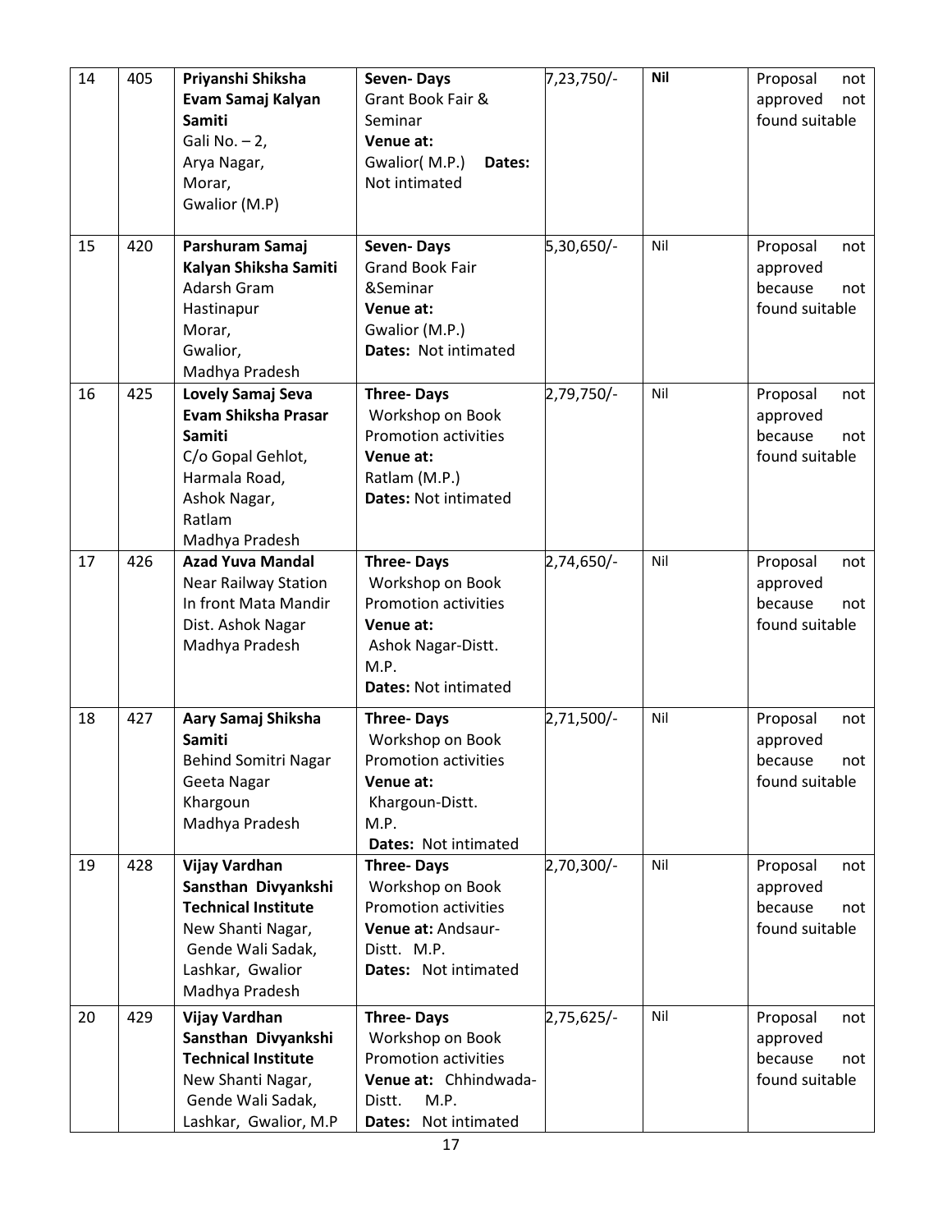| 14 | 405 | **Priyanshi Shiksha Evam Samaj Kalyan Samiti** Gali No. – 2, Arya Nagar, Morar, Gwalior (M.P) | **Seven- Days** Grant Book Fair & Seminar **Venue at:** Gwalior( M.P.) **Dates:** Not intimated | 7,23,750/- | **Nil** | Proposal not approved not found suitable |
|---|---|---|---|---|---|---|
| 15 | 420 | **Parshuram Samaj Kalyan Shiksha Samiti** Adarsh Gram Hastinapur Morar, Gwalior, Madhya Pradesh | **Seven- Days** Grand Book Fair &Seminar **Venue at:** Gwalior (M.P.) **Dates:** Not intimated | 5,30,650/- | Nil | Proposal not approved because not found suitable |
| 16 | 425 | **Lovely Samaj Seva Evam Shiksha Prasar Samiti** C/o Gopal Gehlot, Harmala Road, Ashok Nagar, Ratlam Madhya Pradesh | **Three- Days** Workshop on Book Promotion activities **Venue at:** Ratlam (M.P.) **Dates:** Not intimated | 2,79,750/- | Nil | Proposal not approved because not found suitable |
| 17 | 426 | **Azad Yuva Mandal** Near Railway Station In front Mata Mandir Dist. Ashok Nagar Madhya Pradesh | **Three- Days** Workshop on Book Promotion activities **Venue at:** Ashok Nagar-Distt. M.P. **Dates:** Not intimated | 2,74,650/- | Nil | Proposal not approved because not found suitable |
| 18 | 427 | **Aary Samaj Shiksha Samiti** Behind Somitri Nagar Geeta Nagar Khargoun Madhya Pradesh | **Three- Days** Workshop on Book Promotion activities **Venue at:** Khargoun-Distt. M.P. **Dates:** Not intimated | 2,71,500/- | Nil | Proposal not approved because not found suitable |
| 19 | 428 | **Vijay Vardhan Sansthan Divyankshi Technical Institute** New Shanti Nagar, Gende Wali Sadak, Lashkar, Gwalior Madhya Pradesh | **Three- Days** Workshop on Book Promotion activities **Venue at:** Andsaur-Distt. M.P. **Dates:** Not intimated | 2,70,300/- | Nil | Proposal not approved because not found suitable |
| 20 | 429 | **Vijay Vardhan Sansthan Divyankshi Technical Institute** New Shanti Nagar, Gende Wali Sadak, Lashkar, Gwalior, M.P | **Three- Days** Workshop on Book Promotion activities **Venue at:** Chhindwada-Distt. M.P. **Dates:** Not intimated | 2,75,625/- | Nil | Proposal not approved because not found suitable |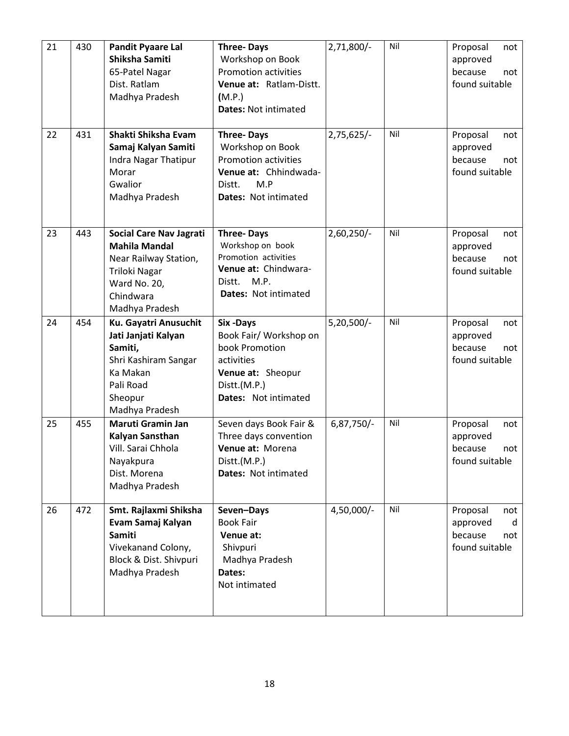| 21 | 430 | **Pandit Pyaare Lal Shiksha Samiti**<br>65-Patel Nagar<br>Dist. Ratlam<br>Madhya Pradesh | **Three- Days**<br>Workshop on Book Promotion activities<br>**Venue at:** Ratlam-Distt. **(**M.P.)<br>**Dates:** Not intimated | 2,71,800/- | Nil | Proposal not approved because not found suitable |
|---|---|---|---|---|---|---|
| 22 | 431 | **Shakti Shiksha Evam Samaj Kalyan Samiti**<br>Indra Nagar Thatipur Morar<br>Gwalior<br>Madhya Pradesh | **Three- Days**<br>Workshop on Book Promotion activities<br>**Venue at:** Chhindwada-Distt. M.P<br>**Dates:** Not intimated | 2,75,625/- | Nil | Proposal not approved because not found suitable |
| 23 | 443 | **Social Care Nav Jagrati Mahila Mandal**<br>Near Railway Station, Triloki Nagar<br>Ward No. 20,<br>Chindwara<br>Madhya Pradesh | **Three- Days**<br>Workshop on book Promotion activities<br>**Venue at:** Chindwara-Distt. M.P.<br>**Dates:** Not intimated | 2,60,250/- | Nil | Proposal not approved because not found suitable |
| 24 | 454 | **Ku. Gayatri Anusuchit Jati Janjati Kalyan Samiti,**<br>Shri Kashiram Sangar Ka Makan<br>Pali Road<br>Sheopur<br>Madhya Pradesh | **Six -Days**<br>Book Fair/ Workshop on book Promotion activities<br>**Venue at:** Sheopur Distt.(M.P.)<br>**Dates:** Not intimated | 5,20,500/- | Nil | Proposal not approved because not found suitable |
| 25 | 455 | **Maruti Gramin Jan Kalyan Sansthan**<br>Vill. Sarai Chhola Nayakpura<br>Dist. Morena<br>Madhya Pradesh | Seven days Book Fair & Three days convention<br>**Venue at:** Morena Distt.(M.P.)<br>**Dates:** Not intimated | 6,87,750/- | Nil | Proposal not approved because not found suitable |
| 26 | 472 | **Smt. Rajlaxmi Shiksha Evam Samaj Kalyan Samiti**<br>Vivekanand Colony,<br>Block & Dist. Shivpuri<br>Madhya Pradesh | **Seven–Days**<br>Book Fair<br>**Venue at:**<br>Shivpuri<br>Madhya Pradesh<br>**Dates:**<br>Not intimated | 4,50,000/- | Nil | Proposal not approved d because not found suitable |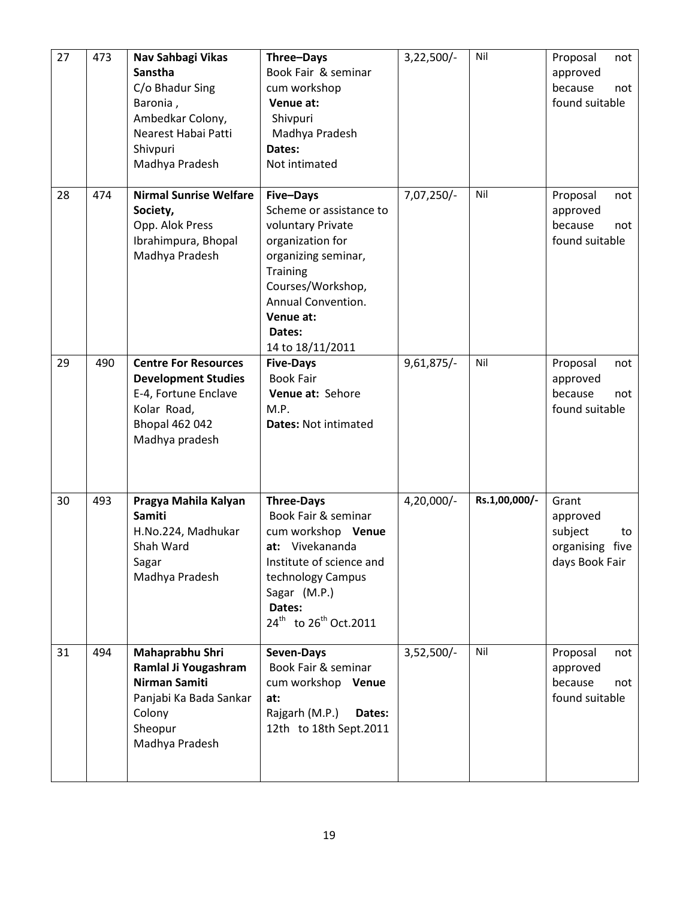| 27 | 473 | **Nav Sahbagi Vikas Sanstha** C/o Bhadur Sing Baronia , Ambedkar Colony, Nearest Habai Patti Shivpuri Madhya Pradesh | **Three–Days** Book Fair & seminar cum workshop **Venue at:** Shivpuri Madhya Pradesh **Dates:** Not intimated | 3,22,500/- | Nil | Proposal not approved because not found suitable |
|---|---|---|---|---|---|---|
| 28 | 474 | **Nirmal Sunrise Welfare Society,** Opp. Alok Press Ibrahimpura, Bhopal Madhya Pradesh | **Five–Days** Scheme or assistance to voluntary Private organization for organizing seminar, Training Courses/Workshop, Annual Convention. **Venue at:** **Dates:** 14 to 18/11/2011 | 7,07,250/- | Nil | Proposal not approved because not found suitable |
| 29 | 490 | **Centre For Resources Development Studies** E-4, Fortune Enclave Kolar Road, Bhopal 462 042 Madhya pradesh | **Five-Days** Book Fair **Venue at:** Sehore M.P. **Dates:** Not intimated | 9,61,875/- | Nil | Proposal not approved because not found suitable |
| 30 | 493 | **Pragya Mahila Kalyan Samiti** H.No.224, Madhukar Shah Ward Sagar Madhya Pradesh | **Three-Days** Book Fair & seminar cum workshop **Venue at:** Vivekananda Institute of science and technology Campus Sagar (M.P.) **Dates:** 24th to 26th Oct.2011 | 4,20,000/- | **Rs.1,00,000/-** | Grant approved subject to organising five days Book Fair |
| 31 | 494 | **Mahaprabhu Shri Ramlal Ji Yougashram Nirman Samiti** Panjabi Ka Bada Sankar Colony Sheopur Madhya Pradesh | **Seven-Days** Book Fair & seminar cum workshop **Venue at:** Rajgarh (M.P.) **Dates:** 12th to 18th Sept.2011 | 3,52,500/- | Nil | Proposal not approved because not found suitable |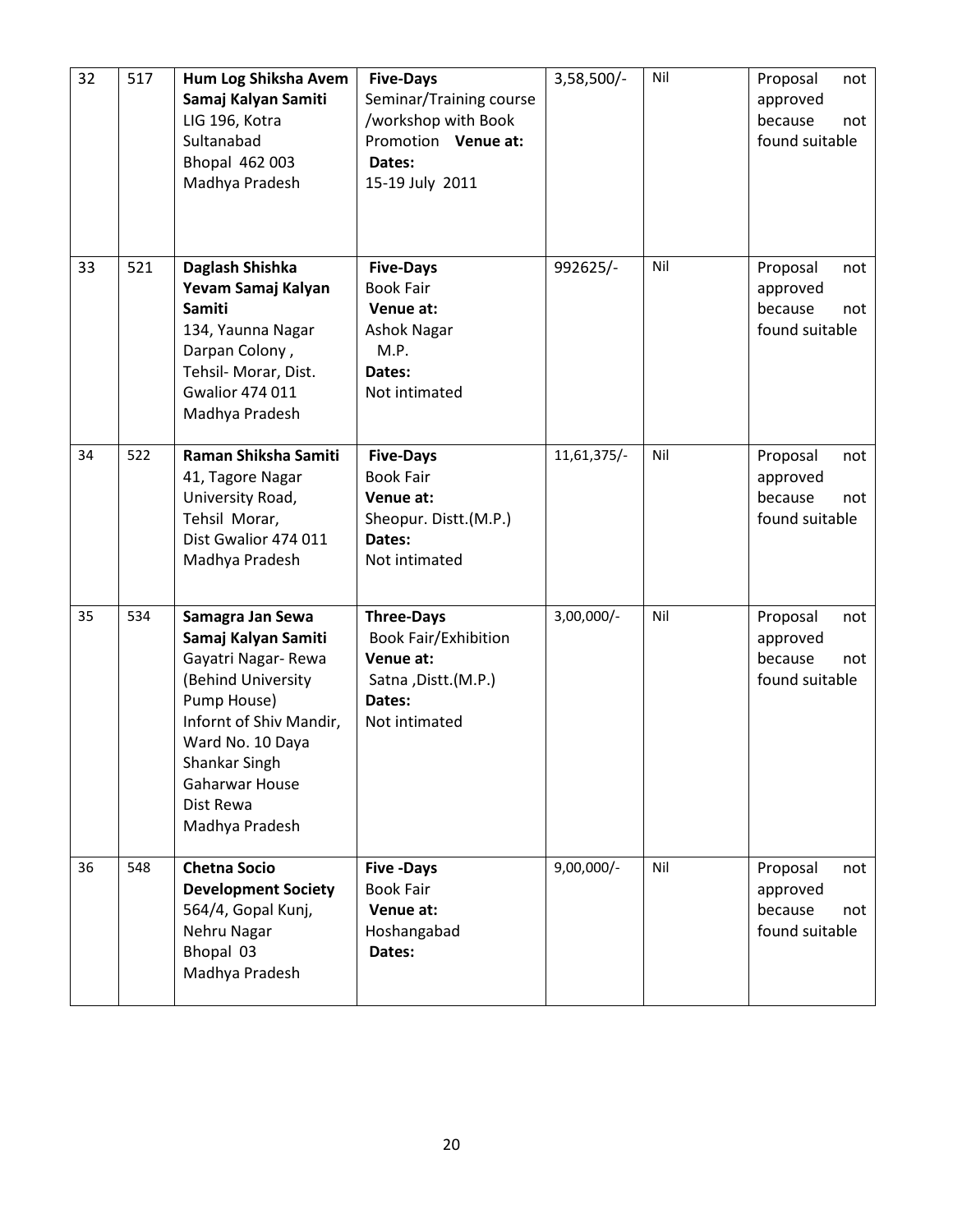| 32 | 517 | **Hum Log Shiksha Avem Samaj Kalyan Samiti** LIG 196, Kotra Sultanabad Bhopal 462 003 Madhya Pradesh | **Five-Days** Seminar/Training course /workshop with Book Promotion **Venue at:** **Dates:** 15-19 July 2011 | 3,58,500/- | Nil | Proposal not approved because not found suitable |
|---|---|---|---|---|---|---|
| 33 | 521 | **Daglash Shishka Yevam Samaj Kalyan Samiti** 134, Yaunna Nagar Darpan Colony , Tehsil- Morar, Dist. Gwalior 474 011 Madhya Pradesh | **Five-Days** Book Fair **Venue at:** Ashok Nagar M.P. **Dates:** Not intimated | 992625/- | Nil | Proposal not approved because not found suitable |
| 34 | 522 | **Raman Shiksha Samiti** 41, Tagore Nagar University Road, Tehsil Morar, Dist Gwalior 474 011 Madhya Pradesh | **Five-Days** Book Fair **Venue at:** Sheopur. Distt.(M.P.) **Dates:** Not intimated | 11,61,375/- | Nil | Proposal not approved because not found suitable |
| 35 | 534 | **Samagra Jan Sewa Samaj Kalyan Samiti** Gayatri Nagar- Rewa (Behind University Pump House) Infornt of Shiv Mandir, Ward No. 10 Daya Shankar Singh Gaharwar House Dist Rewa Madhya Pradesh | **Three-Days** Book Fair/Exhibition **Venue at:** Satna ,Distt.(M.P.) **Dates:** Not intimated | 3,00,000/- | Nil | Proposal not approved because not found suitable |
| 36 | 548 | **Chetna Socio Development Society** 564/4, Gopal Kunj, Nehru Nagar Bhopal 03 Madhya Pradesh | **Five -Days** Book Fair **Venue at:** Hoshangabad **Dates:** | 9,00,000/- | Nil | Proposal not approved because not found suitable |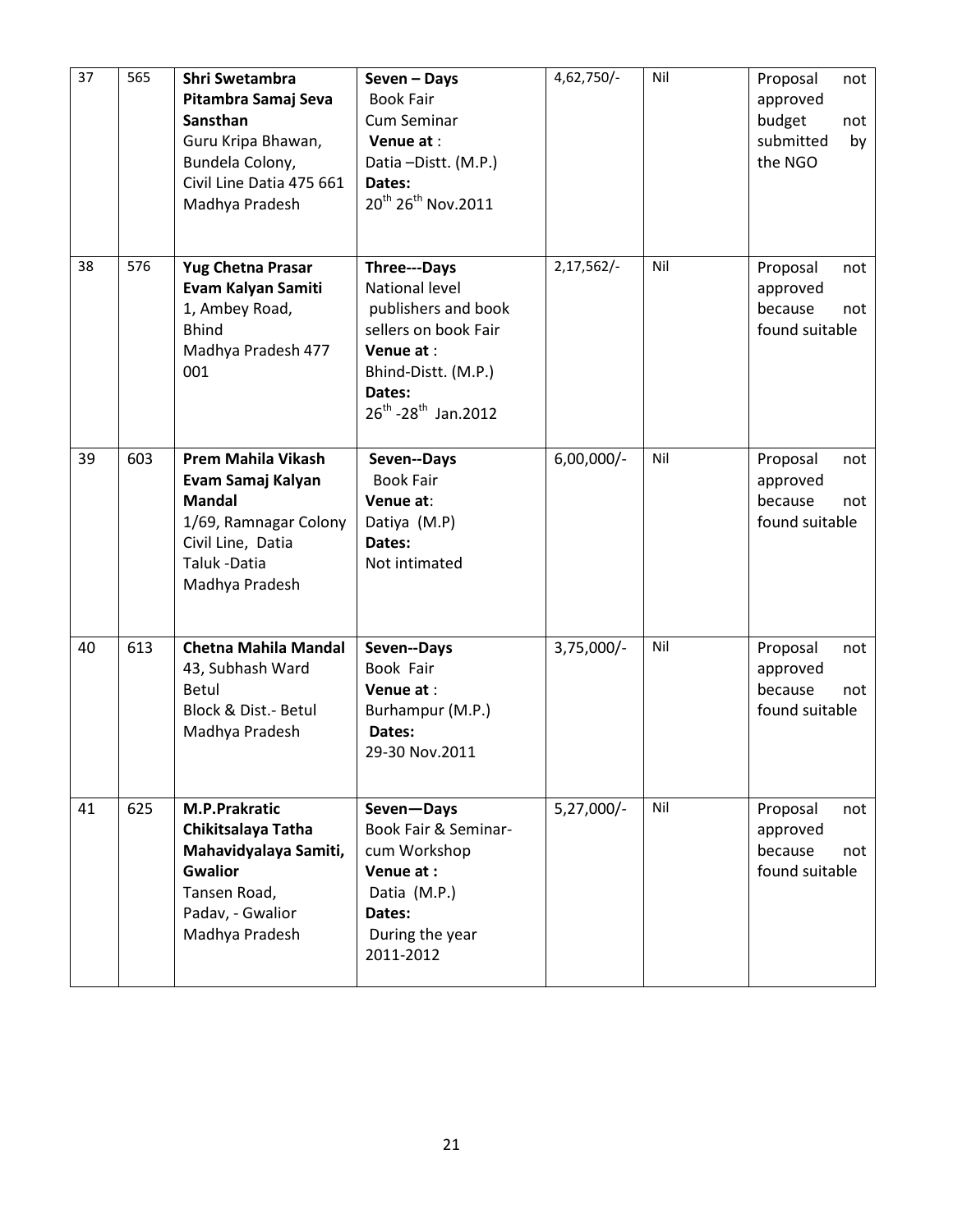| 37 | 565 | **Shri Swetambra Pitambra Samaj Seva Sansthan** Guru Kripa Bhawan, Bundela Colony, Civil Line Datia 475 661 Madhya Pradesh | **Seven – Days** Book Fair Cum Seminar **Venue at** : Datia –Distt. (M.P.) **Dates:** 20th 26th Nov.2011 | 4,62,750/- | Nil | Proposal not approved budget not submitted by the NGO |
|---|---|---|---|---|---|---|
| 38 | 576 | **Yug Chetna Prasar Evam Kalyan Samiti** 1, Ambey Road, Bhind Madhya Pradesh 477 001 | **Three---Days** National level publishers and book sellers on book Fair **Venue at** : Bhind-Distt. (M.P.) **Dates:** 26th -28th Jan.2012 | 2,17,562/- | Nil | Proposal not approved because not found suitable |
| 39 | 603 | **Prem Mahila Vikash Evam Samaj Kalyan Mandal** 1/69, Ramnagar Colony Civil Line, Datia Taluk -Datia Madhya Pradesh | **Seven--Days** Book Fair **Venue at**: Datiya (M.P) **Dates:** Not intimated | 6,00,000/- | Nil | Proposal not approved because not found suitable |
| 40 | 613 | **Chetna Mahila Mandal** 43, Subhash Ward Betul Block & Dist.- Betul Madhya Pradesh | **Seven--Days** Book Fair **Venue at** : Burhampur (M.P.) **Dates:** 29-30 Nov.2011 | 3,75,000/- | Nil | Proposal not approved because not found suitable |
| 41 | 625 | **M.P.Prakratic Chikitsalaya Tatha Mahavidyalaya Samiti, Gwalior** Tansen Road, Padav, - Gwalior Madhya Pradesh | **Seven—Days** Book Fair & Seminar-cum Workshop **Venue at :** Datia (M.P.) **Dates:** During the year 2011-2012 | 5,27,000/- | Nil | Proposal not approved because not found suitable |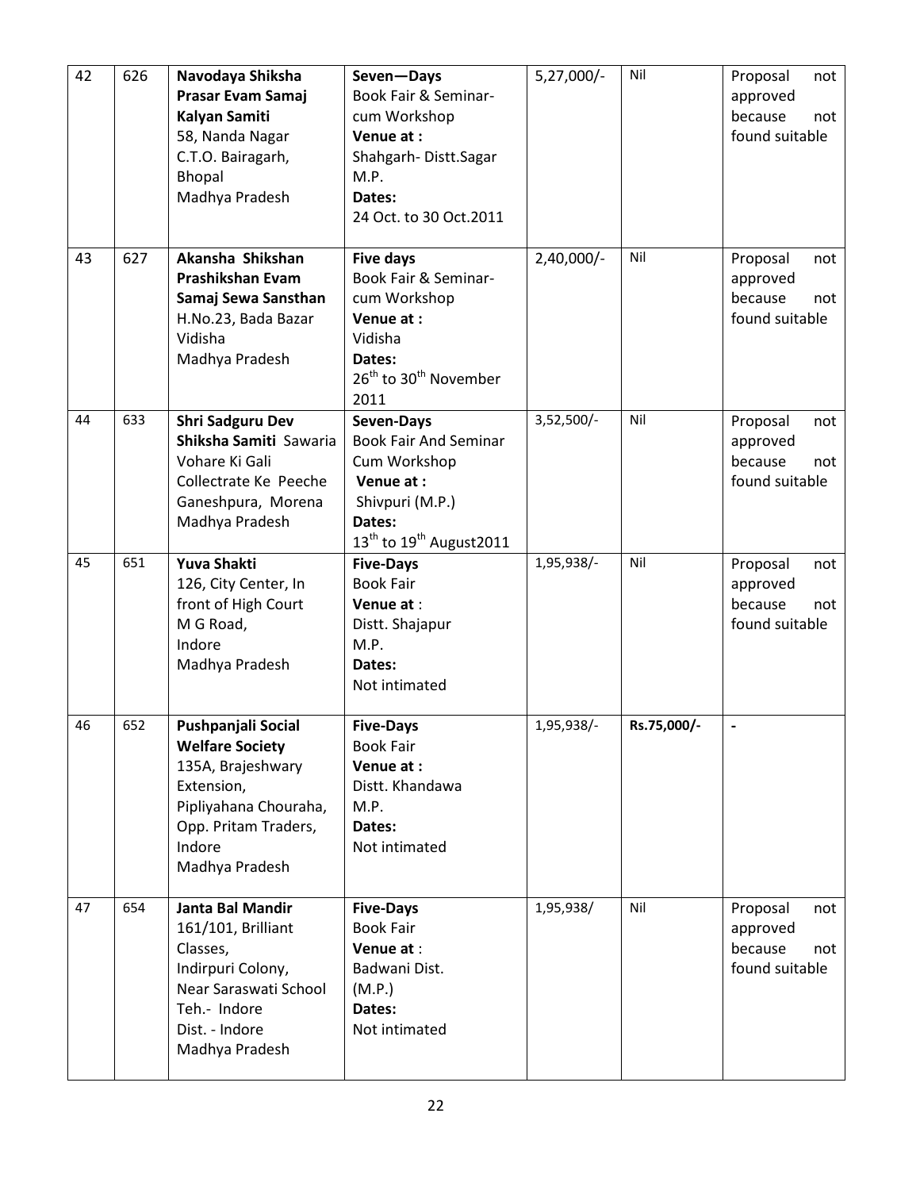| 42 | 626 | **Navodaya Shiksha Prasar Evam Samaj Kalyan Samiti** 58, Nanda Nagar C.T.O. Bairagarh, Bhopal Madhya Pradesh | **Seven—Days** Book Fair & Seminar-cum Workshop **Venue at :** Shahgarh- Distt.Sagar M.P. **Dates:** 24 Oct. to 30 Oct.2011 | 5,27,000/- | Nil | Proposal not approved because not found suitable |
|---|---|---|---|---|---|---|
| 43 | 627 | **Akansha Shikshan Prashikshan Evam Samaj Sewa Sansthan** H.No.23, Bada Bazar Vidisha Madhya Pradesh | **Five days** Book Fair & Seminar-cum Workshop **Venue at :** Vidisha **Dates:** 26th to 30th November 2011 | 2,40,000/- | Nil | Proposal not approved because not found suitable |
| 44 | 633 | **Shri Sadguru Dev Shiksha Samiti** Sawaria Vohare Ki Gali Collectrate Ke Peeche Ganeshpura, Morena Madhya Pradesh | **Seven-Days** Book Fair And Seminar Cum Workshop **Venue at :** Shivpuri (M.P.) **Dates:** 13th to 19th August2011 | 3,52,500/- | Nil | Proposal not approved because not found suitable |
| 45 | 651 | **Yuva Shakti** 126, City Center, In front of High Court M G Road, Indore Madhya Pradesh | **Five-Days** Book Fair **Venue at** : Distt. Shajapur M.P. **Dates:** Not intimated | 1,95,938/- | Nil | Proposal not approved because not found suitable |
| 46 | 652 | **Pushpanjali Social Welfare Society** 135A, Brajeshwary Extension, Pipliyahana Chouraha, Opp. Pritam Traders, Indore Madhya Pradesh | **Five-Days** Book Fair **Venue at :** Distt. Khandawa M.P. **Dates:** Not intimated | 1,95,938/- | **Rs.75,000/-** | - |
| 47 | 654 | **Janta Bal Mandir** 161/101, Brilliant Classes, Indirpuri Colony, Near Saraswati School Teh.- Indore Dist. - Indore Madhya Pradesh | **Five-Days** Book Fair **Venue at** : Badwani Dist. (M.P.) **Dates:** Not intimated | 1,95,938/ | Nil | Proposal not approved because not found suitable |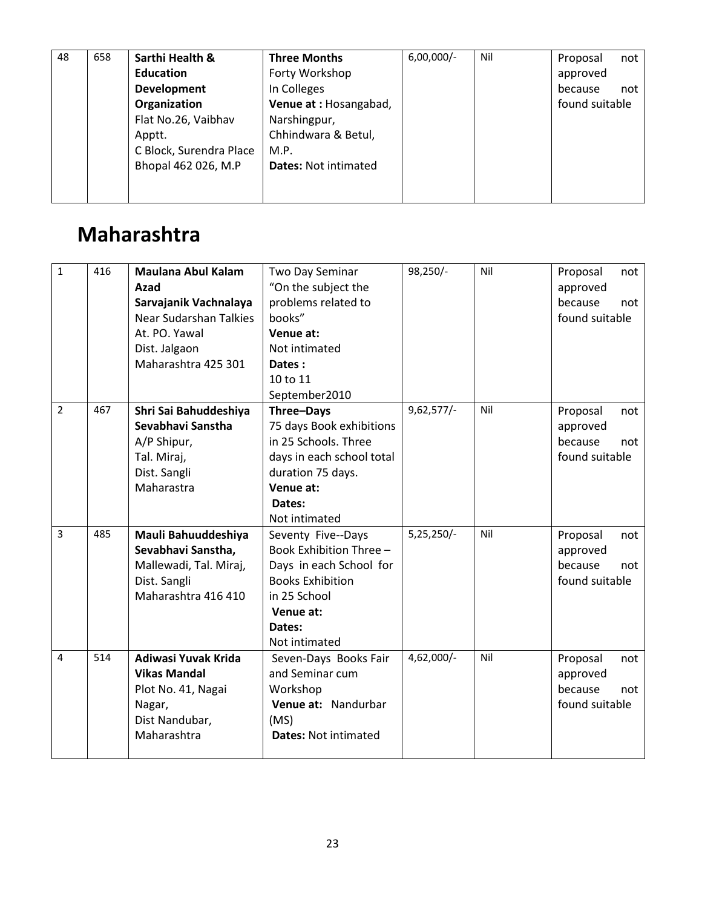| 48 | 658 | **Sarthi Health & Education Development Organization** Flat No.26, Vaibhav Apptt. C Block, Surendra Place Bhopal 462 026, M.P | **Three Months** Forty Workshop In Colleges **Venue at :** Hosangabad, Narshingpur, Chhindwara & Betul, M.P. **Dates:** Not intimated | 6,00,000/- | Nil | Proposal not approved because not found suitable |
|---|---|---|---|---|---|---|

# Maharashtra

| 1 | 416 | **Maulana Abul Kalam Azad Sarvajanik Vachnalaya** Near Sudarshan Talkies At. PO. Yawal Dist. Jalgaon Maharashtra 425 301 | Two Day Seminar "On the subject the problems related to books" **Venue at:** Not intimated **Dates :** 10 to 11 September2010 | 98,250/- | Nil | Proposal not approved because not found suitable |
|---|---|---|---|---|---|---|
| 2 | 467 | **Shri Sai Bahuddeshiya Sevabhavi Sanstha** A/P Shipur, Tal. Miraj, Dist. Sangli Maharastra | **Three–Days** 75 days Book exhibitions in 25 Schools. Three days in each school total duration 75 days. **Venue at:** **Dates:** Not intimated | 9,62,577/- | Nil | Proposal not approved because not found suitable |
| 3 | 485 | **Mauli Bahuuddeshiya Sevabhavi Sanstha,** Mallewadi, Tal. Miraj, Dist. Sangli Maharashtra 416 410 | Seventy Five--Days Book Exhibition Three – Days in each School for Books Exhibition in 25 School **Venue at:** **Dates:** Not intimated | 5,25,250/- | Nil | Proposal not approved because not found suitable |
| 4 | 514 | **Adiwasi Yuvak Krida Vikas Mandal** Plot No. 41, Nagai Nagar, Dist Nandubar, Maharashtra | Seven-Days Books Fair and Seminar cum Workshop **Venue at:** Nandurbar (MS) **Dates:** Not intimated | 4,62,000/- | Nil | Proposal not approved because not found suitable |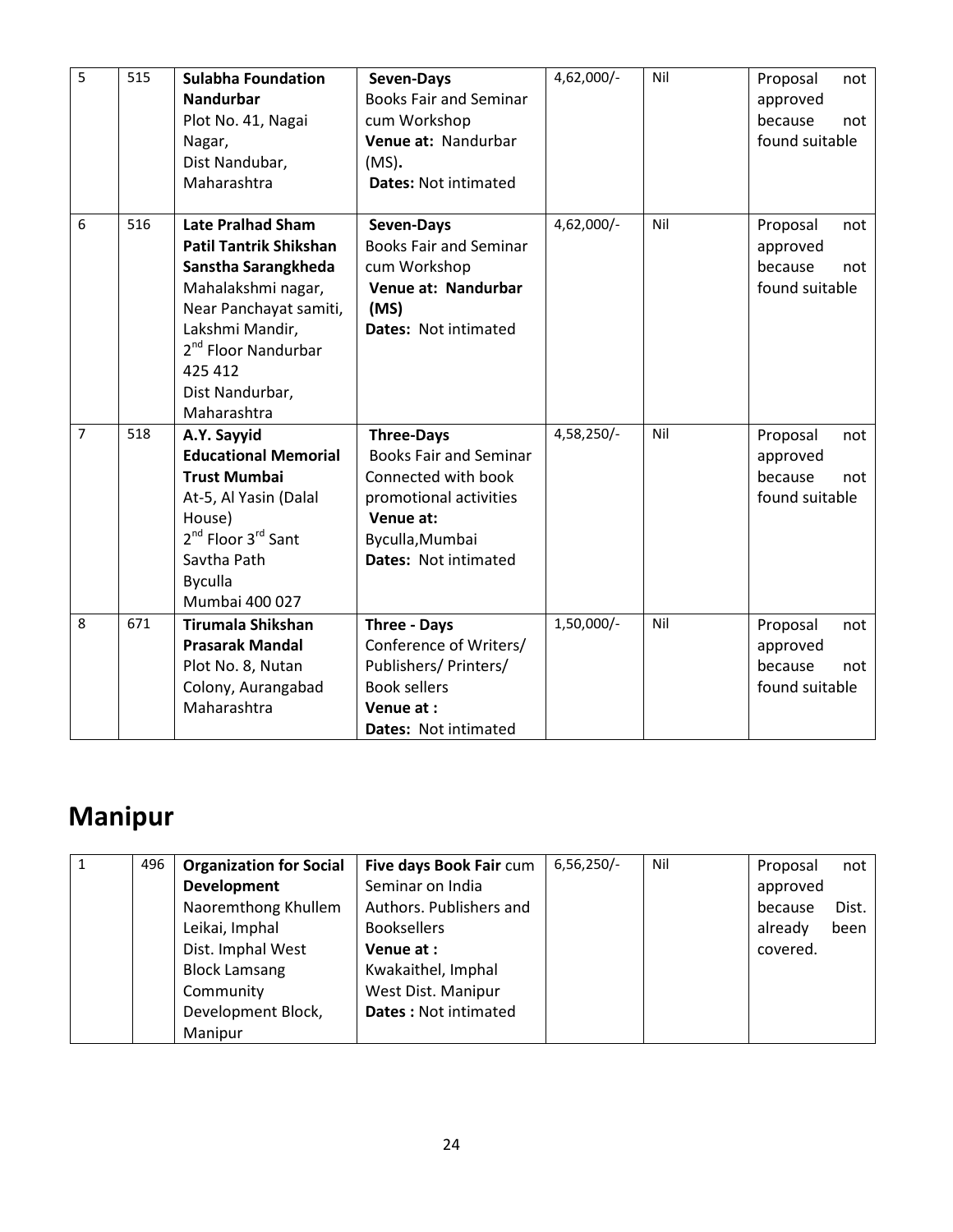| 5 | 515 | **Sulabha Foundation Nandurbar** Plot No. 41, Nagai Nagar, Dist Nandubar, Maharashtra | **Seven-Days** Books Fair and Seminar cum Workshop **Venue at:** Nandurbar (MS)**.** **Dates:** Not intimated | 4,62,000/- | Nil | Proposal not approved because not found suitable |
|---|---|---|---|---|---|---|
| 6 | 516 | **Late Pralhad Sham Patil Tantrik Shikshan Sanstha Sarangkheda** Mahalakshmi nagar, Near Panchayat samiti, Lakshmi Mandir, 2nd Floor Nandurbar 425 412 Dist Nandurbar, Maharashtra | **Seven-Days** Books Fair and Seminar cum Workshop **Venue at: Nandurbar (MS)** **Dates:** Not intimated | 4,62,000/- | Nil | Proposal not approved because not found suitable |
| 7 | 518 | **A.Y. Sayyid Educational Memorial Trust Mumbai** At-5, Al Yasin (Dalal House) 2nd Floor 3rd Sant Savtha Path Byculla Mumbai 400 027 | **Three-Days** Books Fair and Seminar Connected with book promotional activities **Venue at:** Byculla,Mumbai **Dates:** Not intimated | 4,58,250/- | Nil | Proposal not approved because not found suitable |
| 8 | 671 | **Tirumala Shikshan Prasarak Mandal** Plot No. 8, Nutan Colony, Aurangabad Maharashtra | **Three - Days** Conference of Writers/ Publishers/ Printers/ Book sellers **Venue at :** **Dates:** Not intimated | 1,50,000/- | Nil | Proposal not approved because not found suitable |

# Manipur

| 1 | 496 | **Organization for Social Development** Naoremthong Khullem Leikai, Imphal Dist. Imphal West Block Lamsang Community Development Block, Manipur | **Five days Book Fair** cum Seminar on India Authors. Publishers and Booksellers **Venue at :** Kwakaithel, Imphal West Dist. Manipur **Dates :** Not intimated | 6,56,250/- | Nil | Proposal not approved because Dist. already been covered. |
|---|---|---|---|---|---|---|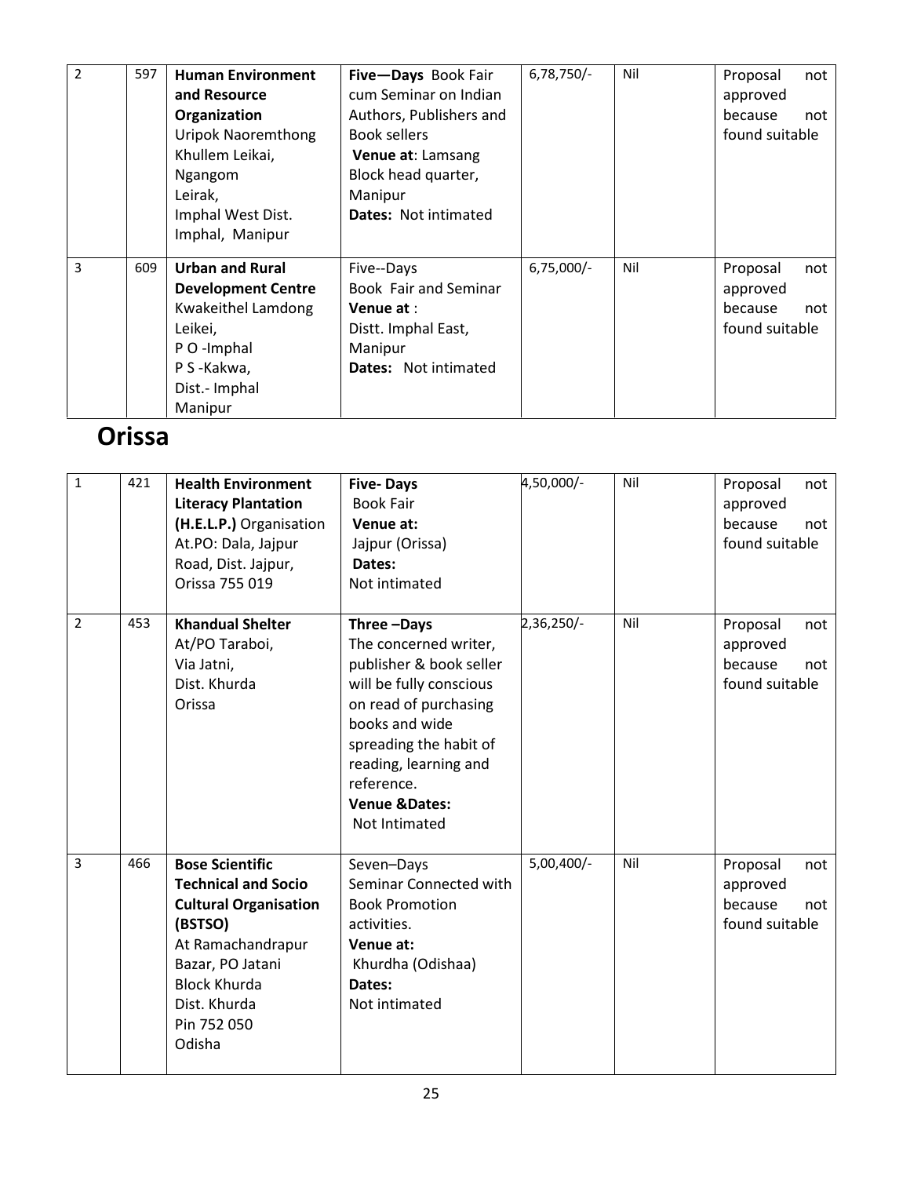| | | | | | | |
|---|---|---|---|---|---|---|
| 2 | 597 | **Human Environment and Resource Organization** Uripok Naoremthong Khullem Leikai, Ngangom Leirak, Imphal West Dist. Imphal, Manipur | **Five—Days** Book Fair cum Seminar on Indian Authors, Publishers and Book sellers **Venue at**: Lamsang Block head quarter, Manipur **Dates:** Not intimated | 6,78,750/- | Nil | Proposal not approved because not found suitable |
| 3 | 609 | **Urban and Rural Development Centre** Kwakeithel Lamdong Leikei, P O -Imphal P S -Kakwa, Dist.- Imphal Manipur | Five--Days Book Fair and Seminar **Venue at** : Distt. Imphal East, Manipur **Dates:** Not intimated | 6,75,000/- | Nil | Proposal not approved because not found suitable |

# Orissa

| | | | | | | |
|---|---|---|---|---|---|---|
| 1 | 421 | **Health Environment Literacy Plantation (H.E.L.P.)** Organisation At.PO: Dala, Jajpur Road, Dist. Jajpur, Orissa 755 019 | **Five- Days** Book Fair **Venue at:** Jajpur (Orissa) **Dates:** Not intimated | 4,50,000/- | Nil | Proposal not approved because not found suitable |
| 2 | 453 | **Khandual Shelter** At/PO Taraboi, Via Jatni, Dist. Khurda Orissa | **Three –Days** The concerned writer, publisher & book seller will be fully conscious on read of purchasing books and wide spreading the habit of reading, learning and reference. **Venue &Dates:** Not Intimated | 2,36,250/- | Nil | Proposal not approved because not found suitable |
| 3 | 466 | **Bose Scientific Technical and Socio Cultural Organisation (BSTSO)** At Ramachandrapur Bazar, PO Jatani Block Khurda Dist. Khurda Pin 752 050 Odisha | Seven–Days Seminar Connected with Book Promotion activities. **Venue at:** Khurdha (Odishaa) **Dates:** Not intimated | 5,00,400/- | Nil | Proposal not approved because not found suitable |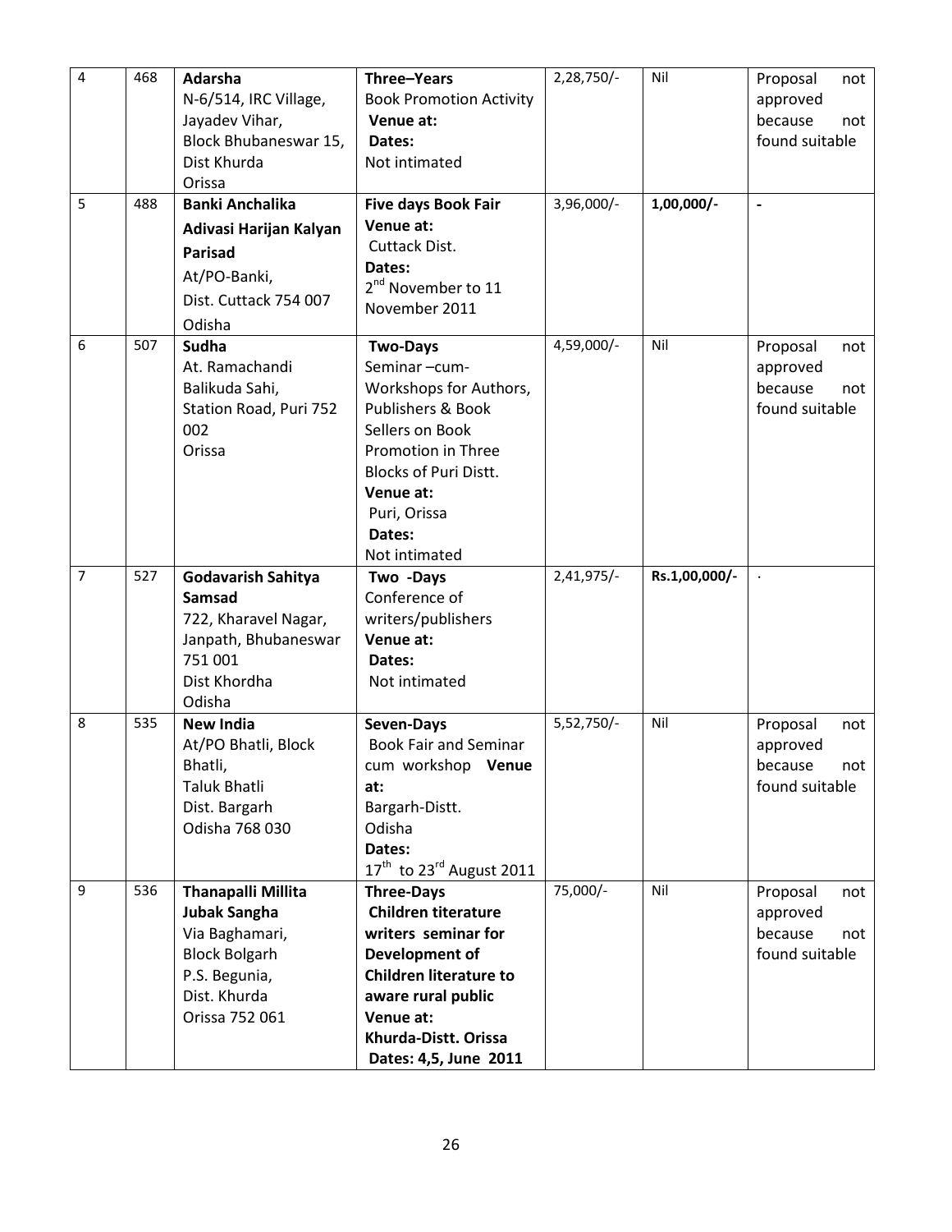| 4 | 468 | **Adarsha**<br>N-6/514, IRC Village,<br>Jayadev Vihar,<br>Block Bhubaneswar 15,<br>Dist Khurda<br>Orissa | **Three–Years**<br>Book Promotion Activity<br>**Venue at:**<br>**Dates:**<br>Not intimated | 2,28,750/- | Nil | Proposal not approved because not found suitable |
|---|---|---|---|---|---|---|
| 5 | 488 | **Banki Anchalika Adivasi Harijan Kalyan Parisad**<br>At/PO-Banki,<br>Dist. Cuttack 754 007<br>Odisha | **Five days Book Fair**<br>**Venue at:**<br>Cuttack Dist.<br>**Dates:**<br>2nd November to 11 November 2011 | 3,96,000/- | **1,00,000/-** | **-** |
| 6 | 507 | **Sudha**<br>At. Ramachandi<br>Balikuda Sahi,<br>Station Road, Puri 752 002<br>Orissa | **Two-Days**<br>Seminar –cum-Workshops for Authors, Publishers & Book Sellers on Book Promotion in Three Blocks of Puri Distt.<br>**Venue at:**<br>Puri, Orissa<br>**Dates:**<br>Not intimated | 4,59,000/- | Nil | Proposal not approved because not found suitable |
| 7 | 527 | **Godavarish Sahitya Samsad**<br>722, Kharavel Nagar,<br>Janpath, Bhubaneswar 751 001<br>Dist Khordha<br>Odisha | **Two -Days**<br>Conference of writers/publishers<br>**Venue at:**<br>**Dates:**<br>Not intimated | 2,41,975/- | **Rs.1,00,000/-** | . |
| 8 | 535 | **New India**<br>At/PO Bhatli, Block Bhatli,<br>Taluk Bhatli<br>Dist. Bargarh<br>Odisha 768 030 | **Seven-Days**<br>Book Fair and Seminar cum workshop **Venue at:**<br>Bargarh-Distt.<br>Odisha<br>**Dates:**<br>17th to 23rd August 2011 | 5,52,750/- | Nil | Proposal not approved because not found suitable |
| 9 | 536 | **Thanapalli Millita Jubak Sangha**<br>Via Baghamari,<br>Block Bolgarh<br>P.S. Begunia,<br>Dist. Khurda<br>Orissa 752 061 | **Three-Days**<br>**Children titerature writers seminar for Development of Children literature to aware rural public**<br>**Venue at:**<br>**Khurda-Distt. Orissa**<br>**Dates: 4,5, June 2011** | 75,000/- | Nil | Proposal not approved because not found suitable |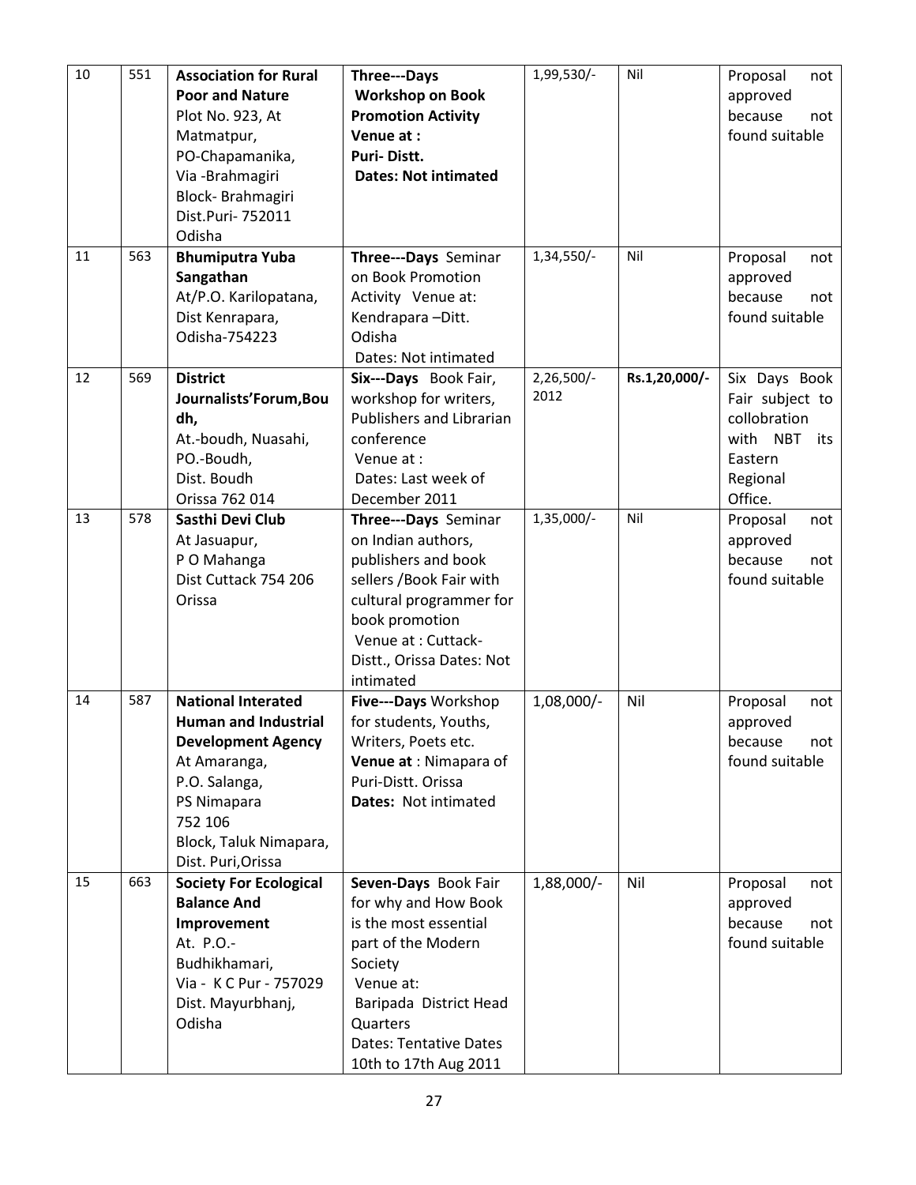| 10 | 551 | **Association for Rural Poor and Nature** Plot No. 923, At Matmatpur, PO-Chapamanika, Via -Brahmagiri Block- Brahmagiri Dist.Puri- 752011 Odisha | **Three---Days Workshop on Book Promotion Activity Venue at : Puri- Distt. Dates: Not intimated** | 1,99,530/- | Nil | Proposal not approved because not found suitable |
|---|---|---|---|---|---|---|
| 11 | 563 | **Bhumiputra Yuba Sangathan** At/P.O. Karilopatana, Dist Kenrapara, Odisha-754223 | **Three---Days** Seminar on Book Promotion Activity Venue at: Kendrapara –Ditt. Odisha Dates: Not intimated | 1,34,550/- | Nil | Proposal not approved because not found suitable |
| 12 | 569 | **District Journalists'Forum,Boudh,** At.-boudh, Nuasahi, PO.-Boudh, Dist. Boudh Orissa 762 014 | **Six---Days** Book Fair, workshop for writers, Publishers and Librarian conference Venue at : Dates: Last week of December 2011 | 2,26,500/- 2012 | **Rs.1,20,000/-** | Six Days Book Fair subject to collobration with NBT its Eastern Regional Office. |
| 13 | 578 | **Sasthi Devi Club** At Jasuapur, P O Mahanga Dist Cuttack 754 206 Orissa | **Three---Days** Seminar on Indian authors, publishers and book sellers /Book Fair with cultural programmer for book promotion Venue at : Cuttack-Distt., Orissa Dates: Not intimated | 1,35,000/- | Nil | Proposal not approved because not found suitable |
| 14 | 587 | **National Interated Human and Industrial Development Agency** At Amaranga, P.O. Salanga, PS Nimapara 752 106 Block, Taluk Nimapara, Dist. Puri,Orissa | **Five---Days** Workshop for students, Youths, Writers, Poets etc. **Venue at** : Nimapara of Puri-Distt. Orissa **Dates:** Not intimated | 1,08,000/- | Nil | Proposal not approved because not found suitable |
| 15 | 663 | **Society For Ecological Balance And Improvement** At. P.O.- Budhikhamari, Via - K C Pur - 757029 Dist. Mayurbhanj, Odisha | **Seven-Days** Book Fair for why and How Book is the most essential part of the Modern Society Venue at: Baripada District Head Quarters Dates: Tentative Dates 10th to 17th Aug 2011 | 1,88,000/- | Nil | Proposal not approved because not found suitable |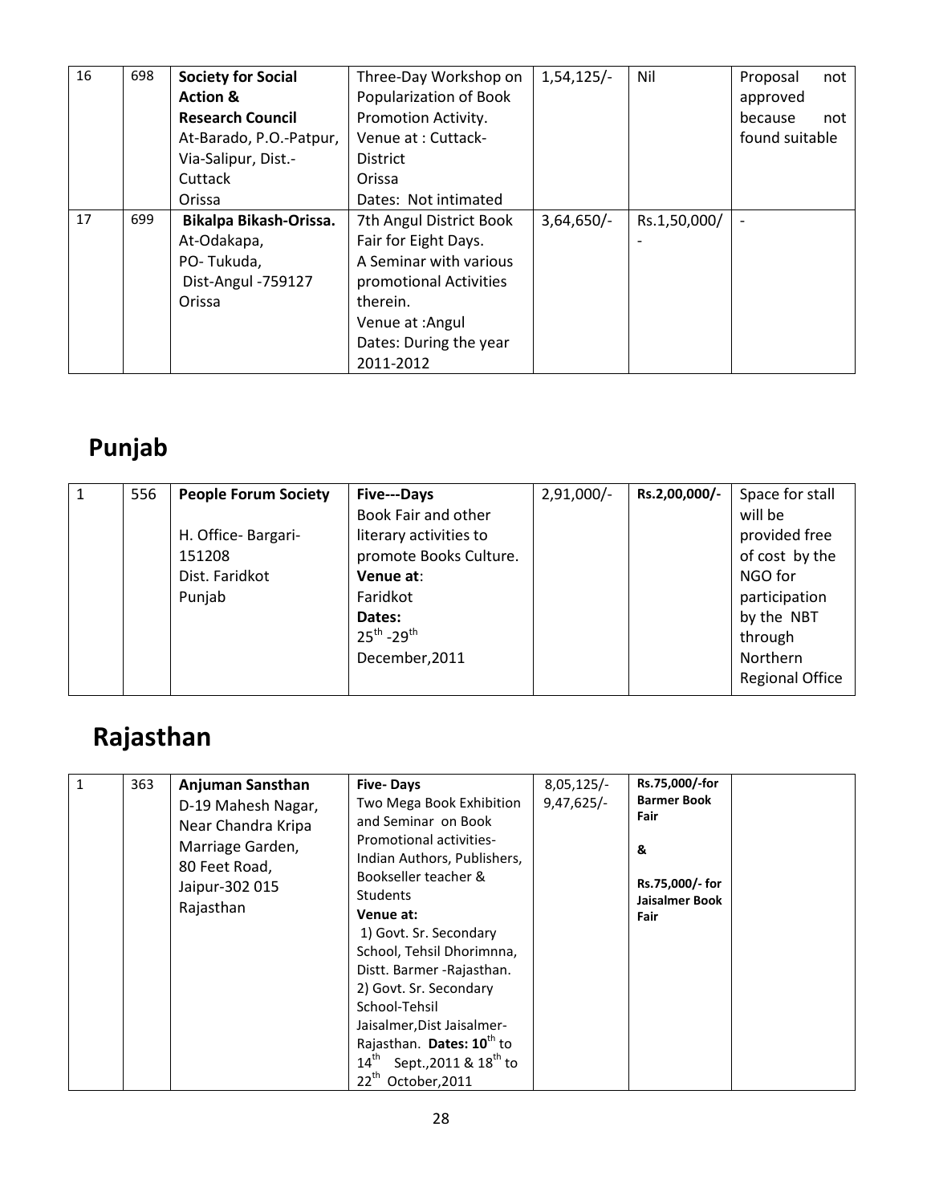| 16 | 698 | **Society for Social Action & Research Council** At-Barado, P.O.-Patpur, Via-Salipur, Dist.-Cuttack Orissa | Three-Day Workshop on Popularization of Book Promotion Activity. Venue at : Cuttack-District Orissa Dates: Not intimated | 1,54,125/- | Nil | Proposal not approved because not found suitable |
|---|---|---|---|---|---|---|
| 17 | 699 | **Bikalpa Bikash-Orissa.** At-Odakapa, PO- Tukuda, Dist-Angul -759127 Orissa | 7th Angul District Book Fair for Eight Days. A Seminar with various promotional Activities therein. Venue at :Angul Dates: During the year 2011-2012 | 3,64,650/- | Rs.1,50,000/- | - |

## Punjab

| 1 | 556 | **People Forum Society** H. Office- Bargari-151208 Dist. Faridkot Punjab | **Five---Days** Book Fair and other literary activities to promote Books Culture. **Venue at**: Faridkot **Dates:** 25th -29th December,2011 | 2,91,000/- | **Rs.2,00,000/-** | Space for stall will be provided free of cost by the NGO for participation by the NBT through Northern Regional Office |
|---|---|---|---|---|---|---|

## Rajasthan

| 1 | 363 | **Anjuman Sansthan** D-19 Mahesh Nagar, Near Chandra Kripa Marriage Garden, 80 Feet Road, Jaipur-302 015 Rajasthan | **Five- Days** Two Mega Book Exhibition and Seminar on Book Promotional activities- Indian Authors, Publishers, Bookseller teacher & Students **Venue at:** 1) Govt. Sr. Secondary School, Tehsil Dhorimnna, Distt. Barmer -Rajasthan. 2) Govt. Sr. Secondary School-Tehsil Jaisalmer,Dist Jaisalmer-Rajasthan. **Dates: 10th** to 14th Sept.,2011 & 18th to 22th October,2011 | 8,05,125/- 9,47,625/- | **Rs.75,000/-for Barmer Book Fair & Rs.75,000/- for Jaisalmer Book Fair** | |
|---|---|---|---|---|---|---|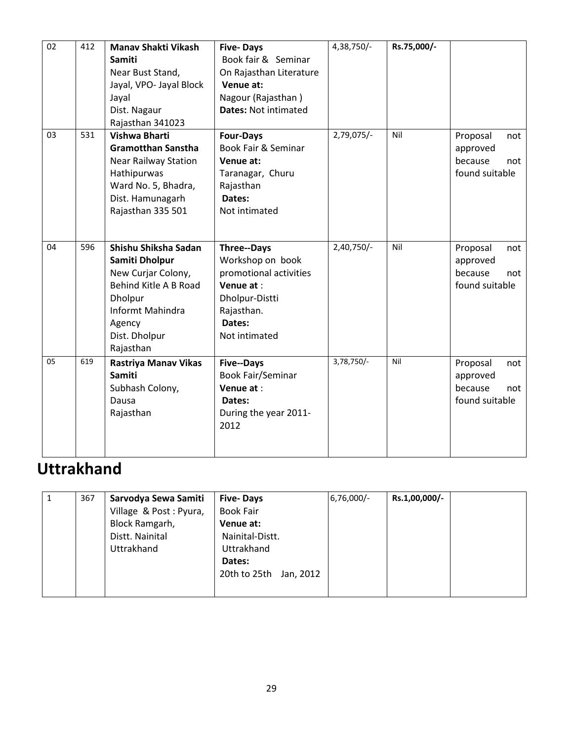| | | | | | | |
|---|---|---|---|---|---|---|
| 02 | 412 | **Manav Shakti Vikash Samiti** Near Bust Stand, Jayal, VPO- Jayal Block Jayal Dist. Nagaur Rajasthan 341023 | **Five- Days** Book fair & Seminar On Rajasthan Literature **Venue at:** Nagour (Rajasthan ) **Dates:** Not intimated | 4,38,750/- | **Rs.75,000/-** | |
| 03 | 531 | **Vishwa Bharti Gramotthan Sanstha** Near Railway Station Hathipurwas Ward No. 5, Bhadra, Dist. Hamunagarh Rajasthan 335 501 | **Four-Days** Book Fair & Seminar **Venue at:** Taranagar, Churu Rajasthan **Dates:** Not intimated | 2,79,075/- | Nil | Proposal not approved because not found suitable |
| 04 | 596 | **Shishu Shiksha Sadan Samiti Dholpur** New Curjar Colony, Behind Kitle A B Road Dholpur Informt Mahindra Agency Dist. Dholpur Rajasthan | **Three--Days** Workshop on book promotional activities **Venue at** : Dholpur-Distti Rajasthan. **Dates:** Not intimated | 2,40,750/- | Nil | Proposal not approved because not found suitable |
| 05 | 619 | **Rastriya Manav Vikas Samiti** Subhash Colony, Dausa Rajasthan | **Five--Days** Book Fair/Seminar **Venue at** : **Dates:** During the year 2011-2012 | 3,78,750/- | Nil | Proposal not approved because not found suitable |

# Uttrakhand

| | | | | | | |
|---|---|---|---|---|---|---|
| 1 | 367 | **Sarvodya Sewa Samiti** Village & Post : Pyura, Block Ramgarh, Distt. Nainital Uttrakhand | **Five- Days** Book Fair **Venue at:** Nainital-Distt. Uttrakhand **Dates:** 20th to 25th Jan, 2012 | 6,76,000/- | **Rs.1,00,000/-** | |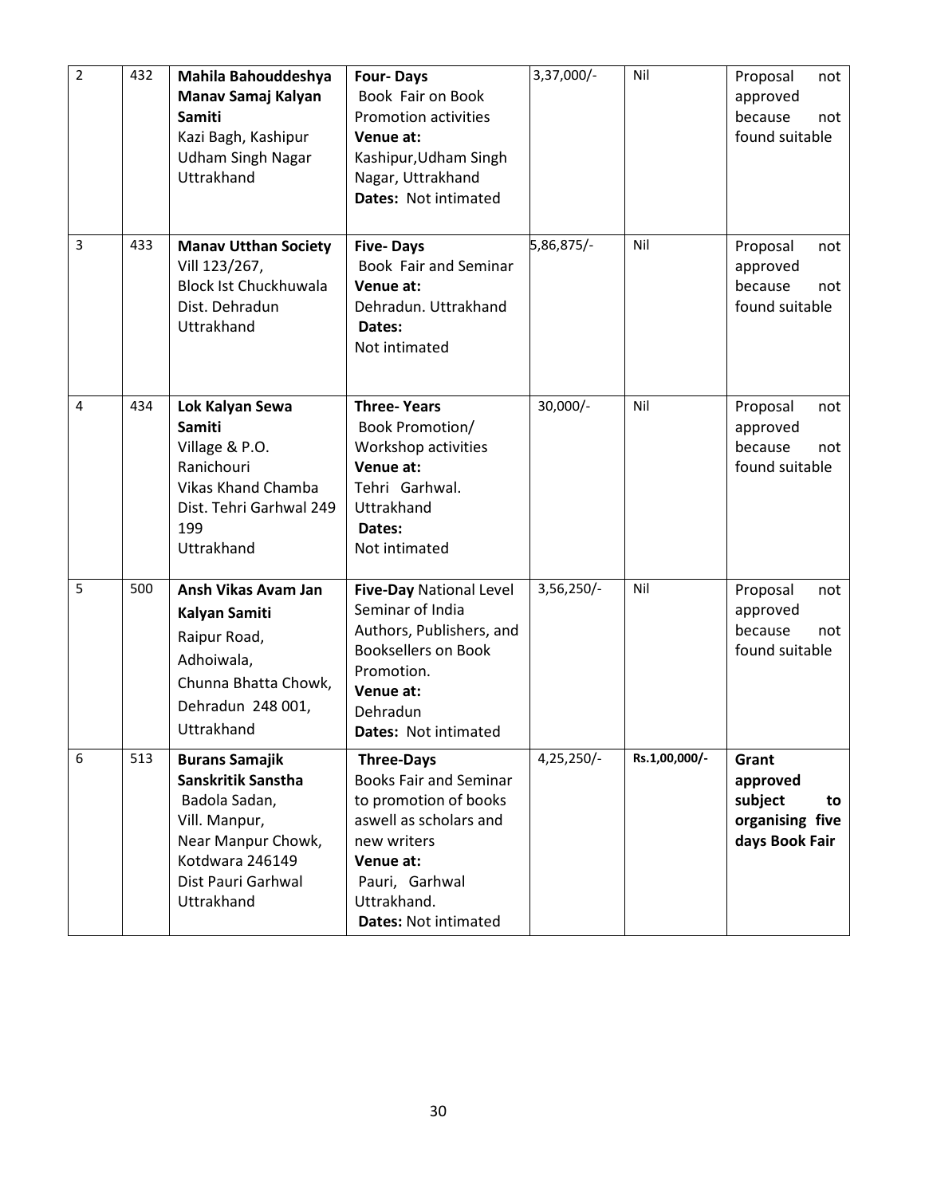| 2 | 432 | **Mahila Bahouddeshya Manav Samaj Kalyan Samiti** Kazi Bagh, Kashipur Udham Singh Nagar Uttrakhand | **Four- Days** Book Fair on Book Promotion activities **Venue at:** Kashipur,Udham Singh Nagar, Uttrakhand **Dates:** Not intimated | 3,37,000/- | Nil | Proposal not approved because not found suitable |
|---|---|---|---|---|---|---|
| 3 | 433 | **Manav Utthan Society** Vill 123/267, Block Ist Chuckhuwala Dist. Dehradun Uttrakhand | **Five- Days** Book Fair and Seminar **Venue at:** Dehradun. Uttrakhand **Dates:** Not intimated | 5,86,875/- | Nil | Proposal not approved because not found suitable |
| 4 | 434 | **Lok Kalyan Sewa Samiti** Village & P.O. Ranichouri Vikas Khand Chamba Dist. Tehri Garhwal 249 199 Uttrakhand | **Three- Years** Book Promotion/ Workshop activities **Venue at:** Tehri Garhwal. Uttrakhand **Dates:** Not intimated | 30,000/- | Nil | Proposal not approved because not found suitable |
| 5 | 500 | **Ansh Vikas Avam Jan Kalyan Samiti** Raipur Road, Adhoiwala, Chunna Bhatta Chowk, Dehradun 248 001, Uttrakhand | **Five-Day** National Level Seminar of India Authors, Publishers, and Booksellers on Book Promotion. **Venue at:** Dehradun **Dates:** Not intimated | 3,56,250/- | Nil | Proposal not approved because not found suitable |
| 6 | 513 | **Burans Samajik Sanskritik Sanstha** Badola Sadan, Vill. Manpur, Near Manpur Chowk, Kotdwara 246149 Dist Pauri Garhwal Uttrakhand | **Three-Days** Books Fair and Seminar to promotion of books aswell as scholars and new writers **Venue at:** Pauri, Garhwal Uttrakhand. **Dates:** Not intimated | 4,25,250/- | **Rs.1,00,000/-** | **Grant approved subject to organising five days Book Fair** |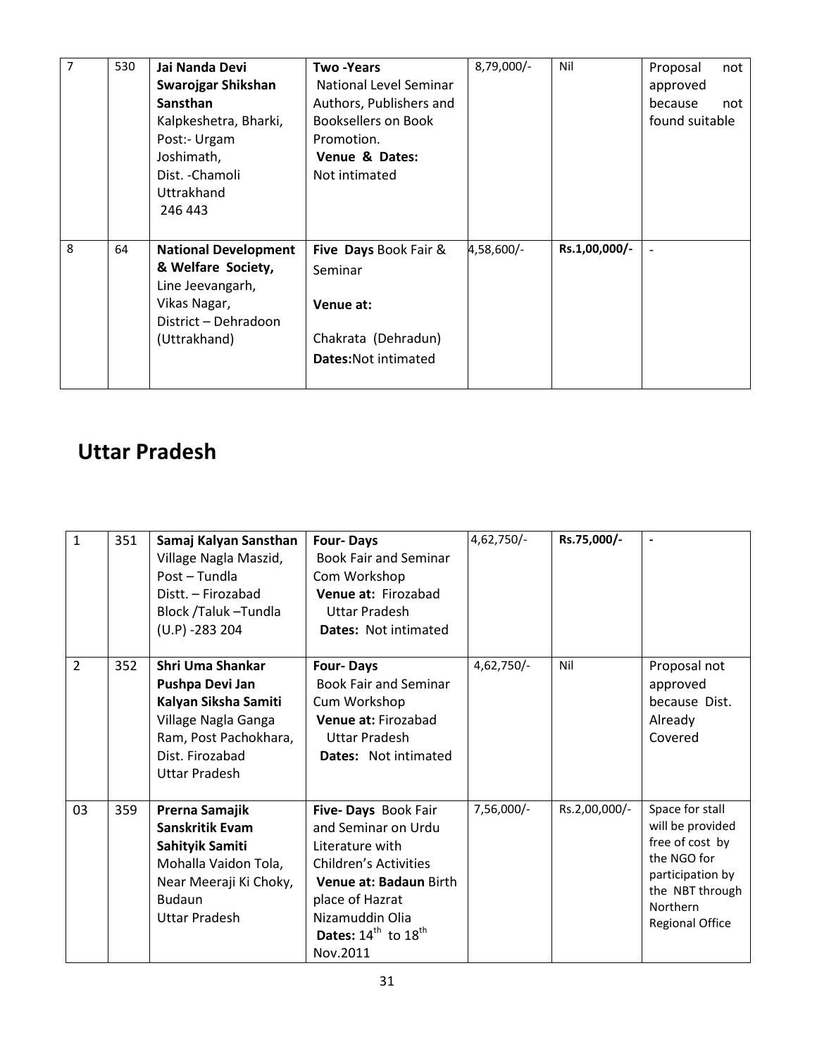| 7 | 530 | **Jai Nanda Devi Swarojgar Shikshan Sansthan** Kalpkeshetra, Bharki, Post:- Urgam Joshimath, Dist. -Chamoli Uttrakhand 246 443 | **Two -Years** National Level Seminar Authors, Publishers and Booksellers on Book Promotion. **Venue & Dates:** Not intimated | 8,79,000/- | Nil | Proposal not approved because not found suitable |
|---|---|---|---|---|---|---|
| 8 | 64 | **National Development & Welfare Society,** Line Jeevangarh, Vikas Nagar, District – Dehradoon (Uttrakhand) | **Five Days** Book Fair & Seminar **Venue at:** Chakrata (Dehradun) **Dates:**Not intimated | 4,58,600/- | **Rs.1,00,000/-** | - |

## Uttar Pradesh

| 1 | 351 | **Samaj Kalyan Sansthan** Village Nagla Maszid, Post – Tundla Distt. – Firozabad Block /Taluk –Tundla (U.P) -283 204 | **Four- Days** Book Fair and Seminar Com Workshop **Venue at:** Firozabad Uttar Pradesh **Dates:** Not intimated | 4,62,750/- | **Rs.75,000/-** | - |
|---|---|---|---|---|---|---|
| 2 | 352 | **Shri Uma Shankar Pushpa Devi Jan Kalyan Siksha Samiti** Village Nagla Ganga Ram, Post Pachokhara, Dist. Firozabad Uttar Pradesh | **Four- Days** Book Fair and Seminar Cum Workshop **Venue at:** Firozabad Uttar Pradesh **Dates:** Not intimated | 4,62,750/- | Nil | Proposal not approved because Dist. Already Covered |
| 03 | 359 | **Prerna Samajik Sanskritik Evam Sahityik Samiti** Mohalla Vaidon Tola, Near Meeraji Ki Choky, Budaun Uttar Pradesh | **Five- Days** Book Fair and Seminar on Urdu Literature with Children's Activities **Venue at: Badaun** Birth place of Hazrat Nizamuddin Olia **Dates:** 14th to 18th Nov.2011 | 7,56,000/- | Rs.2,00,000/- | Space for stall will be provided free of cost by the NGO for participation by the NBT through Northern Regional Office |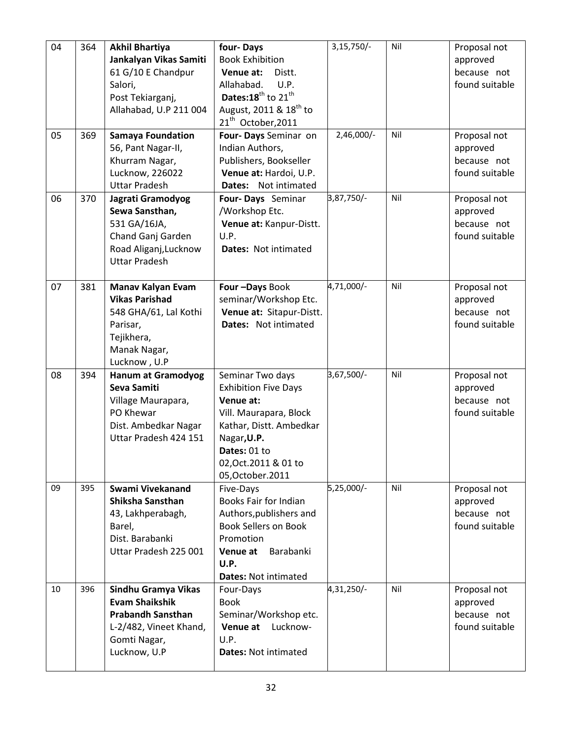| 04 | 364 | **Akhil Bhartiya Jankalyan Vikas Samiti** 61 G/10 E Chandpur Salori, Post Tekiarganj, Allahabad, U.P 211 004 | **four- Days** Book Exhibition **Venue at:** Distt. Allahabad. U.P. **Dates:18**th to 21th August, 2011 & 18th to 21th October,2011 | 3,15,750/- | Nil | Proposal not approved because not found suitable |
|---|---|---|---|---|---|---|
| 05 | 369 | **Samaya Foundation** 56, Pant Nagar-II, Khurram Nagar, Lucknow, 226022 Uttar Pradesh | **Four- Days** Seminar on Indian Authors, Publishers, Bookseller **Venue at:** Hardoi, U.P. **Dates:** Not intimated | 2,46,000/- | Nil | Proposal not approved because not found suitable |
| 06 | 370 | **Jagrati Gramodyog Sewa Sansthan,** 531 GA/16JA, Chand Ganj Garden Road Aliganj,Lucknow Uttar Pradesh | **Four- Days** Seminar /Workshop Etc. **Venue at:** Kanpur-Distt. U.P. **Dates:** Not intimated | 3,87,750/- | Nil | Proposal not approved because not found suitable |
| 07 | 381 | **Manav Kalyan Evam Vikas Parishad** 548 GHA/61, Lal Kothi Parisar, Tejikhera, Manak Nagar, Lucknow , U.P | **Four –Days** Book seminar/Workshop Etc. **Venue at:** Sitapur-Distt. **Dates:** Not intimated | 4,71,000/- | Nil | Proposal not approved because not found suitable |
| 08 | 394 | **Hanum at Gramodyog Seva Samiti** Village Maurapara, PO Khewar Dist. Ambedkar Nagar Uttar Pradesh 424 151 | Seminar Two days Exhibition Five Days **Venue at:** Vill. Maurapara, Block Kathar, Distt. Ambedkar Nagar,**U.P.** **Dates:** 01 to 02,Oct.2011 & 01 to 05,October.2011 | 3,67,500/- | Nil | Proposal not approved because not found suitable |
| 09 | 395 | **Swami Vivekanand Shiksha Sansthan** 43, Lakhperabagh, Barel, Dist. Barabanki Uttar Pradesh 225 001 | Five-Days Books Fair for Indian Authors,publishers and Book Sellers on Book Promotion **Venue at** Barabanki **U.P.** **Dates:** Not intimated | 5,25,000/- | Nil | Proposal not approved because not found suitable |
| 10 | 396 | **Sindhu Gramya Vikas Evam Shaikshik Prabandh Sansthan** L-2/482, Vineet Khand, Gomti Nagar, Lucknow, U.P | Four-Days Book Seminar/Workshop etc. **Venue at** Lucknow-U.P. **Dates:** Not intimated | 4,31,250/- | Nil | Proposal not approved because not found suitable |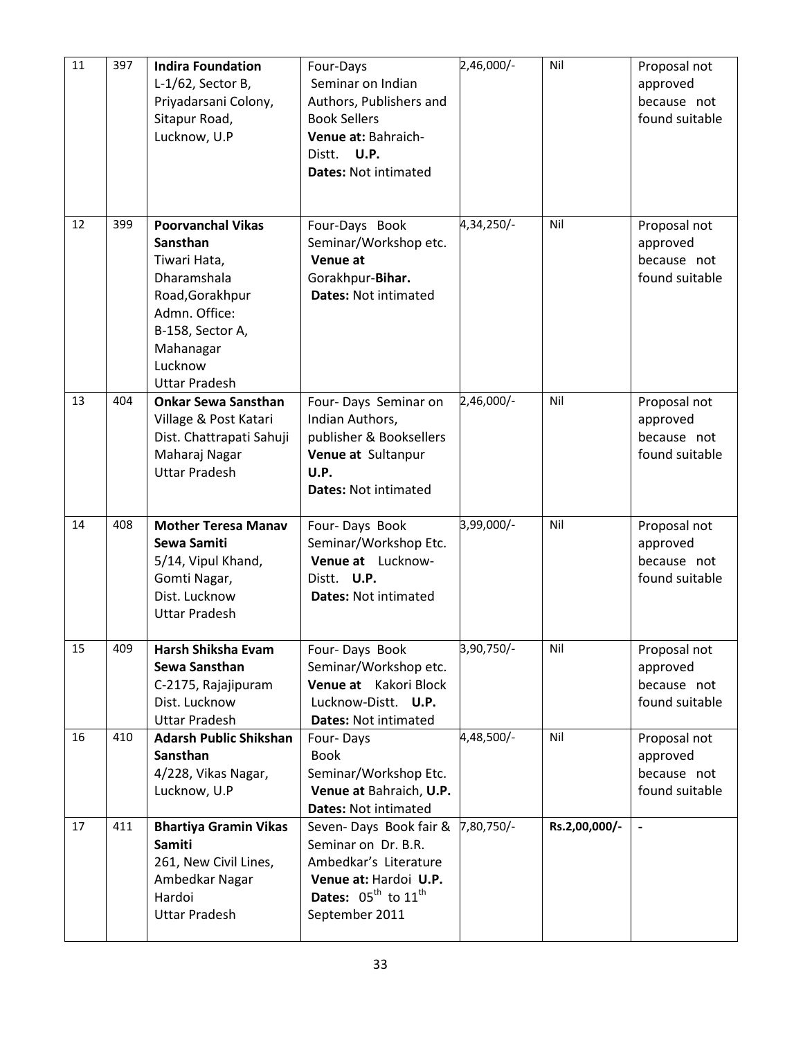| 11 | 397 | **Indira Foundation** L-1/62, Sector B, Priyadarsani Colony, Sitapur Road, Lucknow, U.P | Four-Days Seminar on Indian Authors, Publishers and Book Sellers **Venue at:** Bahraich-Distt. **U.P.** **Dates:** Not intimated | 2,46,000/- | Nil | Proposal not approved because not found suitable |
|---|---|---|---|---|---|---|
| 12 | 399 | **Poorvanchal Vikas Sansthan** Tiwari Hata, Dharamshala Road,Gorakhpur Admn. Office: B-158, Sector A, Mahanagar Lucknow Uttar Pradesh | Four-Days Book Seminar/Workshop etc. **Venue at** Gorakhpur-**Bihar.** **Dates:** Not intimated | 4,34,250/- | Nil | Proposal not approved because not found suitable |
| 13 | 404 | **Onkar Sewa Sansthan** Village & Post Katari Dist. Chattrapati Sahuji Maharaj Nagar Uttar Pradesh | Four- Days Seminar on Indian Authors, publisher & Booksellers **Venue at** Sultanpur **U.P.** **Dates:** Not intimated | 2,46,000/- | Nil | Proposal not approved because not found suitable |
| 14 | 408 | **Mother Teresa Manav Sewa Samiti** 5/14, Vipul Khand, Gomti Nagar, Dist. Lucknow Uttar Pradesh | Four- Days Book Seminar/Workshop Etc. **Venue at** Lucknow-Distt. **U.P.** **Dates:** Not intimated | 3,99,000/- | Nil | Proposal not approved because not found suitable |
| 15 | 409 | **Harsh Shiksha Evam Sewa Sansthan** C-2175, Rajajipuram Dist. Lucknow Uttar Pradesh | Four- Days Book Seminar/Workshop etc. **Venue at** Kakori Block Lucknow-Distt. **U.P.** **Dates:** Not intimated | 3,90,750/- | Nil | Proposal not approved because not found suitable |
| 16 | 410 | **Adarsh Public Shikshan Sansthan** 4/228, Vikas Nagar, Lucknow, U.P | Four- Days Book Seminar/Workshop Etc. **Venue at** Bahraich, **U.P.** **Dates:** Not intimated | 4,48,500/- | Nil | Proposal not approved because not found suitable |
| 17 | 411 | **Bhartiya Gramin Vikas Samiti** 261, New Civil Lines, Ambedkar Nagar Hardoi Uttar Pradesh | Seven- Days Book fair & Seminar on Dr. B.R. Ambedkar's Literature **Venue at:** Hardoi **U.P.** **Dates:** 05th to 11th September 2011 | 7,80,750/- | **Rs.2,00,000/-** | - |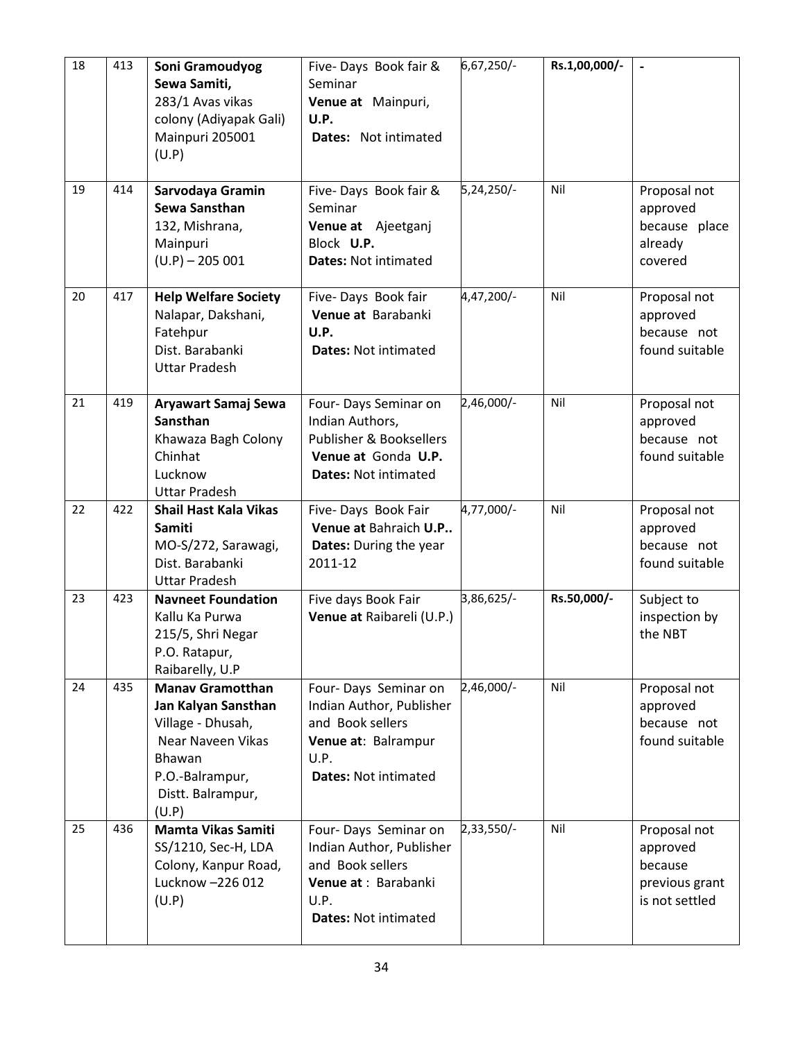| 18 | 413 | **Soni Gramoudyog Sewa Samiti,** 283/1 Avas vikas colony (Adiyapak Gali) Mainpuri 205001 (U.P) | Five- Days Book fair & Seminar **Venue at** Mainpuri, **U.P.** **Dates:** Not intimated | 6,67,250/- | **Rs.1,00,000/-** | - |
|---|---|---|---|---|---|---|
| 19 | 414 | **Sarvodaya Gramin Sewa Sansthan** 132, Mishrana, Mainpuri (U.P) – 205 001 | Five- Days Book fair & Seminar **Venue at** Ajeetganj Block **U.P.** **Dates:** Not intimated | 5,24,250/- | Nil | Proposal not approved because place already covered |
| 20 | 417 | **Help Welfare Society** Nalapar, Dakshani, Fatehpur Dist. Barabanki Uttar Pradesh | Five- Days Book fair **Venue at** Barabanki **U.P.** **Dates:** Not intimated | 4,47,200/- | Nil | Proposal not approved because not found suitable |
| 21 | 419 | **Aryawart Samaj Sewa Sansthan** Khawaza Bagh Colony Chinhat Lucknow Uttar Pradesh | Four- Days Seminar on Indian Authors, Publisher & Booksellers **Venue at** Gonda **U.P.** **Dates:** Not intimated | 2,46,000/- | Nil | Proposal not approved because not found suitable |
| 22 | 422 | **Shail Hast Kala Vikas Samiti** MO-S/272, Sarawagi, Dist. Barabanki Uttar Pradesh | Five- Days Book Fair **Venue at** Bahraich **U.P..** **Dates:** During the year 2011-12 | 4,77,000/- | Nil | Proposal not approved because not found suitable |
| 23 | 423 | **Navneet Foundation** Kallu Ka Purwa 215/5, Shri Negar P.O. Ratapur, Raibarelly, U.P | Five days Book Fair **Venue at** Raibareli (U.P.) | 3,86,625/- | **Rs.50,000/-** | Subject to inspection by the NBT |
| 24 | 435 | **Manav Gramotthan Jan Kalyan Sansthan** Village - Dhusah, Near Naveen Vikas Bhawan P.O.-Balrampur, Distt. Balrampur, (U.P) | Four- Days Seminar on Indian Author, Publisher and Book sellers **Venue at**: Balrampur U.P. **Dates:** Not intimated | 2,46,000/- | Nil | Proposal not approved because not found suitable |
| 25 | 436 | **Mamta Vikas Samiti** SS/1210, Sec-H, LDA Colony, Kanpur Road, Lucknow –226 012 (U.P) | Four- Days Seminar on Indian Author, Publisher and Book sellers **Venue at** : Barabanki U.P. **Dates:** Not intimated | 2,33,550/- | Nil | Proposal not approved because previous grant is not settled |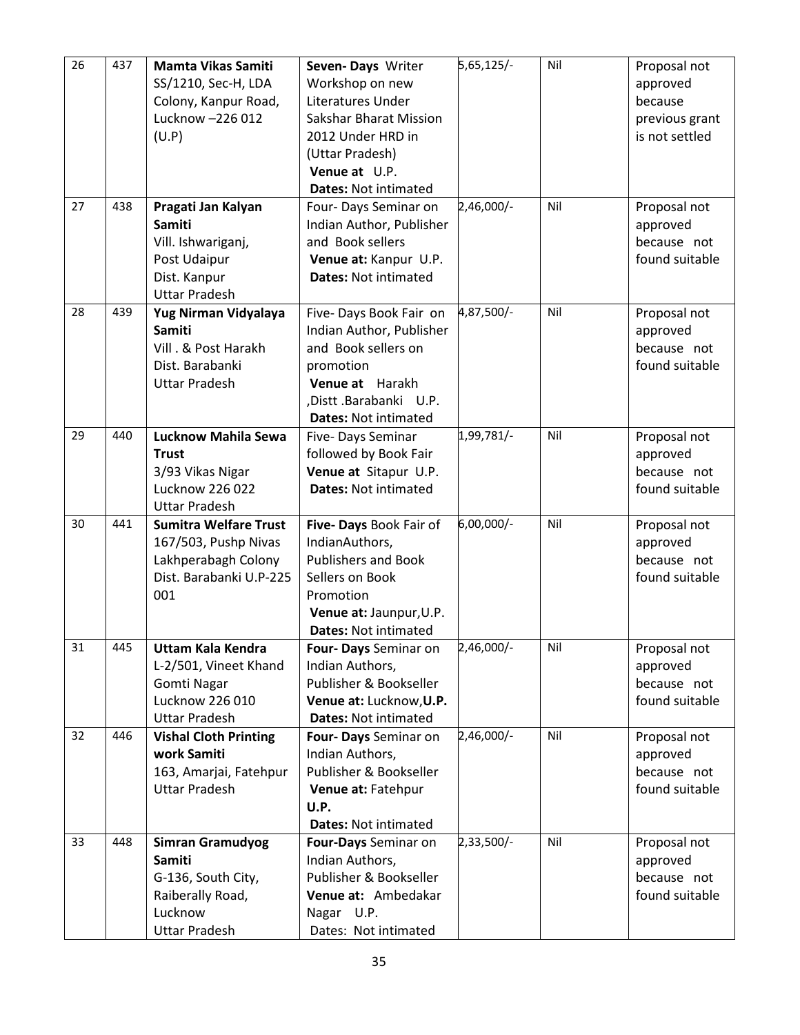| 26 | 437 | **Mamta Vikas Samiti** SS/1210, Sec-H, LDA Colony, Kanpur Road, Lucknow –226 012 (U.P) | **Seven- Days** Writer Workshop on new Literatures Under Sakshar Bharat Mission 2012 Under HRD in (Uttar Pradesh) **Venue at** U.P. **Dates:** Not intimated | 5,65,125/- | Nil | Proposal not approved because previous grant is not settled |
|---|---|---|---|---|---|---|
| 27 | 438 | **Pragati Jan Kalyan Samiti** Vill. Ishwariganj, Post Udaipur Dist. Kanpur Uttar Pradesh | Four- Days Seminar on Indian Author, Publisher and Book sellers **Venue at:** Kanpur U.P. **Dates:** Not intimated | 2,46,000/- | Nil | Proposal not approved because not found suitable |
| 28 | 439 | **Yug Nirman Vidyalaya Samiti** Vill . & Post Harakh Dist. Barabanki Uttar Pradesh | Five- Days Book Fair on Indian Author, Publisher and Book sellers on promotion **Venue at** Harakh ,Distt .Barabanki U.P. **Dates:** Not intimated | 4,87,500/- | Nil | Proposal not approved because not found suitable |
| 29 | 440 | **Lucknow Mahila Sewa Trust** 3/93 Vikas Nigar Lucknow 226 022 Uttar Pradesh | Five- Days Seminar followed by Book Fair **Venue at** Sitapur U.P. **Dates:** Not intimated | 1,99,781/- | Nil | Proposal not approved because not found suitable |
| 30 | 441 | **Sumitra Welfare Trust** 167/503, Pushp Nivas Lakhperabagh Colony Dist. Barabanki U.P-225 001 | **Five- Days** Book Fair of IndianAuthors, Publishers and Book Sellers on Book Promotion **Venue at:** Jaunpur,U.P. **Dates:** Not intimated | 6,00,000/- | Nil | Proposal not approved because not found suitable |
| 31 | 445 | **Uttam Kala Kendra** L-2/501, Vineet Khand Gomti Nagar Lucknow 226 010 Uttar Pradesh | **Four- Days** Seminar on Indian Authors, Publisher & Bookseller **Venue at:** Lucknow,**U.P.** **Dates:** Not intimated | 2,46,000/- | Nil | Proposal not approved because not found suitable |
| 32 | 446 | **Vishal Cloth Printing work Samiti** 163, Amarjai, Fatehpur Uttar Pradesh | **Four- Days** Seminar on Indian Authors, Publisher & Bookseller **Venue at:** Fatehpur **U.P.** **Dates:** Not intimated | 2,46,000/- | Nil | Proposal not approved because not found suitable |
| 33 | 448 | **Simran Gramudyog Samiti** G-136, South City, Raiberally Road, Lucknow Uttar Pradesh | **Four-Days** Seminar on Indian Authors, Publisher & Bookseller **Venue at:** Ambedakar Nagar U.P. Dates: Not intimated | 2,33,500/- | Nil | Proposal not approved because not found suitable |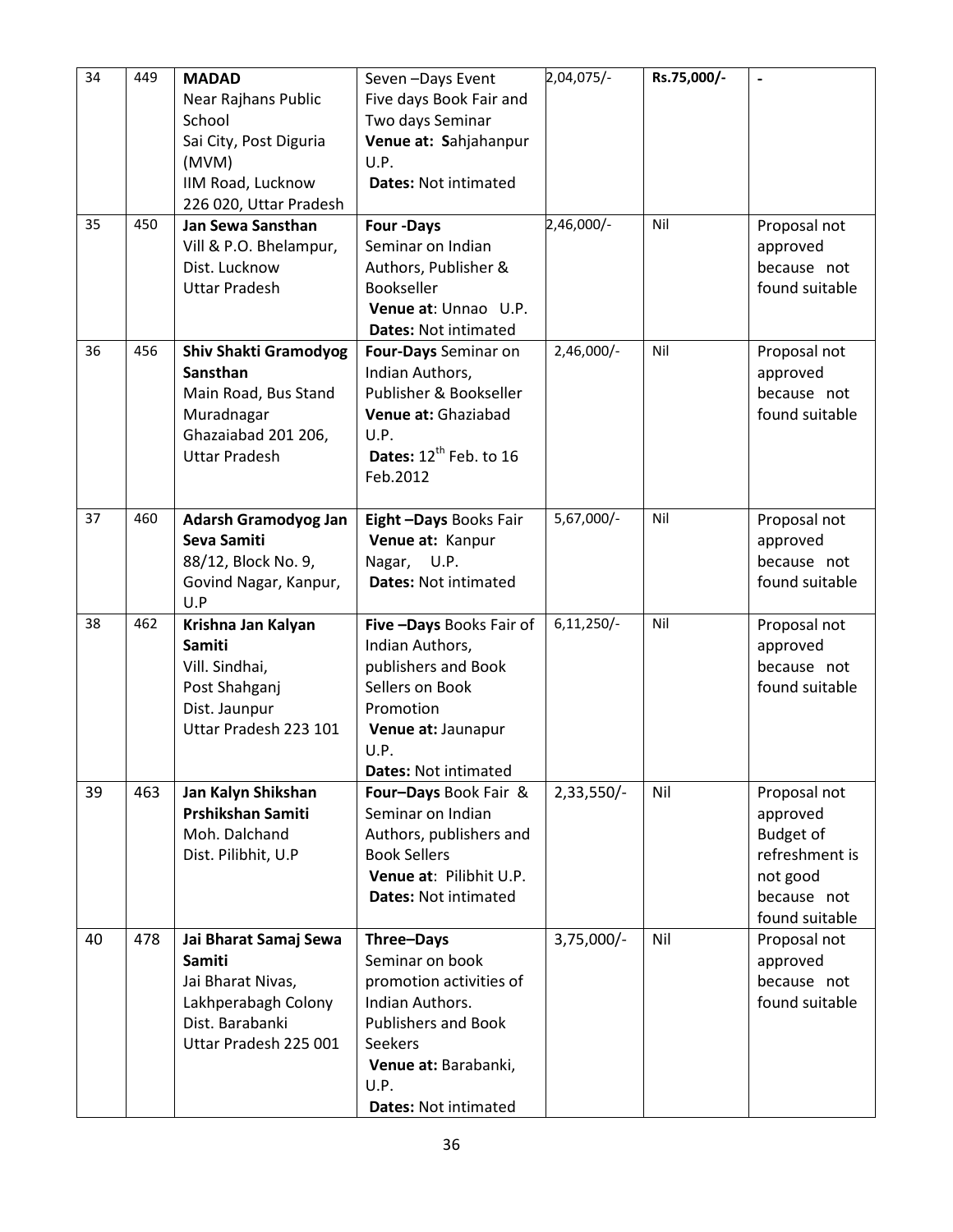| 34 | 449 | **MADAD**<br>Near Rajhans Public School<br>Sai City, Post Diguria (MVM)<br>IIM Road, Lucknow<br>226 020, Uttar Pradesh | Seven –Days Event<br>Five days Book Fair and Two days Seminar<br>**Venue at: S**ahjahanpur U.P.<br>**Dates:** Not intimated | 2,04,075/- | **Rs.75,000/-** | - |
|---|---|---|---|---|---|---|
| 35 | 450 | **Jan Sewa Sansthan**<br>Vill & P.O. Bhelampur,<br>Dist. Lucknow<br>Uttar Pradesh | **Four -Days**<br>Seminar on Indian Authors, Publisher & Bookseller<br>**Venue at**: Unnao U.P.<br>**Dates:** Not intimated | 2,46,000/- | Nil | Proposal not approved because not found suitable |
| 36 | 456 | **Shiv Shakti Gramodyog Sansthan**<br>Main Road, Bus Stand<br>Muradnagar<br>Ghazaiabad 201 206,<br>Uttar Pradesh | **Four-Days** Seminar on Indian Authors, Publisher & Bookseller<br>**Venue at:** Ghaziabad U.P.<br>**Dates:** 12th Feb. to 16 Feb.2012 | 2,46,000/- | Nil | Proposal not approved because not found suitable |
| 37 | 460 | **Adarsh Gramodyog Jan Seva Samiti**<br>88/12, Block No. 9,<br>Govind Nagar, Kanpur, U.P | **Eight –Days** Books Fair<br>**Venue at:** Kanpur Nagar, U.P.<br>**Dates:** Not intimated | 5,67,000/- | Nil | Proposal not approved because not found suitable |
| 38 | 462 | **Krishna Jan Kalyan Samiti**<br>Vill. Sindhai,<br>Post Shahganj<br>Dist. Jaunpur<br>Uttar Pradesh 223 101 | **Five –Days** Books Fair of Indian Authors, publishers and Book Sellers on Book Promotion<br>**Venue at:** Jaunapur U.P.<br>**Dates:** Not intimated | 6,11,250/- | Nil | Proposal not approved because not found suitable |
| 39 | 463 | **Jan Kalyn Shikshan Prshikshan Samiti**<br>Moh. Dalchand<br>Dist. Pilibhit, U.P | **Four–Days** Book Fair & Seminar on Indian Authors, publishers and Book Sellers<br>**Venue at**: Pilibhit U.P.<br>**Dates:** Not intimated | 2,33,550/- | Nil | Proposal not approved Budget of refreshment is not good because not found suitable |
| 40 | 478 | **Jai Bharat Samaj Sewa Samiti**<br>Jai Bharat Nivas,<br>Lakhperabagh Colony<br>Dist. Barabanki<br>Uttar Pradesh 225 001 | **Three–Days**<br>Seminar on book promotion activities of Indian Authors. Publishers and Book Seekers<br>**Venue at:** Barabanki, U.P.<br>**Dates:** Not intimated | 3,75,000/- | Nil | Proposal not approved because not found suitable |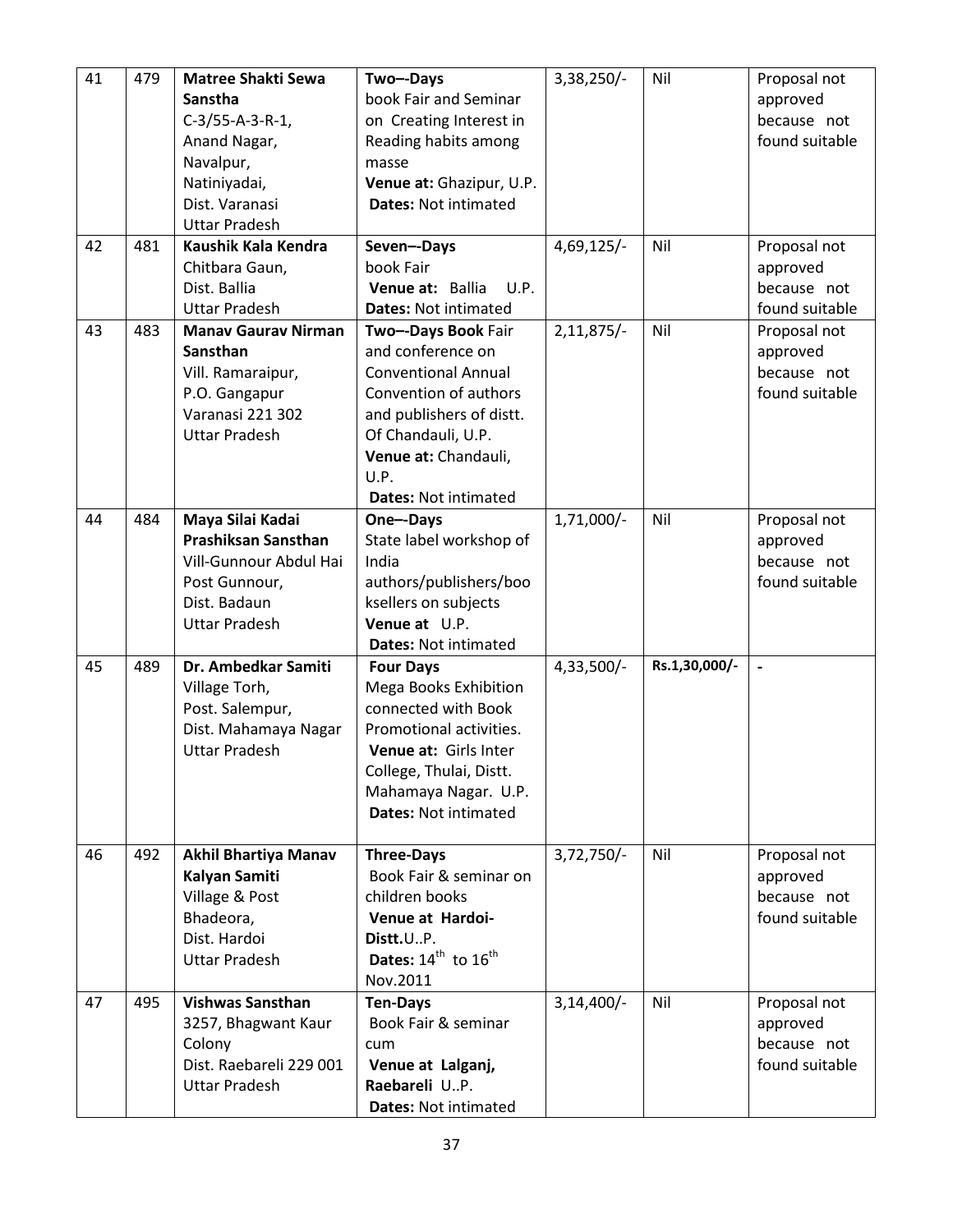| 41 | 479 | **Matree Shakti Sewa Sanstha** C-3/55-A-3-R-1, Anand Nagar, Navalpur, Natiniyadai, Dist. Varanasi Uttar Pradesh | **Two–-Days** book Fair and Seminar on Creating Interest in Reading habits among masse **Venue at:** Ghazipur, U.P. **Dates:** Not intimated | 3,38,250/- | Nil | Proposal not approved because not found suitable |
|---|---|---|---|---|---|---|
| 42 | 481 | **Kaushik Kala Kendra** Chitbara Gaun, Dist. Ballia Uttar Pradesh | **Seven–-Days** book Fair **Venue at:** Ballia U.P. **Dates:** Not intimated | 4,69,125/- | Nil | Proposal not approved because not found suitable |
| 43 | 483 | **Manav Gaurav Nirman Sansthan** Vill. Ramaraipur, P.O. Gangapur Varanasi 221 302 Uttar Pradesh | **Two–-Days Book** Fair and conference on Conventional Annual Convention of authors and publishers of distt. Of Chandauli, U.P. **Venue at:** Chandauli, U.P. **Dates:** Not intimated | 2,11,875/- | Nil | Proposal not approved because not found suitable |
| 44 | 484 | **Maya Silai Kadai Prashiksan Sansthan** Vill-Gunnour Abdul Hai Post Gunnour, Dist. Badaun Uttar Pradesh | **One–-Days** State label workshop of India authors/publishers/booksellers on subjects **Venue at** U.P. **Dates:** Not intimated | 1,71,000/- | Nil | Proposal not approved because not found suitable |
| 45 | 489 | **Dr. Ambedkar Samiti** Village Torh, Post. Salempur, Dist. Mahamaya Nagar Uttar Pradesh | **Four Days** Mega Books Exhibition connected with Book Promotional activities. **Venue at:** Girls Inter College, Thulai, Distt. Mahamaya Nagar. U.P. **Dates:** Not intimated | 4,33,500/- | **Rs.1,30,000/-** | - |
| 46 | 492 | **Akhil Bhartiya Manav Kalyan Samiti** Village & Post Bhadeora, Dist. Hardoi Uttar Pradesh | **Three-Days** Book Fair & seminar on children books **Venue at Hardoi-Distt.**U..P. **Dates:** $14^{th}$ to $16^{th}$ Nov.2011 | 3,72,750/- | Nil | Proposal not approved because not found suitable |
| 47 | 495 | **Vishwas Sansthan** 3257, Bhagwant Kaur Colony Dist. Raebareli 229 001 Uttar Pradesh | **Ten-Days** Book Fair & seminar cum **Venue at Lalganj, Raebareli** U..P. **Dates:** Not intimated | 3,14,400/- | Nil | Proposal not approved because not found suitable |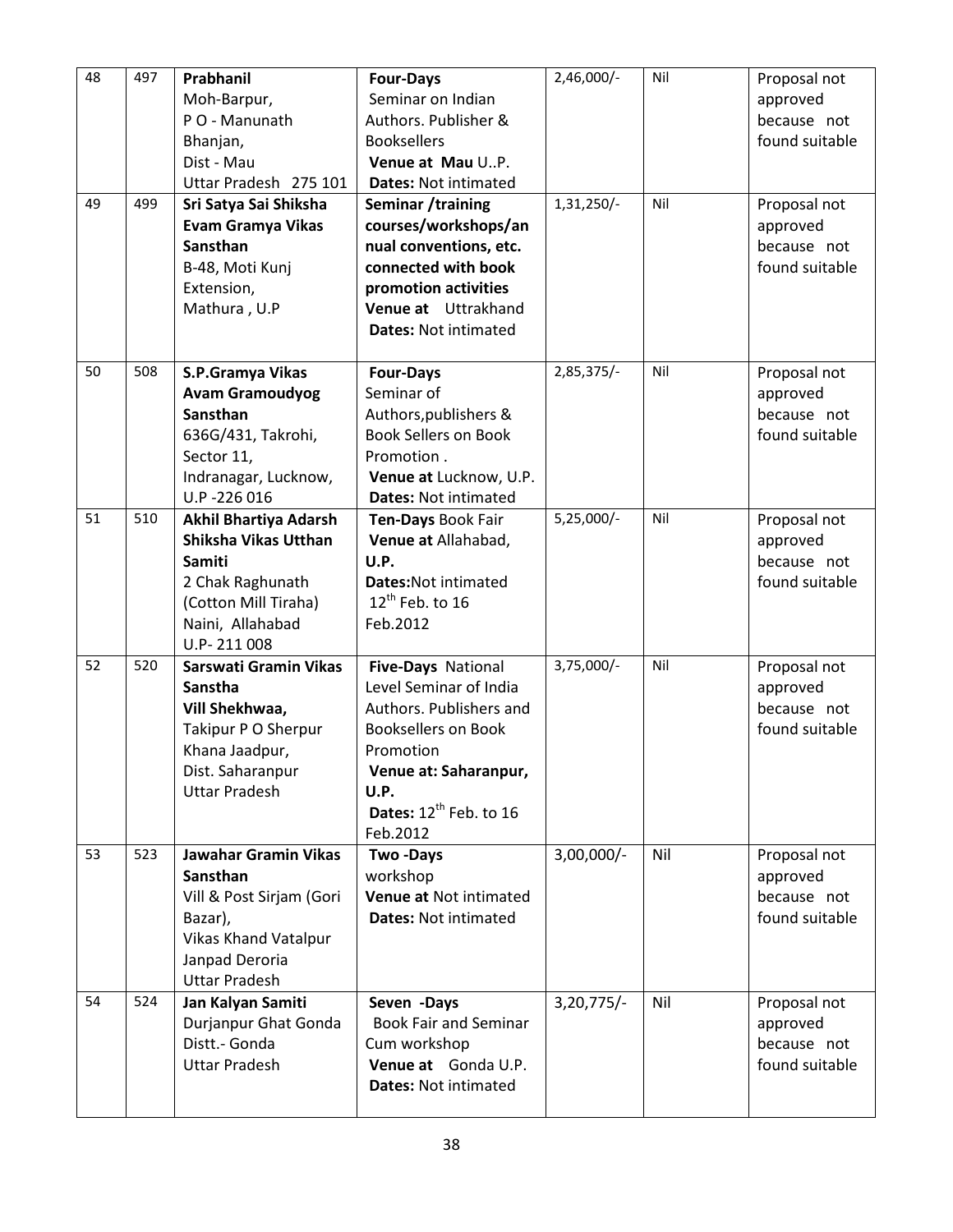| 48 | 497 | **Prabhanil**<br>Moh-Barpur,<br>P O - Manunath Bhanjan,<br>Dist - Mau<br>Uttar Pradesh 275 101 | **Four-Days**<br>Seminar on Indian Authors. Publisher & Booksellers<br>**Venue at Mau** U..P.<br>**Dates:** Not intimated | 2,46,000/- | Nil | Proposal not approved because not found suitable |
|---|---|---|---|---|---|---|
| 49 | 499 | **Sri Satya Sai Shiksha Evam Gramya Vikas Sansthan**<br>B-48, Moti Kunj Extension,<br>Mathura , U.P | **Seminar /training courses/workshops/annual conventions, etc. connected with book promotion activities**<br>**Venue at** Uttrakhand<br>**Dates:** Not intimated | 1,31,250/- | Nil | Proposal not approved because not found suitable |
| 50 | 508 | **S.P.Gramya Vikas Avam Gramoudyog Sansthan**<br>636G/431, Takrohi, Sector 11,<br>Indranagar, Lucknow, U.P -226 016 | **Four-Days**<br>Seminar of Authors,publishers & Book Sellers on Book Promotion .<br>**Venue at** Lucknow, U.P.<br>**Dates:** Not intimated | 2,85,375/- | Nil | Proposal not approved because not found suitable |
| 51 | 510 | **Akhil Bhartiya Adarsh Shiksha Vikas Utthan Samiti**<br>2 Chak Raghunath (Cotton Mill Tiraha)<br>Naini, Allahabad<br>U.P- 211 008 | **Ten-Days** Book Fair<br>**Venue at** Allahabad, **U.P.**<br>**Dates:**Not intimated<br>12th Feb. to 16 Feb.2012 | 5,25,000/- | Nil | Proposal not approved because not found suitable |
| 52 | 520 | **Sarswati Gramin Vikas Sanstha**<br>**Vill Shekhwaa,**<br>Takipur P O Sherpur Khana Jaadpur,<br>Dist. Saharanpur<br>Uttar Pradesh | **Five-Days** National Level Seminar of India Authors. Publishers and Booksellers on Book Promotion<br>**Venue at: Saharanpur, U.P.**<br>**Dates:** 12th Feb. to 16 Feb.2012 | 3,75,000/- | Nil | Proposal not approved because not found suitable |
| 53 | 523 | **Jawahar Gramin Vikas Sansthan**<br>Vill & Post Sirjam (Gori Bazar),<br>Vikas Khand Vatalpur<br>Janpad Deroria<br>Uttar Pradesh | **Two -Days**<br>workshop<br>**Venue at** Not intimated<br>**Dates:** Not intimated | 3,00,000/- | Nil | Proposal not approved because not found suitable |
| 54 | 524 | **Jan Kalyan Samiti**<br>Durjanpur Ghat Gonda<br>Distt.- Gonda<br>Uttar Pradesh | **Seven -Days**<br>Book Fair and Seminar Cum workshop<br>**Venue at** Gonda U.P.<br>**Dates:** Not intimated | 3,20,775/- | Nil | Proposal not approved because not found suitable |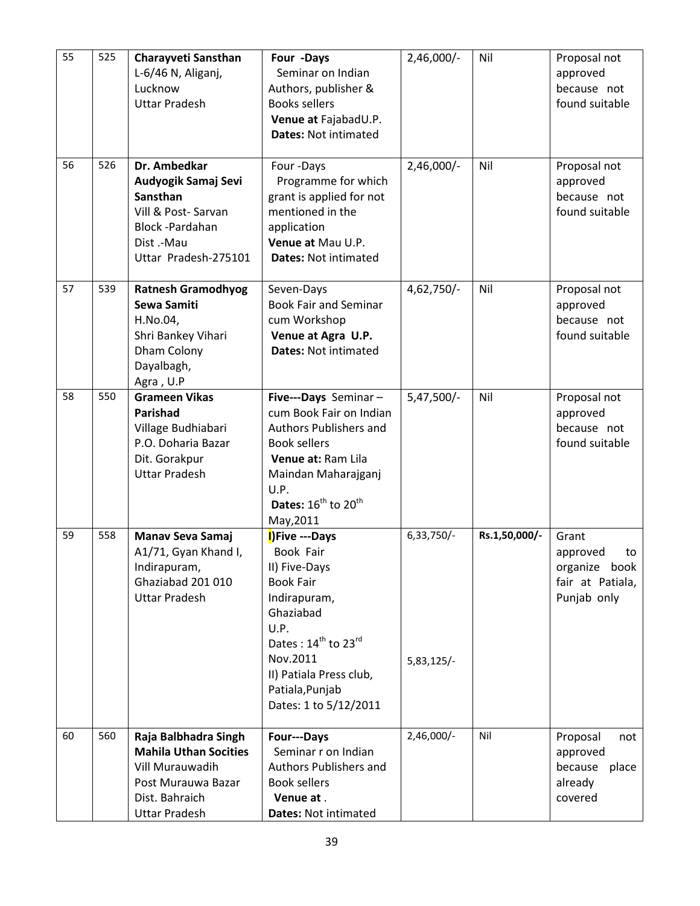| 55 | 525 | **Charayveti Sansthan** L-6/46 N, Aliganj, Lucknow Uttar Pradesh | **Four -Days** Seminar on Indian Authors, publisher & Books sellers **Venue at** FajabadU.P. **Dates:** Not intimated | 2,46,000/- | Nil | Proposal not approved because not found suitable |
|---|---|---|---|---|---|---|
| 56 | 526 | **Dr. Ambedkar Audyogik Samaj Sevi Sansthan** Vill & Post- Sarvan Block -Pardahan Dist .-Mau Uttar Pradesh-275101 | Four -Days Programme for which grant is applied for not mentioned in the application **Venue at** Mau U.P. **Dates:** Not intimated | 2,46,000/- | Nil | Proposal not approved because not found suitable |
| 57 | 539 | **Ratnesh Gramodhyog Sewa Samiti** H.No.04, Shri Bankey Vihari Dham Colony Dayalbagh, Agra , U.P | Seven-Days Book Fair and Seminar cum Workshop **Venue at Agra U.P.** **Dates:** Not intimated | 4,62,750/- | Nil | Proposal not approved because not found suitable |
| 58 | 550 | **Grameen Vikas Parishad** Village Budhiabari P.O. Doharia Bazar Dit. Gorakpur Uttar Pradesh | **Five---Days** Seminar – cum Book Fair on Indian Authors Publishers and Book sellers **Venue at:** Ram Lila Maindan Maharajganj U.P. **Dates:** 16th to 20th May,2011 | 5,47,500/- | Nil | Proposal not approved because not found suitable |
| 59 | 558 | **Manav Seva Samaj** A1/71, Gyan Khand I, Indirapuram, Ghaziabad 201 010 Uttar Pradesh | **I)Five ---Days** Book Fair II) Five-Days Book Fair Indirapuram, Ghaziabad U.P. Dates : 14th to 23rd Nov.2011 II) Patiala Press club, Patiala,Punjab Dates: 1 to 5/12/2011 | 6,33,750/- 5,83,125/- | **Rs.1,50,000/-** | Grant approved to organize book fair at Patiala, Punjab only |
| 60 | 560 | **Raja Balbhadra Singh Mahila Uthan Socities** Vill Murauwadih Post Murauwa Bazar Dist. Bahraich Uttar Pradesh | **Four---Days** Seminar r on Indian Authors Publishers and Book sellers **Venue at** . **Dates:** Not intimated | 2,46,000/- | Nil | Proposal not approved because place already covered |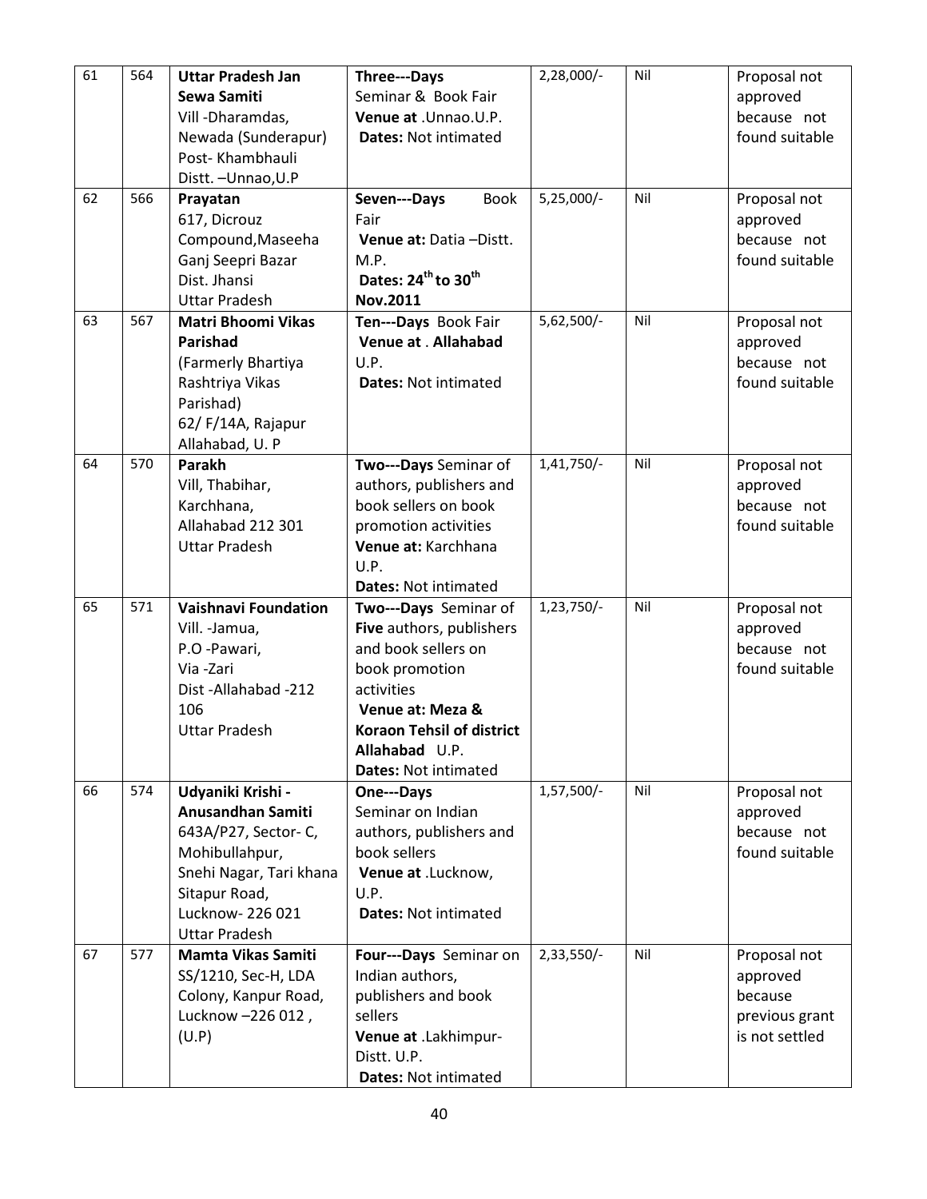| 61 | 564 | **Uttar Pradesh Jan Sewa Samiti**<br>Vill -Dharamdas, Newada (Sunderapur) Post- Khambhauli Distt. –Unnao,U.P | **Three---Days**<br>Seminar & Book Fair<br>**Venue at** .Unnao.U.P.<br>**Dates:** Not intimated | 2,28,000/- | Nil | Proposal not approved because not found suitable |
|---|---|---|---|---|---|---|
| 62 | 566 | **Prayatan**<br>617, Dicrouz Compound,Maseeha Ganj Seepri Bazar Dist. Jhansi Uttar Pradesh | **Seven---Days** Book Fair<br>**Venue at:** Datia –Distt. M.P.<br>**Dates: 24th to 30th Nov.2011** | 5,25,000/- | Nil | Proposal not approved because not found suitable |
| 63 | 567 | **Matri Bhoomi Vikas Parishad**<br>(Farmerly Bhartiya Rashtriya Vikas Parishad)<br>62/ F/14A, Rajapur Allahabad, U. P | **Ten---Days** Book Fair<br>**Venue at** . **Allahabad** U.P.<br>**Dates:** Not intimated | 5,62,500/- | Nil | Proposal not approved because not found suitable |
| 64 | 570 | **Parakh**<br>Vill, Thabihar, Karchhana, Allahabad 212 301 Uttar Pradesh | **Two---Days** Seminar of authors, publishers and book sellers on book promotion activities<br>**Venue at:** Karchhana U.P.<br>**Dates:** Not intimated | 1,41,750/- | Nil | Proposal not approved because not found suitable |
| 65 | 571 | **Vaishnavi Foundation**<br>Vill. -Jamua, P.O -Pawari, Via -Zari Dist -Allahabad -212 106 Uttar Pradesh | **Two---Days** Seminar of **Five** authors, publishers and book sellers on book promotion activities<br>**Venue at: Meza & Koraon Tehsil of district Allahabad** U.P.<br>**Dates:** Not intimated | 1,23,750/- | Nil | Proposal not approved because not found suitable |
| 66 | 574 | **Udyaniki Krishi - Anusandhan Samiti**<br>643A/P27, Sector- C, Mohibullahpur, Snehi Nagar, Tari khana Sitapur Road, Lucknow- 226 021 Uttar Pradesh | **One---Days**<br>Seminar on Indian authors, publishers and book sellers<br>**Venue at** .Lucknow, U.P.<br>**Dates:** Not intimated | 1,57,500/- | Nil | Proposal not approved because not found suitable |
| 67 | 577 | **Mamta Vikas Samiti**<br>SS/1210, Sec-H, LDA Colony, Kanpur Road, Lucknow –226 012 , (U.P) | **Four---Days** Seminar on Indian authors, publishers and book sellers<br>**Venue at** .Lakhimpur-Distt. U.P.<br>**Dates:** Not intimated | 2,33,550/- | Nil | Proposal not approved because previous grant is not settled |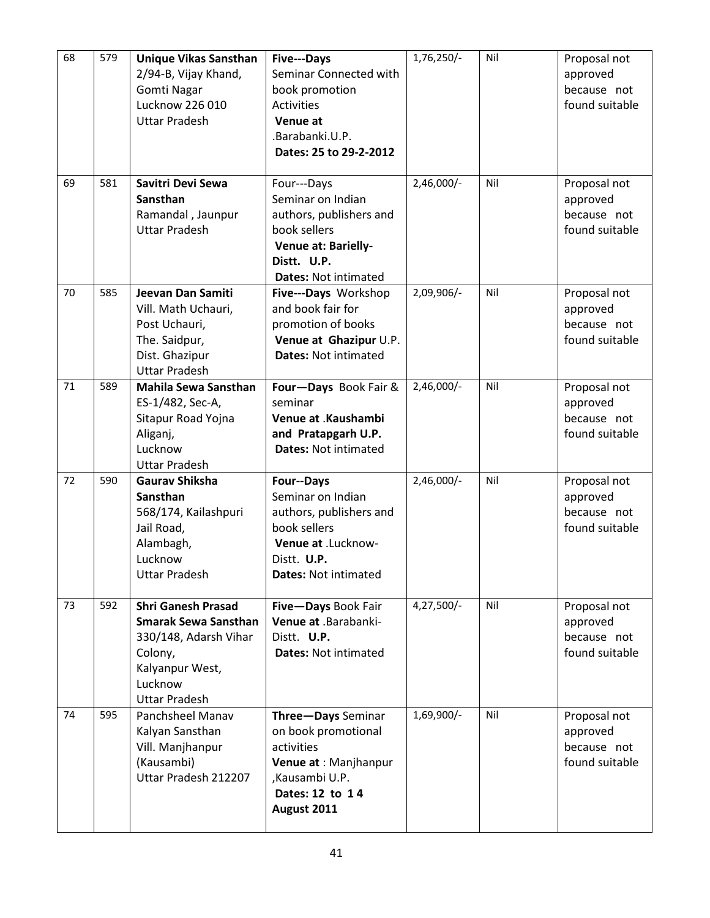| 68 | 579 | **Unique Vikas Sansthan** 2/94-B, Vijay Khand, Gomti Nagar Lucknow 226 010 Uttar Pradesh | **Five---Days** Seminar Connected with book promotion Activities **Venue at** .Barabanki.U.P. **Dates: 25 to 29-2-2012** | 1,76,250/- | Nil | Proposal not approved because not found suitable |
|---|---|---|---|---|---|---|
| 69 | 581 | **Savitri Devi Sewa Sansthan** Ramandal , Jaunpur Uttar Pradesh | Four---Days Seminar on Indian authors, publishers and book sellers **Venue at: Barielly- Distt. U.P.** **Dates:** Not intimated | 2,46,000/- | Nil | Proposal not approved because not found suitable |
| 70 | 585 | **Jeevan Dan Samiti** Vill. Math Uchauri, Post Uchauri, The. Saidpur, Dist. Ghazipur Uttar Pradesh | **Five---Days** Workshop and book fair for promotion of books **Venue at Ghazipur** U.P. **Dates:** Not intimated | 2,09,906/- | Nil | Proposal not approved because not found suitable |
| 71 | 589 | **Mahila Sewa Sansthan** ES-1/482, Sec-A, Sitapur Road Yojna Aliganj, Lucknow Uttar Pradesh | **Four—Days** Book Fair & seminar **Venue at .Kaushambi and Pratapgarh U.P.** **Dates:** Not intimated | 2,46,000/- | Nil | Proposal not approved because not found suitable |
| 72 | 590 | **Gaurav Shiksha Sansthan** 568/174, Kailashpuri Jail Road, Alambagh, Lucknow Uttar Pradesh | **Four--Days** Seminar on Indian authors, publishers and book sellers **Venue at** .Lucknow- Distt. **U.P.** **Dates:** Not intimated | 2,46,000/- | Nil | Proposal not approved because not found suitable |
| 73 | 592 | **Shri Ganesh Prasad Smarak Sewa Sansthan** 330/148, Adarsh Vihar Colony, Kalyanpur West, Lucknow Uttar Pradesh | **Five—Days** Book Fair **Venue at** .Barabanki- Distt. **U.P.** **Dates:** Not intimated | 4,27,500/- | Nil | Proposal not approved because not found suitable |
| 74 | 595 | Panchsheel Manav Kalyan Sansthan Vill. Manjhanpur (Kausambi) Uttar Pradesh 212207 | **Three—Days** Seminar on book promotional activities **Venue at** : Manjhanpur ,Kausambi U.P. **Dates: 12 to 14 August 2011** | 1,69,900/- | Nil | Proposal not approved because not found suitable |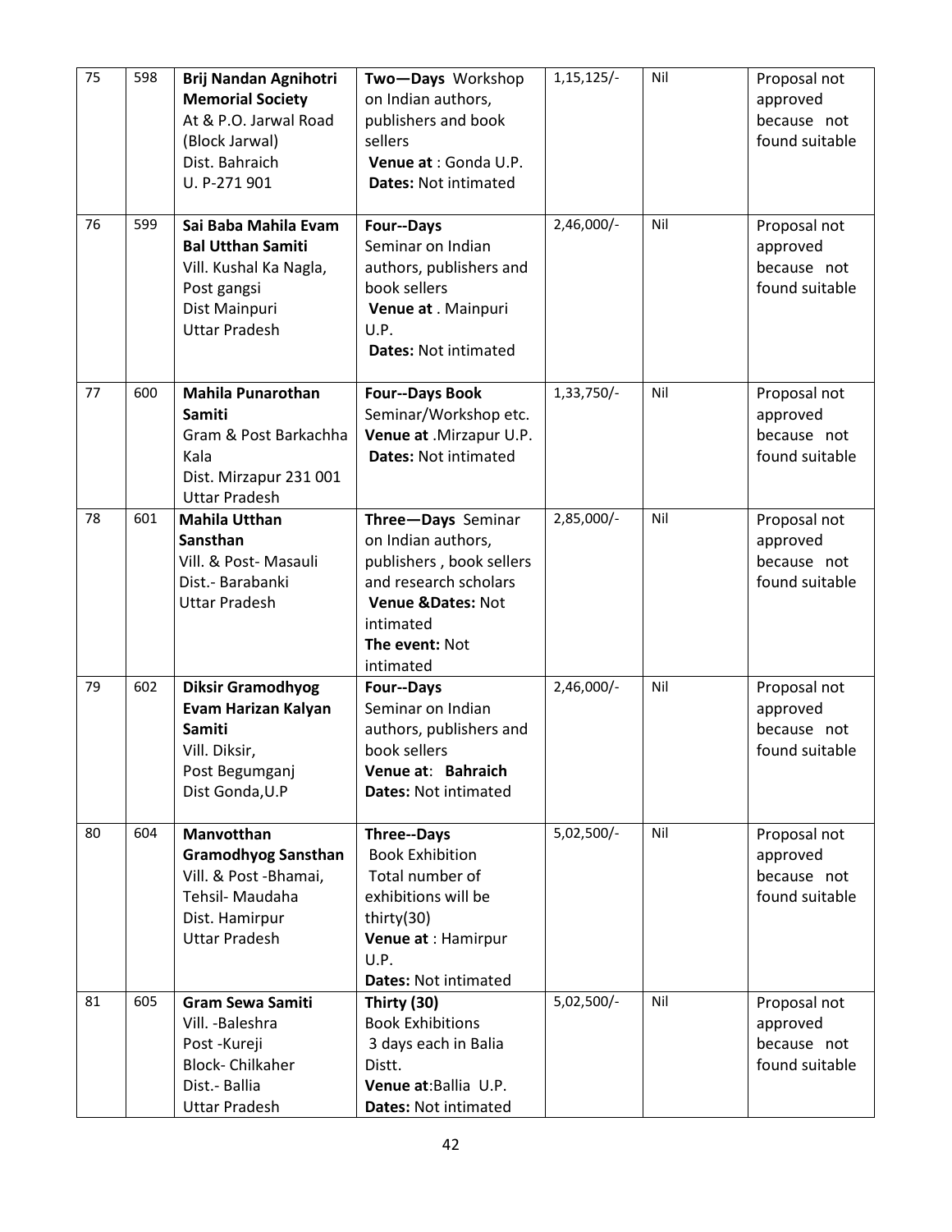| 75 | 598 | **Brij Nandan Agnihotri Memorial Society** At & P.O. Jarwal Road (Block Jarwal) Dist. Bahraich U. P-271 901 | **Two—Days** Workshop on Indian authors, publishers and book sellers **Venue at** : Gonda U.P. **Dates:** Not intimated | 1,15,125/- | Nil | Proposal not approved because not found suitable |
|---|---|---|---|---|---|---|
| 76 | 599 | **Sai Baba Mahila Evam Bal Utthan Samiti** Vill. Kushal Ka Nagla, Post gangsi Dist Mainpuri Uttar Pradesh | **Four--Days** Seminar on Indian authors, publishers and book sellers **Venue at** . Mainpuri U.P. **Dates:** Not intimated | 2,46,000/- | Nil | Proposal not approved because not found suitable |
| 77 | 600 | **Mahila Punarothan Samiti** Gram & Post Barkachha Kala Dist. Mirzapur 231 001 Uttar Pradesh | **Four--Days Book** Seminar/Workshop etc. **Venue at** .Mirzapur U.P. **Dates:** Not intimated | 1,33,750/- | Nil | Proposal not approved because not found suitable |
| 78 | 601 | **Mahila Utthan Sansthan** Vill. & Post- Masauli Dist.- Barabanki Uttar Pradesh | **Three—Days** Seminar on Indian authors, publishers , book sellers and research scholars **Venue &Dates:** Not intimated **The event:** Not intimated | 2,85,000/- | Nil | Proposal not approved because not found suitable |
| 79 | 602 | **Diksir Gramodhyog Evam Harizan Kalyan Samiti** Vill. Diksir, Post Begumganj Dist Gonda,U.P | **Four--Days** Seminar on Indian authors, publishers and book sellers **Venue at**: **Bahraich** **Dates:** Not intimated | 2,46,000/- | Nil | Proposal not approved because not found suitable |
| 80 | 604 | **Manvotthan Gramodhyog Sansthan** Vill. & Post -Bhamai, Tehsil- Maudaha Dist. Hamirpur Uttar Pradesh | **Three--Days** Book Exhibition Total number of exhibitions will be thirty(30) **Venue at** : Hamirpur U.P. **Dates:** Not intimated | 5,02,500/- | Nil | Proposal not approved because not found suitable |
| 81 | 605 | **Gram Sewa Samiti** Vill. -Baleshra Post -Kureji Block- Chilkaher Dist.- Ballia Uttar Pradesh | **Thirty (30)** Book Exhibitions 3 days each in Balia Distt. **Venue at**:Ballia U.P. **Dates:** Not intimated | 5,02,500/- | Nil | Proposal not approved because not found suitable |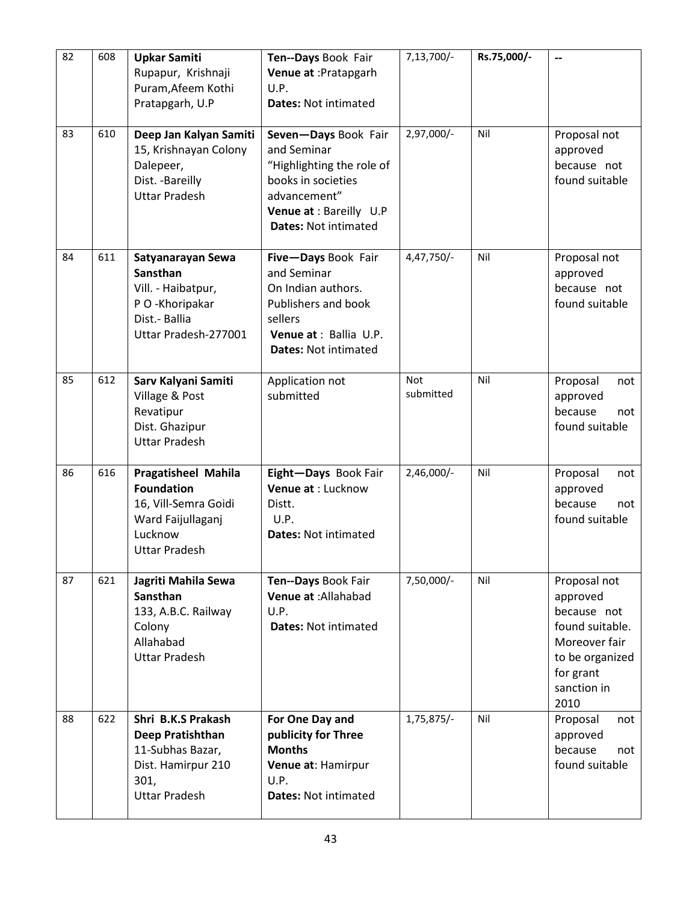| 82 | 608 | **Upkar Samiti** Rupapur, Krishnaji Puram,Afeem Kothi Pratapgarh, U.P | **Ten--Days** Book Fair **Venue at** :Pratapgarh U.P. **Dates:** Not intimated | 7,13,700/- | **Rs.75,000/-** | -- |
|---|---|---|---|---|---|---|
| 83 | 610 | **Deep Jan Kalyan Samiti** 15, Krishnayan Colony Dalepeer, Dist. -Bareilly Uttar Pradesh | **Seven—Days** Book Fair and Seminar "Highlighting the role of books in societies advancement" **Venue at** : Bareilly U.P **Dates:** Not intimated | 2,97,000/- | Nil | Proposal not approved because not found suitable |
| 84 | 611 | **Satyanarayan Sewa Sansthan** Vill. - Haibatpur, P O -Khoripakar Dist.- Ballia Uttar Pradesh-277001 | **Five—Days** Book Fair and Seminar On Indian authors. Publishers and book sellers **Venue at** : Ballia U.P. **Dates:** Not intimated | 4,47,750/- | Nil | Proposal not approved because not found suitable |
| 85 | 612 | **Sarv Kalyani Samiti** Village & Post Revatipur Dist. Ghazipur Uttar Pradesh | Application not submitted | Not submitted | Nil | Proposal not approved because not found suitable |
| 86 | 616 | **Pragatisheel Mahila Foundation** 16, Vill-Semra Goidi Ward Faijullaganj Lucknow Uttar Pradesh | **Eight—Days** Book Fair **Venue at** : Lucknow Distt. U.P. **Dates:** Not intimated | 2,46,000/- | Nil | Proposal not approved because not found suitable |
| 87 | 621 | **Jagriti Mahila Sewa Sansthan** 133, A.B.C. Railway Colony Allahabad Uttar Pradesh | **Ten--Days** Book Fair **Venue at** :Allahabad U.P. **Dates:** Not intimated | 7,50,000/- | Nil | Proposal not approved because not found suitable. Moreover fair to be organized for grant sanction in 2010 |
| 88 | 622 | **Shri B.K.S Prakash Deep Pratishthan** 11-Subhas Bazar, Dist. Hamirpur 210 301, Uttar Pradesh | **For One Day and publicity for Three Months** **Venue at**: Hamirpur U.P. **Dates:** Not intimated | 1,75,875/- | Nil | Proposal not approved because not found suitable |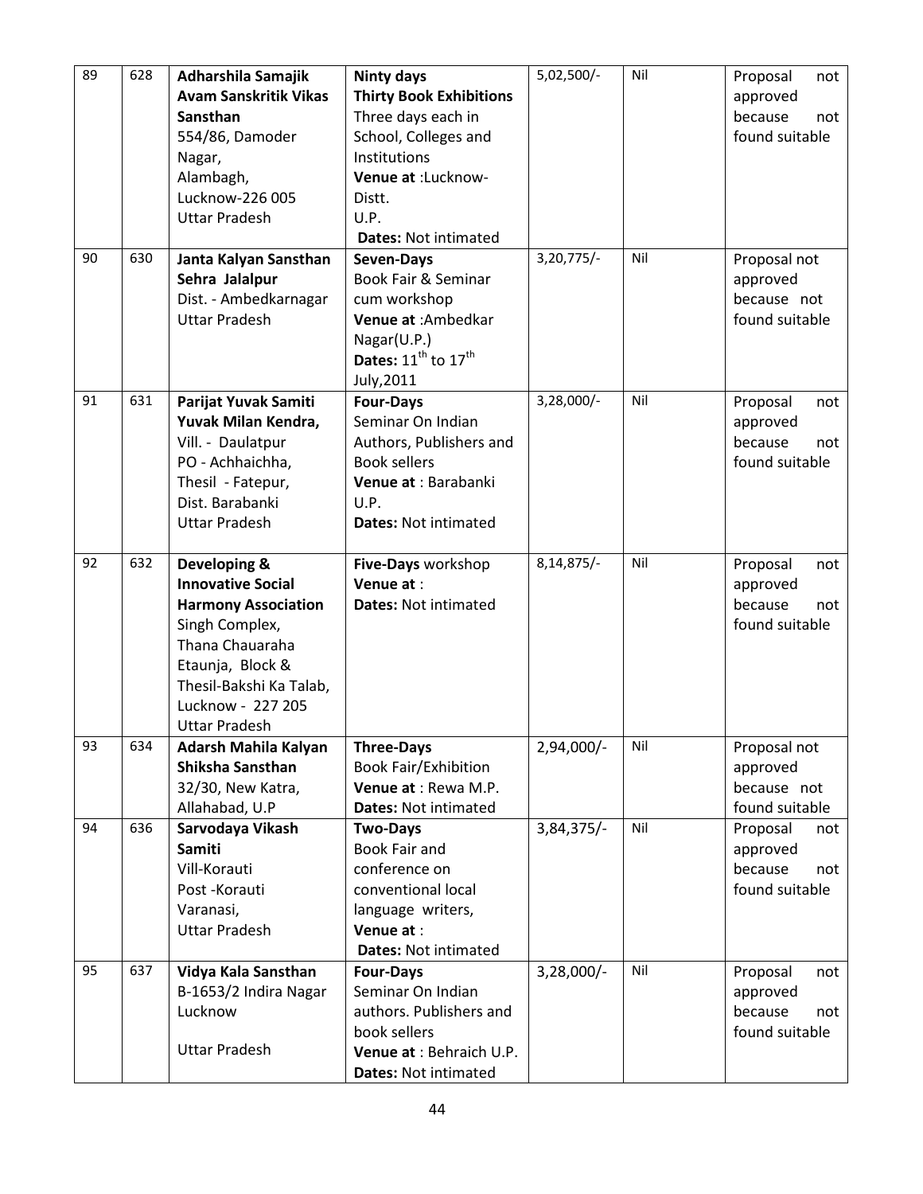| 89 | 628 | **Adharshila Samajik Avam Sanskritik Vikas Sansthan** 554/86, Damoder Nagar, Alambagh, Lucknow-226 005 Uttar Pradesh | **Ninty days** **Thirty Book Exhibitions** Three days each in School, Colleges and Institutions **Venue at** :Lucknow-Distt. U.P. **Dates:** Not intimated | 5,02,500/- | Nil | Proposal not approved because not found suitable |
|---|---|---|---|---|---|---|
| 90 | 630 | **Janta Kalyan Sansthan Sehra Jalalpur** Dist. - Ambedkarnagar Uttar Pradesh | **Seven-Days** Book Fair & Seminar cum workshop **Venue at** :Ambedkar Nagar(U.P.) **Dates:** 11th to 17th July,2011 | 3,20,775/- | Nil | Proposal not approved because not found suitable |
| 91 | 631 | **Parijat Yuvak Samiti Yuvak Milan Kendra,** Vill. - Daulatpur PO - Achhaichha, Thesil - Fatepur, Dist. Barabanki Uttar Pradesh | **Four-Days** Seminar On Indian Authors, Publishers and Book sellers **Venue at** : Barabanki U.P. **Dates:** Not intimated | 3,28,000/- | Nil | Proposal not approved because not found suitable |
| 92 | 632 | **Developing & Innovative Social Harmony Association** Singh Complex, Thana Chauaraha Etaunja, Block & Thesil-Bakshi Ka Talab, Lucknow - 227 205 Uttar Pradesh | **Five-Days** workshop **Venue at** : **Dates:** Not intimated | 8,14,875/- | Nil | Proposal not approved because not found suitable |
| 93 | 634 | **Adarsh Mahila Kalyan Shiksha Sansthan** 32/30, New Katra, Allahabad, U.P | **Three-Days** Book Fair/Exhibition **Venue at** : Rewa M.P. **Dates:** Not intimated | 2,94,000/- | Nil | Proposal not approved because not found suitable |
| 94 | 636 | **Sarvodaya Vikash Samiti** Vill-Korauti Post -Korauti Varanasi, Uttar Pradesh | **Two-Days** Book Fair and conference on conventional local language writers, **Venue at** : **Dates:** Not intimated | 3,84,375/- | Nil | Proposal not approved because not found suitable |
| 95 | 637 | **Vidya Kala Sansthan** B-1653/2 Indira Nagar Lucknow Uttar Pradesh | **Four-Days** Seminar On Indian authors. Publishers and book sellers **Venue at** : Behraich U.P. **Dates:** Not intimated | 3,28,000/- | Nil | Proposal not approved because not found suitable |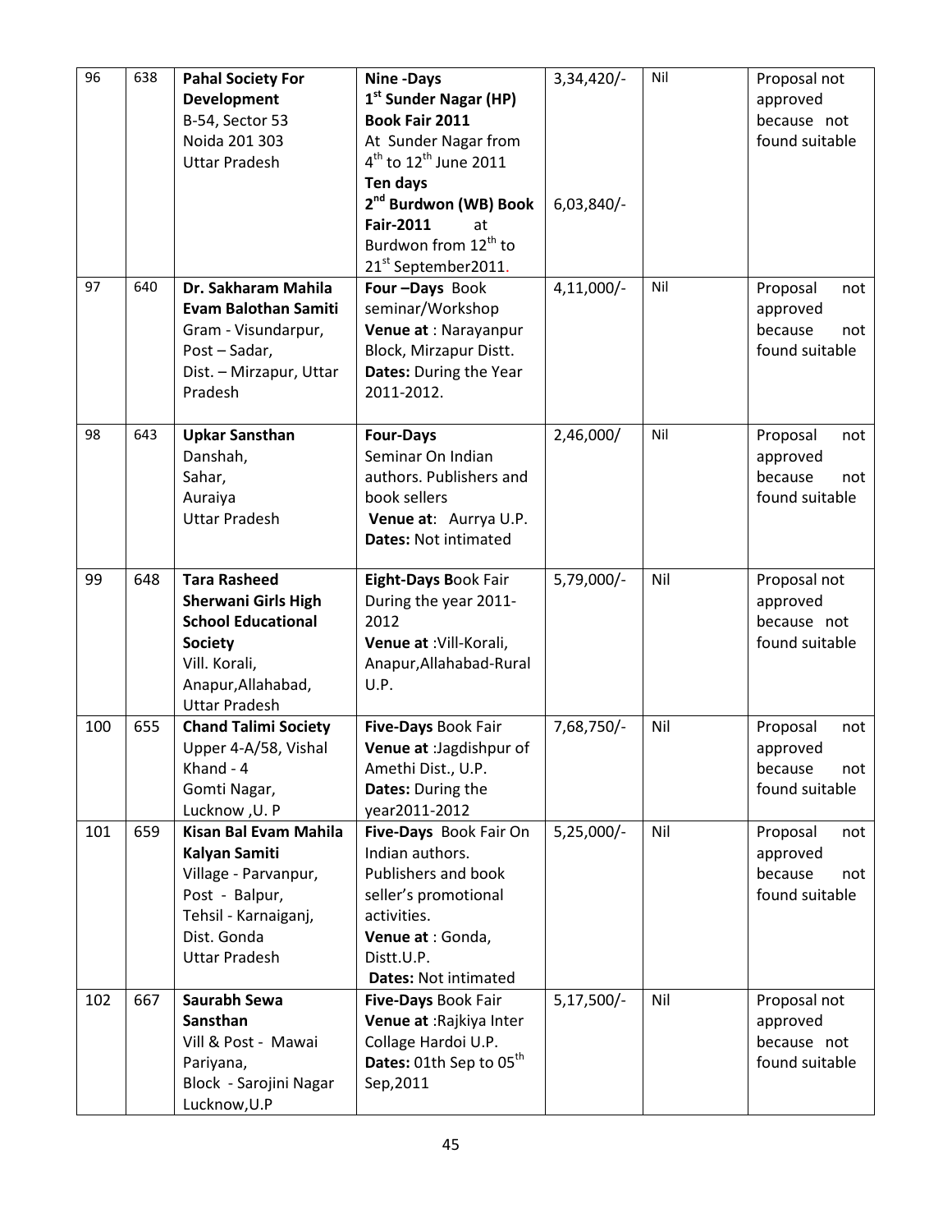| 96 | 638 | **Pahal Society For Development** B-54, Sector 53 Noida 201 303 Uttar Pradesh | **Nine -Days 1st Sunder Nagar (HP) Book Fair 2011** At Sunder Nagar from 4th to 12th June 2011 **Ten days 2nd Burdwon (WB) Book Fair-2011** at Burdwon from 12th to 21st September2011. | 3,34,420/- 6,03,840/- | Nil | Proposal not approved because not found suitable |
|---|---|---|---|---|---|---|
| 97 | 640 | **Dr. Sakharam Mahila Evam Balothan Samiti** Gram - Visundarpur, Post – Sadar, Dist. – Mirzapur, Uttar Pradesh | **Four –Days** Book seminar/Workshop **Venue at** : Narayanpur Block, Mirzapur Distt. **Dates:** During the Year 2011-2012. | 4,11,000/- | Nil | Proposal not approved because not found suitable |
| 98 | 643 | **Upkar Sansthan** Danshah, Sahar, Auraiya Uttar Pradesh | **Four-Days** Seminar On Indian authors. Publishers and book sellers **Venue at**: Aurrya U.P. **Dates:** Not intimated | 2,46,000/ | Nil | Proposal not approved because not found suitable |
| 99 | 648 | **Tara Rasheed Sherwani Girls High School Educational Society** Vill. Korali, Anapur,Allahabad, Uttar Pradesh | **Eight-Days Book** Fair During the year 2011-2012 **Venue at** :Vill-Korali, Anapur,Allahabad-Rural U.P. | 5,79,000/- | Nil | Proposal not approved because not found suitable |
| 100 | 655 | **Chand Talimi Society** Upper 4-A/58, Vishal Khand - 4 Gomti Nagar, Lucknow ,U. P | **Five-Days** Book Fair **Venue at** :Jagdishpur of Amethi Dist., U.P. **Dates:** During the year2011-2012 | 7,68,750/- | Nil | Proposal not approved because not found suitable |
| 101 | 659 | **Kisan Bal Evam Mahila Kalyan Samiti** Village - Parvanpur, Post - Balpur, Tehsil - Karnaiganj, Dist. Gonda Uttar Pradesh | **Five-Days** Book Fair On Indian authors. Publishers and book seller's promotional activities. **Venue at** : Gonda, Distt.U.P. **Dates:** Not intimated | 5,25,000/- | Nil | Proposal not approved because not found suitable |
| 102 | 667 | **Saurabh Sewa Sansthan** Vill & Post - Mawai Pariyana, Block - Sarojini Nagar Lucknow,U.P | **Five-Days** Book Fair **Venue at** :Rajkiya Inter Collage Hardoi U.P. **Dates:** 01th Sep to 05th Sep,2011 | 5,17,500/- | Nil | Proposal not approved because not found suitable |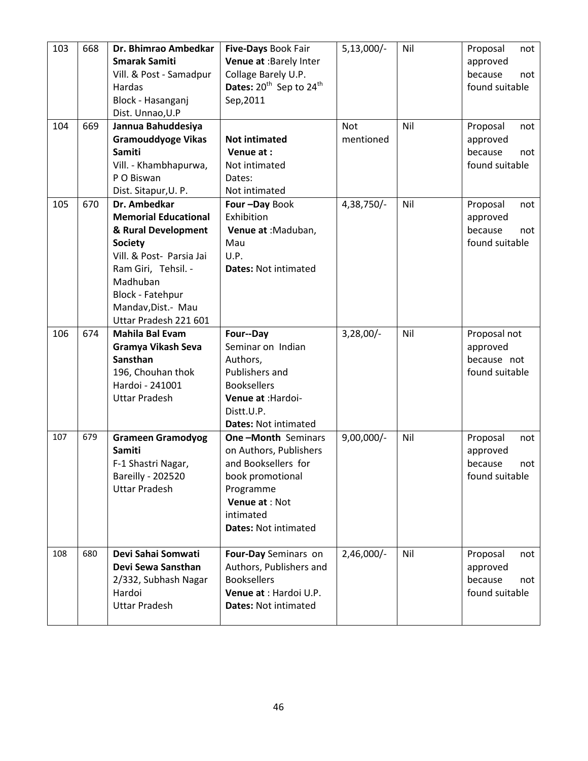| 103 | 668 | **Dr. Bhimrao Ambedkar Smarak Samiti**<br>Vill. & Post - Samadpur Hardas<br>Block - Hasanganj<br>Dist. Unnao,U.P | **Five-Days** Book Fair<br>**Venue at** :Barely Inter Collage Barely U.P.<br>**Dates:** 20th Sep to 24th Sep,2011 | 5,13,000/- | Nil | Proposal not approved because not found suitable |
|---|---|---|---|---|---|---|
| 104 | 669 | **Jannua Bahuddesiya Gramouddyoge Vikas Samiti**<br>Vill. - Khambhapurwa, P O Biswan<br>Dist. Sitapur,U. P. | **Not intimated**<br>**Venue at :**<br>Not intimated<br>Dates:<br>Not intimated | Not mentioned | Nil | Proposal not approved because not found suitable |
| 105 | 670 | **Dr. Ambedkar Memorial Educational & Rural Development Society**<br>Vill. & Post- Parsia Jai Ram Giri, Tehsil. - Madhuban<br>Block - Fatehpur Mandav,Dist.- Mau<br>Uttar Pradesh 221 601 | **Four –Day** Book Exhibition<br>**Venue at** :Maduban, Mau<br>U.P.<br>**Dates:** Not intimated | 4,38,750/- | Nil | Proposal not approved because not found suitable |
| 106 | 674 | **Mahila Bal Evam Gramya Vikash Seva Sansthan**<br>196, Chouhan thok<br>Hardoi - 241001<br>Uttar Pradesh | **Four--Day**<br>Seminar on Indian Authors,<br>Publishers and Booksellers<br>**Venue at** :Hardoi-Distt.U.P.<br>**Dates:** Not intimated | 3,28,00/- | Nil | Proposal not approved because not found suitable |
| 107 | 679 | **Grameen Gramodyog Samiti**<br>F-1 Shastri Nagar,<br>Bareilly - 202520<br>Uttar Pradesh | **One –Month** Seminars on Authors, Publishers and Booksellers for book promotional Programme<br>**Venue at** : Not intimated<br>**Dates:** Not intimated | 9,00,000/- | Nil | Proposal not approved because not found suitable |
| 108 | 680 | **Devi Sahai Somwati Devi Sewa Sansthan**<br>2/332, Subhash Nagar<br>Hardoi<br>Uttar Pradesh | **Four-Day** Seminars on Authors, Publishers and Booksellers<br>**Venue at** : Hardoi U.P.<br>**Dates:** Not intimated | 2,46,000/- | Nil | Proposal not approved because not found suitable |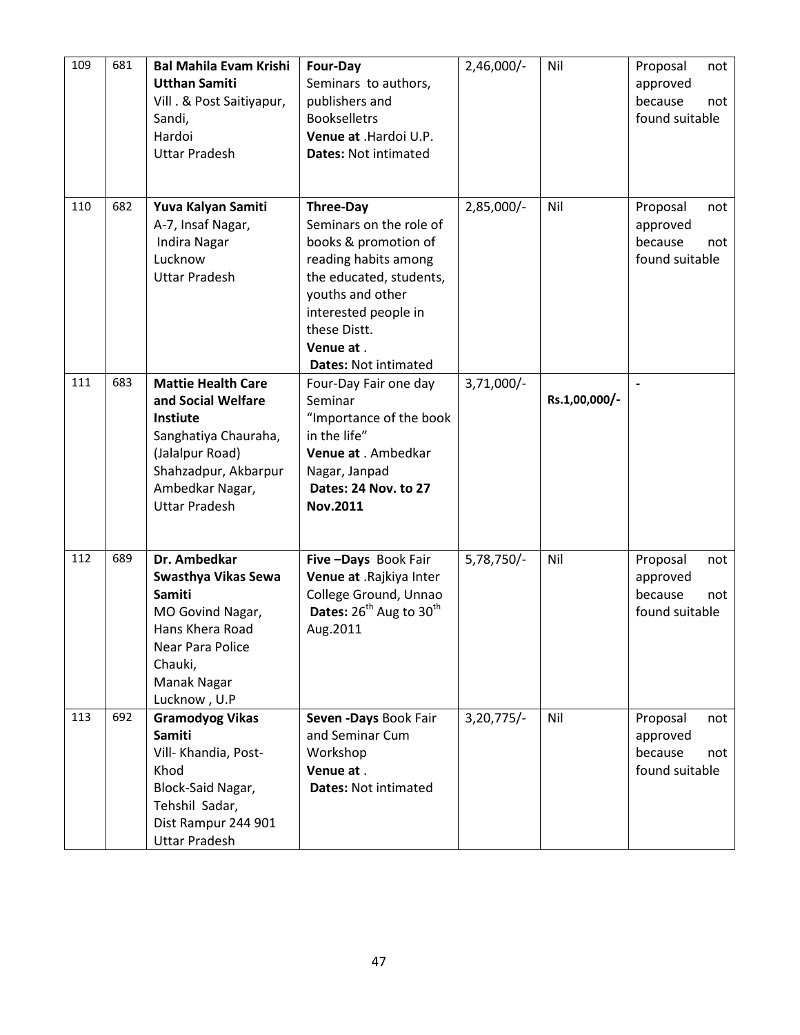| 109 | 681 | **Bal Mahila Evam Krishi Utthan Samiti** Vill . & Post Saitiyapur, Sandi, Hardoi Uttar Pradesh | **Four-Day** Seminars to authors, publishers and Bookselletrs **Venue at** .Hardoi U.P. **Dates:** Not intimated | 2,46,000/- | Nil | Proposal not approved because not found suitable |
|---|---|---|---|---|---|---|
| 110 | 682 | **Yuva Kalyan Samiti** A-7, Insaf Nagar, Indira Nagar Lucknow Uttar Pradesh | **Three-Day** Seminars on the role of books & promotion of reading habits among the educated, students, youths and other interested people in these Distt. **Venue at** . **Dates:** Not intimated | 2,85,000/- | Nil | Proposal not approved because not found suitable |
| 111 | 683 | **Mattie Health Care and Social Welfare Instiute** Sanghatiya Chauraha, (Jalalpur Road) Shahzadpur, Akbarpur Ambedkar Nagar, Uttar Pradesh | Four-Day Fair one day Seminar "Importance of the book in the life" **Venue at** . Ambedkar Nagar, Janpad **Dates: 24 Nov. to 27 Nov.2011** | 3,71,000/- | **Rs.1,00,000/-** | - |
| 112 | 689 | **Dr. Ambedkar Swasthya Vikas Sewa Samiti** MO Govind Nagar, Hans Khera Road Near Para Police Chauki, Manak Nagar Lucknow , U.P | **Five –Days** Book Fair **Venue at** .Rajkiya Inter College Ground, Unnao **Dates:** 26th Aug to 30th Aug.2011 | 5,78,750/- | Nil | Proposal not approved because not found suitable |
| 113 | 692 | **Gramodyog Vikas Samiti** Vill- Khandia, Post- Khod Block-Said Nagar, Tehshil Sadar, Dist Rampur 244 901 Uttar Pradesh | **Seven -Days** Book Fair and Seminar Cum Workshop **Venue at** . **Dates:** Not intimated | 3,20,775/- | Nil | Proposal not approved because not found suitable |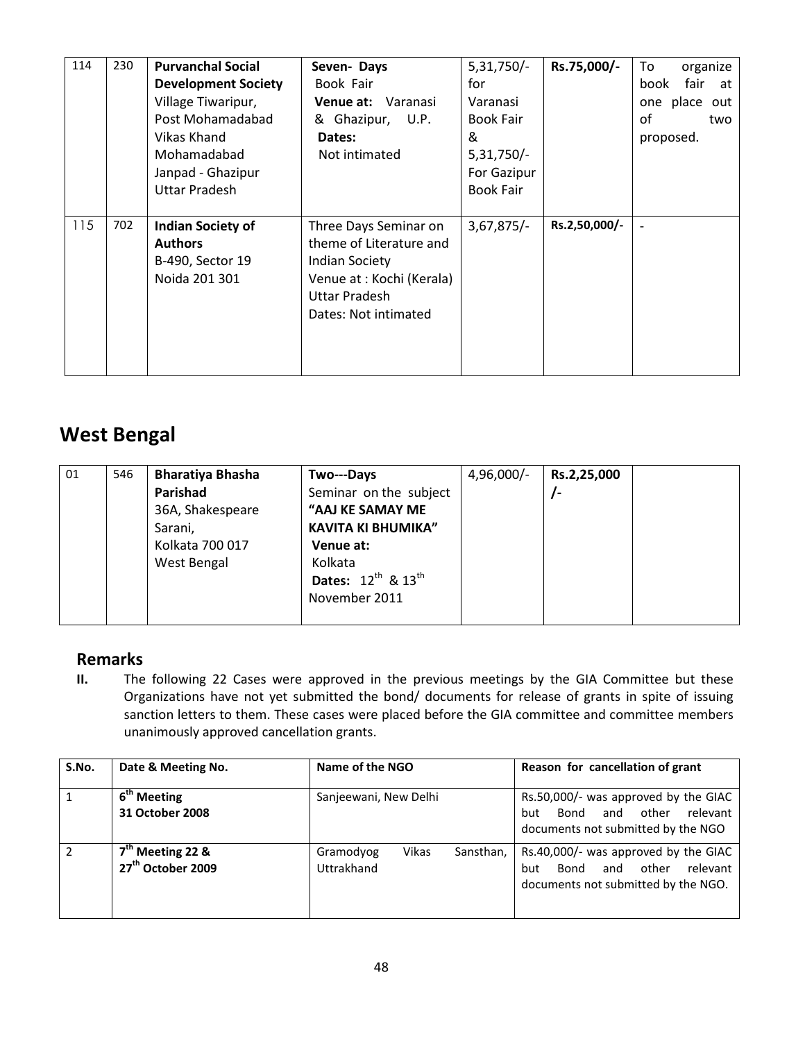| 114 | 230 | **Purvanchal Social Development Society** Village Tiwaripur, Post Mohamadabad Vikas Khand Mohamadabad Janpad - Ghazipur Uttar Pradesh | **Seven- Days** Book Fair **Venue at:** Varanasi & Ghazipur, U.P. **Dates:** Not intimated | 5,31,750/- for Varanasi Book Fair & 5,31,750/- For Gazipur Book Fair | **Rs.75,000/-** | To organize book fair at one place out of two proposed. |
|---|---|---|---|---|---|---|
| 115 | 702 | **Indian Society of Authors** B-490, Sector 19 Noida 201 301 | Three Days Seminar on theme of Literature and Indian Society Venue at : Kochi (Kerala) Uttar Pradesh Dates: Not intimated | 3,67,875/- | **Rs.2,50,000/-** | - |

# West Bengal

| 01 | 546 | **Bharatiya Bhasha Parishad** 36A, Shakespeare Sarani, Kolkata 700 017 West Bengal | **Two---Days** Seminar on the subject **"AAJ KE SAMAY ME KAVITA KI BHUMIKA"** **Venue at:** Kolkata **Dates:** 12th & 13th November 2011 | 4,96,000/- | **Rs.2,25,000 /-** | |
|---|---|---|---|---|---|---|

## Remarks

**II.** The following 22 Cases were approved in the previous meetings by the GIA Committee but these Organizations have not yet submitted the bond/ documents for release of grants in spite of issuing sanction letters to them. These cases were placed before the GIA committee and committee members unanimously approved cancellation grants.

| S.No. | Date & Meeting No. | Name of the NGO | Reason for cancellation of grant |
|---|---|---|---|
| 1 | **6th Meeting 31 October 2008** | Sanjeewani, New Delhi | Rs.50,000/- was approved by the GIAC but Bond and other relevant documents not submitted by the NGO |
| 2 | **7th Meeting 22 & 27th October 2009** | Gramodyog Vikas Sansthan, Uttrakhand | Rs.40,000/- was approved by the GIAC but Bond and other relevant documents not submitted by the NGO. |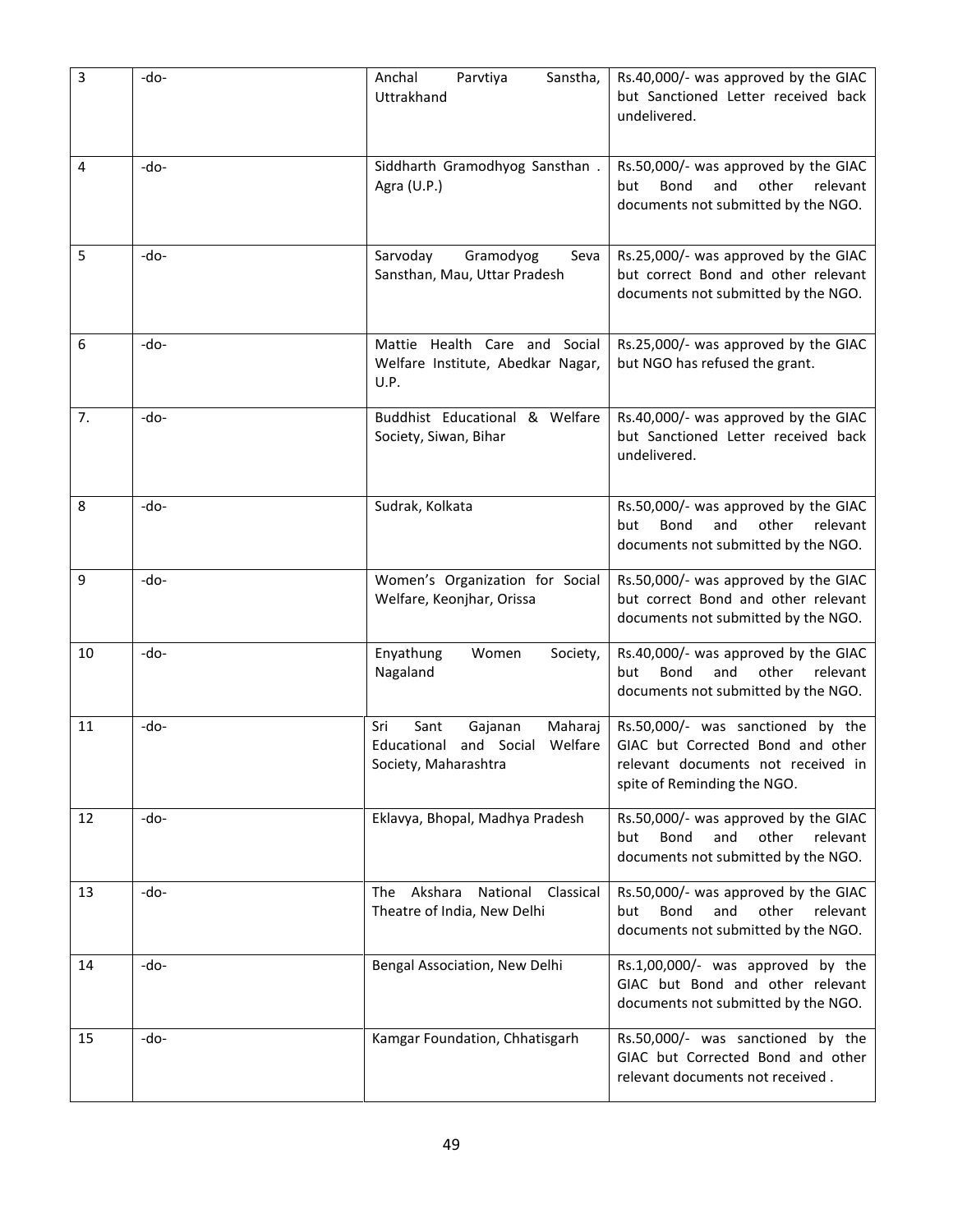| 3 | -do- | Anchal Parvtiya Sanstha, Uttrakhand | Rs.40,000/- was approved by the GIAC but Sanctioned Letter received back undelivered. |
|---|---|---|---|
| 4 | -do- | Siddharth Gramodhyog Sansthan . Agra (U.P.) | Rs.50,000/- was approved by the GIAC but Bond and other relevant documents not submitted by the NGO. |
| 5 | -do- | Sarvoday Gramodyog Seva Sansthan, Mau, Uttar Pradesh | Rs.25,000/- was approved by the GIAC but correct Bond and other relevant documents not submitted by the NGO. |
| 6 | -do- | Mattie Health Care and Social Welfare Institute, Abedkar Nagar, U.P. | Rs.25,000/- was approved by the GIAC but NGO has refused the grant. |
| 7. | -do- | Buddhist Educational & Welfare Society, Siwan, Bihar | Rs.40,000/- was approved by the GIAC but Sanctioned Letter received back undelivered. |
| 8 | -do- | Sudrak, Kolkata | Rs.50,000/- was approved by the GIAC but Bond and other relevant documents not submitted by the NGO. |
| 9 | -do- | Women's Organization for Social Welfare, Keonjhar, Orissa | Rs.50,000/- was approved by the GIAC but correct Bond and other relevant documents not submitted by the NGO. |
| 10 | -do- | Enyathung Women Society, Nagaland | Rs.40,000/- was approved by the GIAC but Bond and other relevant documents not submitted by the NGO. |
| 11 | -do- | Sri Sant Gajanan Maharaj Educational and Social Welfare Society, Maharashtra | Rs.50,000/- was sanctioned by the GIAC but Corrected Bond and other relevant documents not received in spite of Reminding the NGO. |
| 12 | -do- | Eklavya, Bhopal, Madhya Pradesh | Rs.50,000/- was approved by the GIAC but Bond and other relevant documents not submitted by the NGO. |
| 13 | -do- | The Akshara National Classical Theatre of India, New Delhi | Rs.50,000/- was approved by the GIAC but Bond and other relevant documents not submitted by the NGO. |
| 14 | -do- | Bengal Association, New Delhi | Rs.1,00,000/- was approved by the GIAC but Bond and other relevant documents not submitted by the NGO. |
| 15 | -do- | Kamgar Foundation, Chhatisgarh | Rs.50,000/- was sanctioned by the GIAC but Corrected Bond and other relevant documents not received . |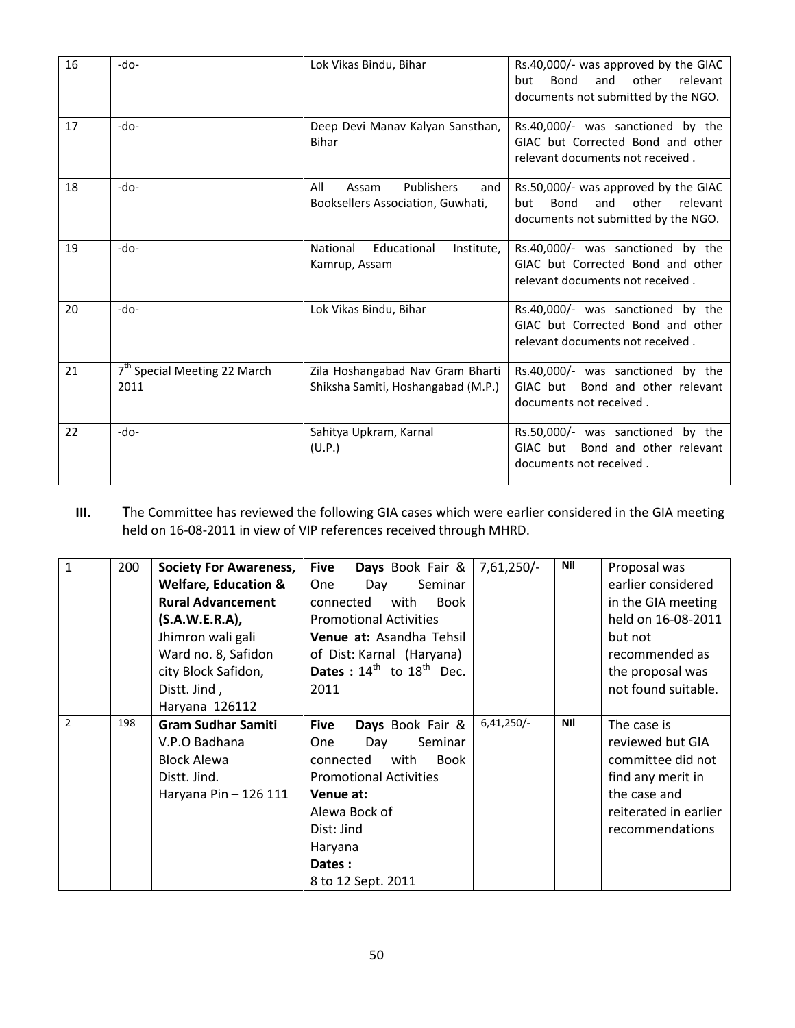| 16 | -do- | Lok Vikas Bindu, Bihar | Rs.40,000/- was approved by the GIAC but Bond and other relevant documents not submitted by the NGO. |
|---|---|---|---|
| 17 | -do- | Deep Devi Manav Kalyan Sansthan, Bihar | Rs.40,000/- was sanctioned by the GIAC but Corrected Bond and other relevant documents not received . |
| 18 | -do- | All Assam Publishers and Booksellers Association, Guwhati, | Rs.50,000/- was approved by the GIAC but Bond and other relevant documents not submitted by the NGO. |
| 19 | -do- | National Educational Institute, Kamrup, Assam | Rs.40,000/- was sanctioned by the GIAC but Corrected Bond and other relevant documents not received . |
| 20 | -do- | Lok Vikas Bindu, Bihar | Rs.40,000/- was sanctioned by the GIAC but Corrected Bond and other relevant documents not received . |
| 21 | 7th Special Meeting 22 March 2011 | Zila Hoshangabad Nav Gram Bharti Shiksha Samiti, Hoshangabad (M.P.) | Rs.40,000/- was sanctioned by the GIAC but Bond and other relevant documents not received . |
| 22 | -do- | Sahitya Upkram, Karnal (U.P.) | Rs.50,000/- was sanctioned by the GIAC but Bond and other relevant documents not received . |

**III.** The Committee has reviewed the following GIA cases which were earlier considered in the GIA meeting held on 16-08-2011 in view of VIP references received through MHRD.

| 1 | 200 | **Society For Awareness, Welfare, Education & Rural Advancement (S.A.W.E.R.A),** Jhimron wali gali Ward no. 8, Safidon city Block Safidon, Distt. Jind , Haryana 126112 | **Five Days** Book Fair & One Day Seminar connected with Book Promotional Activities **Venue at:** Asandha Tehsil of Dist: Karnal (Haryana) **Dates :** 14th to 18th Dec. 2011 | 7,61,250/- | **Nil** | Proposal was earlier considered in the GIA meeting held on 16-08-2011 but not recommended as the proposal was not found suitable. |
|---|---|---|---|---|---|---|
| 2 | 198 | **Gram Sudhar Samiti** V.P.O Badhana Block Alewa Distt. Jind. Haryana Pin – 126 111 | **Five Days** Book Fair & One Day Seminar connected with Book Promotional Activities **Venue at:** Alewa Bock of Dist: Jind Haryana **Dates :** 8 to 12 Sept. 2011 | 6,41,250/- | **NIl** | The case is reviewed but GIA committee did not find any merit in the case and reiterated in earlier recommendations |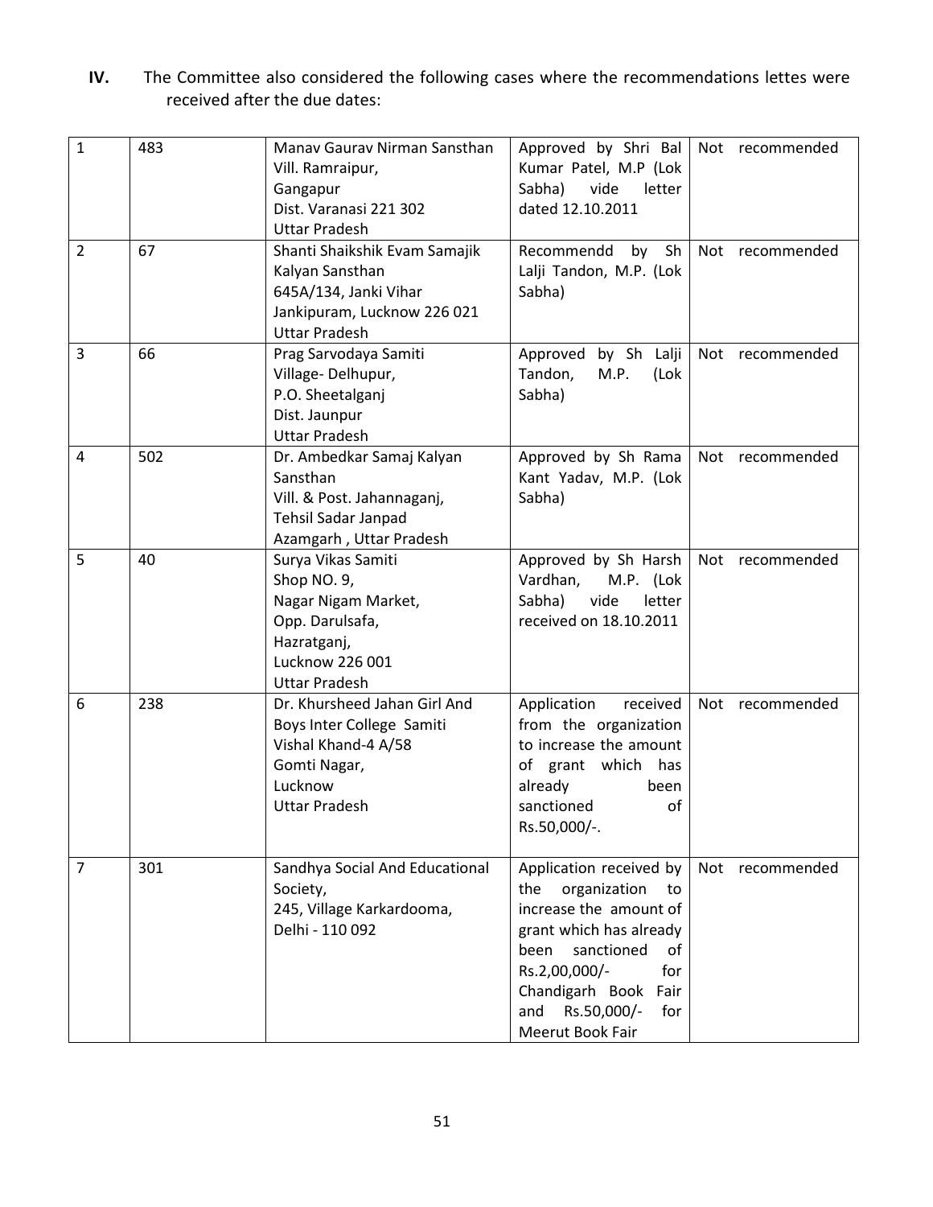**IV.** The Committee also considered the following cases where the recommendations lettes were received after the due dates:

| | | | | |
|---|---|---|---|---|
| 1 | 483 | Manav Gaurav Nirman Sansthan<br>Vill. Ramraipur,<br>Gangapur<br>Dist. Varanasi 221 302<br>Uttar Pradesh | Approved by Shri Bal Kumar Patel, M.P (Lok Sabha) vide letter dated 12.10.2011 | Not recommended |
| 2 | 67 | Shanti Shaikshik Evam Samajik Kalyan Sansthan<br>645A/134, Janki Vihar<br>Jankipuram, Lucknow 226 021<br>Uttar Pradesh | Recommendd by Sh Lalji Tandon, M.P. (Lok Sabha) | Not recommended |
| 3 | 66 | Prag Sarvodaya Samiti<br>Village- Delhupur,<br>P.O. Sheetalganj<br>Dist. Jaunpur<br>Uttar Pradesh | Approved by Sh Lalji Tandon, M.P. (Lok Sabha) | Not recommended |
| 4 | 502 | Dr. Ambedkar Samaj Kalyan Sansthan<br>Vill. & Post. Jahannaganj,<br>Tehsil Sadar Janpad<br>Azamgarh , Uttar Pradesh | Approved by Sh Rama Kant Yadav, M.P. (Lok Sabha) | Not recommended |
| 5 | 40 | Surya Vikas Samiti<br>Shop NO. 9,<br>Nagar Nigam Market,<br>Opp. Darulsafa,<br>Hazratganj,<br>Lucknow 226 001<br>Uttar Pradesh | Approved by Sh Harsh Vardhan, M.P. (Lok Sabha) vide letter received on 18.10.2011 | Not recommended |
| 6 | 238 | Dr. Khursheed Jahan Girl And Boys Inter College Samiti<br>Vishal Khand-4 A/58<br>Gomti Nagar,<br>Lucknow<br>Uttar Pradesh | Application received from the organization to increase the amount of grant which has already been sanctioned of Rs.50,000/-. | Not recommended |
| 7 | 301 | Sandhya Social And Educational Society,<br>245, Village Karkardooma,<br>Delhi - 110 092 | Application received by the organization to increase the amount of grant which has already been sanctioned of Rs.2,00,000/- for Chandigarh Book Fair and Rs.50,000/- for Meerut Book Fair | Not recommended |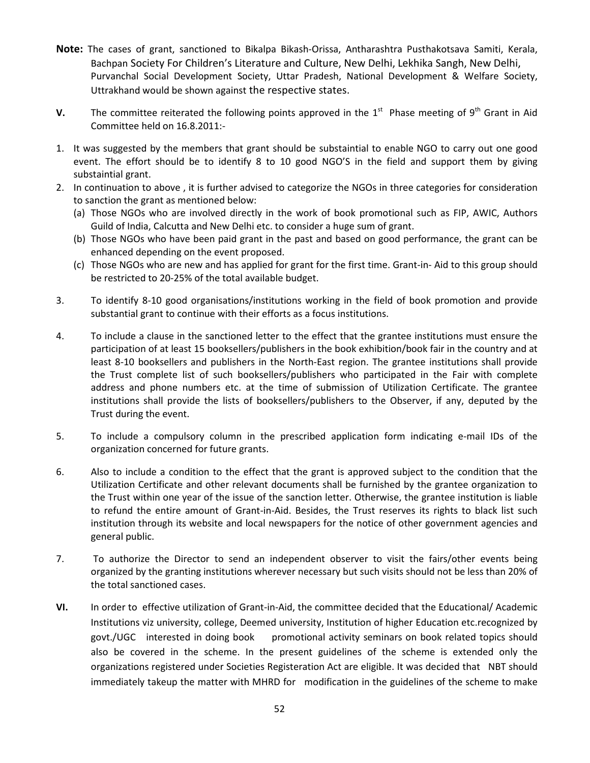**Note:** The cases of grant, sanctioned to Bikalpa Bikash-Orissa, Antharashtra Pusthakotsava Samiti, Kerala, Bachpan Society For Children's Literature and Culture, New Delhi, Lekhika Sangh, New Delhi, Purvanchal Social Development Society, Uttar Pradesh, National Development & Welfare Society, Uttrakhand would be shown against the respective states.

**V.** The committee reiterated the following points approved in the 1st Phase meeting of 9th Grant in Aid Committee held on 16.8.2011:-

1. It was suggested by the members that grant should be substaintial to enable NGO to carry out one good event. The effort should be to identify 8 to 10 good NGO'S in the field and support them by giving substaintial grant.
2. In continuation to above , it is further advised to categorize the NGOs in three categories for consideration to sanction the grant as mentioned below:
   (a) Those NGOs who are involved directly in the work of book promotional such as FIP, AWIC, Authors Guild of India, Calcutta and New Delhi etc. to consider a huge sum of grant.
   (b) Those NGOs who have been paid grant in the past and based on good performance, the grant can be enhanced depending on the event proposed.
   (c) Those NGOs who are new and has applied for grant for the first time. Grant-in- Aid to this group should be restricted to 20-25% of the total available budget.
3. To identify 8-10 good organisations/institutions working in the field of book promotion and provide substantial grant to continue with their efforts as a focus institutions.
4. To include a clause in the sanctioned letter to the effect that the grantee institutions must ensure the participation of at least 15 booksellers/publishers in the book exhibition/book fair in the country and at least 8-10 booksellers and publishers in the North-East region. The grantee institutions shall provide the Trust complete list of such booksellers/publishers who participated in the Fair with complete address and phone numbers etc. at the time of submission of Utilization Certificate. The grantee institutions shall provide the lists of booksellers/publishers to the Observer, if any, deputed by the Trust during the event.
5. To include a compulsory column in the prescribed application form indicating e-mail IDs of the organization concerned for future grants.
6. Also to include a condition to the effect that the grant is approved subject to the condition that the Utilization Certificate and other relevant documents shall be furnished by the grantee organization to the Trust within one year of the issue of the sanction letter. Otherwise, the grantee institution is liable to refund the entire amount of Grant-in-Aid. Besides, the Trust reserves its rights to black list such institution through its website and local newspapers for the notice of other government agencies and general public.
7. To authorize the Director to send an independent observer to visit the fairs/other events being organized by the granting institutions wherever necessary but such visits should not be less than 20% of the total sanctioned cases.

**VI.** In order to effective utilization of Grant-in-Aid, the committee decided that the Educational/ Academic Institutions viz university, college, Deemed university, Institution of higher Education etc.recognized by govt./UGC interested in doing book promotional activity seminars on book related topics should also be covered in the scheme. In the present guidelines of the scheme is extended only the organizations registered under Societies Registeration Act are eligible. It was decided that NBT should immediately takeup the matter with MHRD for modification in the guidelines of the scheme to make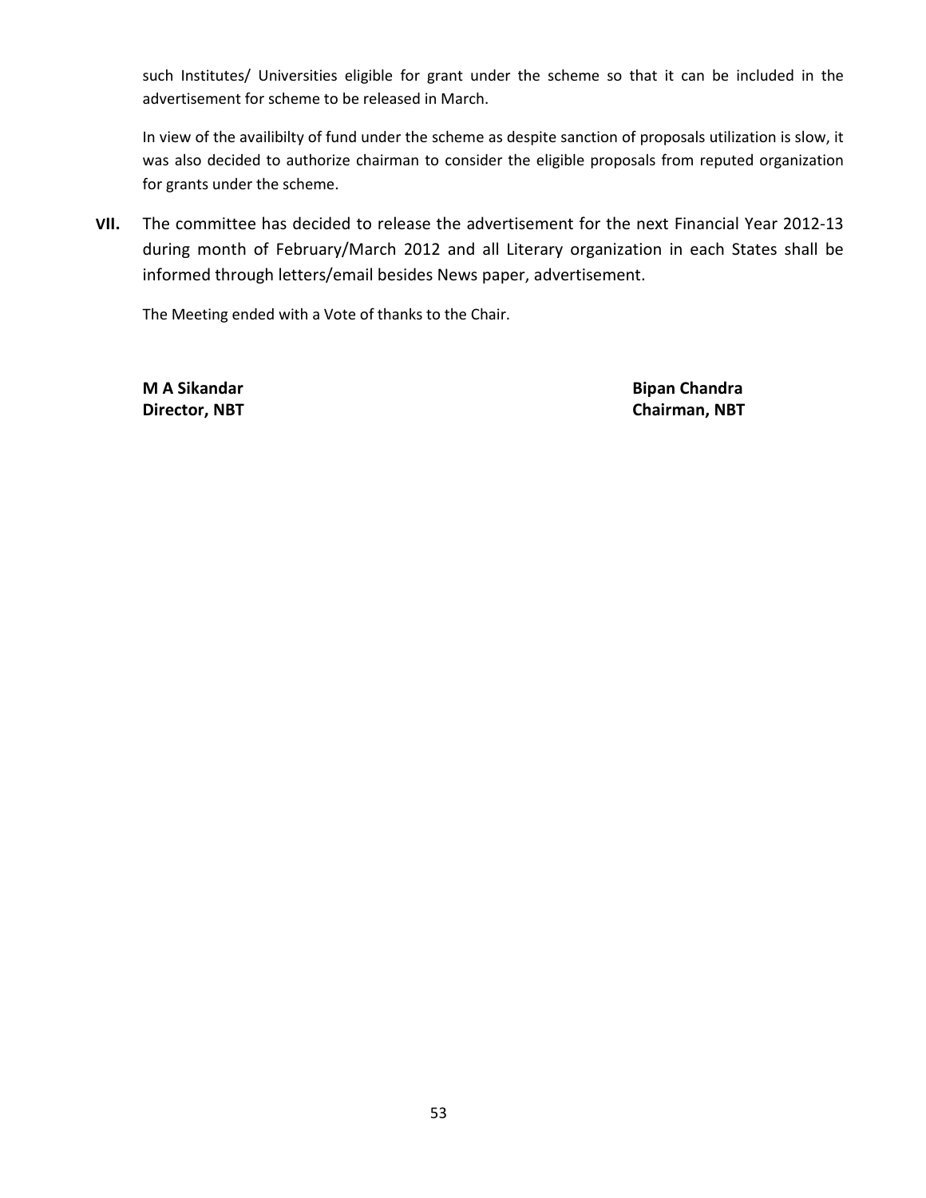such Institutes/ Universities eligible for grant under the scheme so that it can be included in the advertisement for scheme to be released in March.

In view of the availibilty of fund under the scheme as despite sanction of proposals utilization is slow, it was also decided to authorize chairman to consider the eligible proposals from reputed organization for grants under the scheme.

**VII.** The committee has decided to release the advertisement for the next Financial Year 2012-13 during month of February/March 2012 and all Literary organization in each States shall be informed through letters/email besides News paper, advertisement.

The Meeting ended with a Vote of thanks to the Chair.

| | |
|---|---|
| **M A Sikandar** | **Bipan Chandra** |
| **Director, NBT** | **Chairman, NBT** |